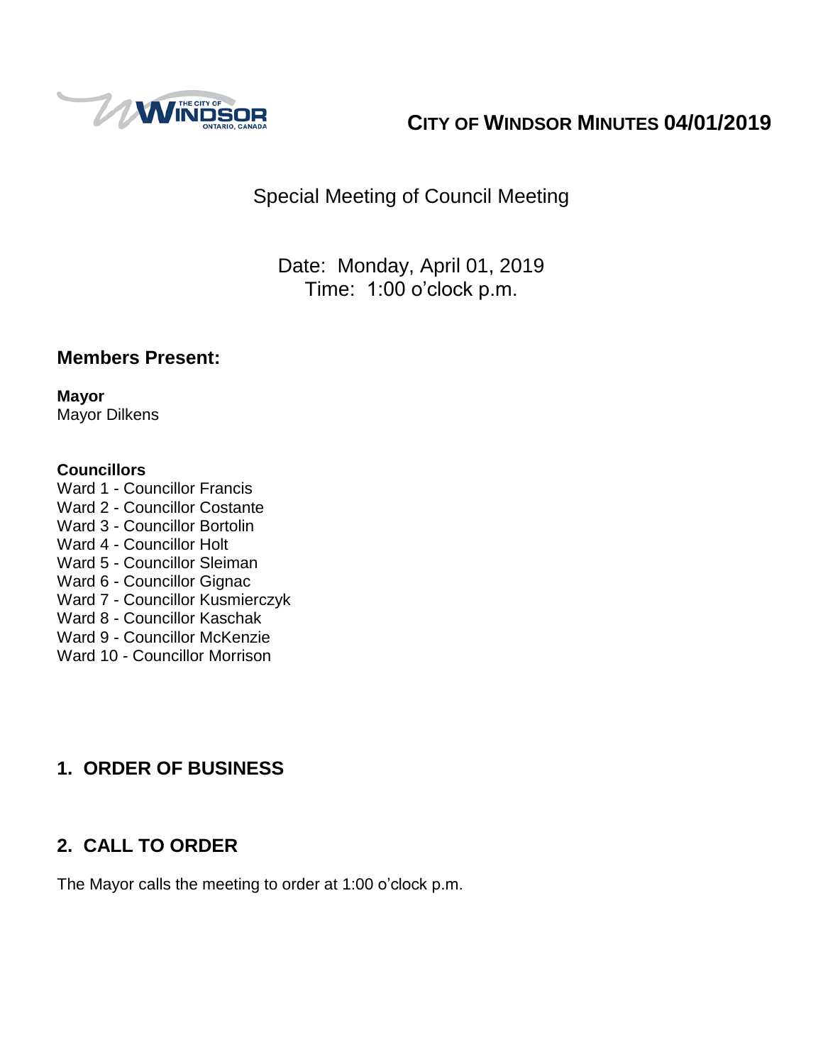# City of Windsor Minutes 04/01/2019

## Special Meeting of Council Meeting

Date: Monday, April 01, 2019
Time: 1:00 o'clock p.m.

### Members Present:

**Mayor**
Mayor Dilkens

**Councillors**
Ward 1 - Councillor Francis
Ward 2 - Councillor Costante
Ward 3 - Councillor Bortolin
Ward 4 - Councillor Holt
Ward 5 - Councillor Sleiman
Ward 6 - Councillor Gignac
Ward 7 - Councillor Kusmierczyk
Ward 8 - Councillor Kaschak
Ward 9 - Councillor McKenzie
Ward 10 - Councillor Morrison

## 1. ORDER OF BUSINESS

## 2. CALL TO ORDER

The Mayor calls the meeting to order at 1:00 o'clock p.m.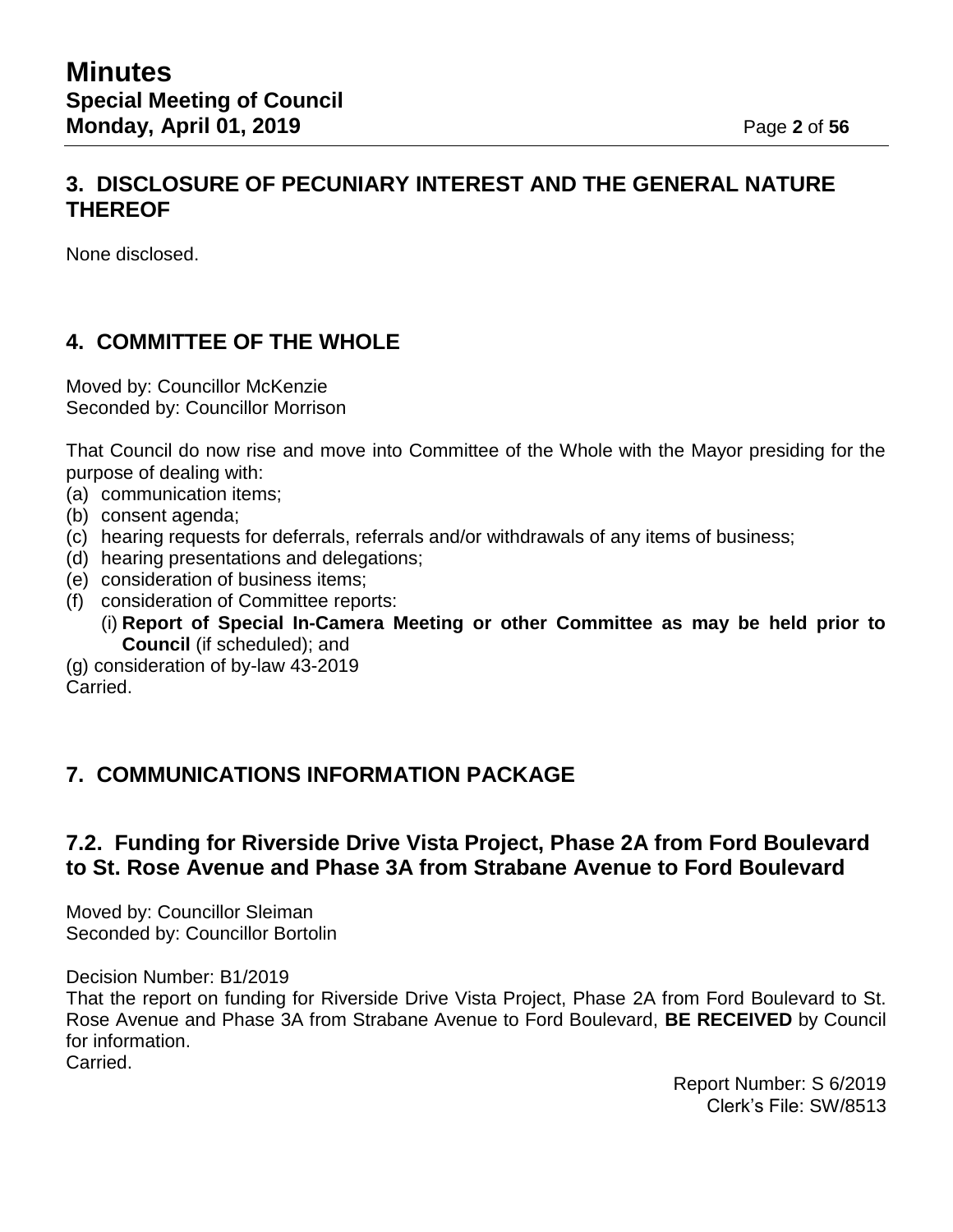## 3. DISCLOSURE OF PECUNIARY INTEREST AND THE GENERAL NATURE THEREOF

None disclosed.

## 4. COMMITTEE OF THE WHOLE

Moved by: Councillor McKenzie
Seconded by: Councillor Morrison

That Council do now rise and move into Committee of the Whole with the Mayor presiding for the purpose of dealing with:

(a) communication items;
(b) consent agenda;
(c) hearing requests for deferrals, referrals and/or withdrawals of any items of business;
(d) hearing presentations and delegations;
(e) consideration of business items;
(f) consideration of Committee reports:
    (i) **Report of Special In-Camera Meeting or other Committee as may be held prior to Council** (if scheduled); and
(g) consideration of by-law 43-2019

Carried.

## 7. COMMUNICATIONS INFORMATION PACKAGE

### 7.2. Funding for Riverside Drive Vista Project, Phase 2A from Ford Boulevard to St. Rose Avenue and Phase 3A from Strabane Avenue to Ford Boulevard

Moved by: Councillor Sleiman
Seconded by: Councillor Bortolin

Decision Number: B1/2019
That the report on funding for Riverside Drive Vista Project, Phase 2A from Ford Boulevard to St. Rose Avenue and Phase 3A from Strabane Avenue to Ford Boulevard, **BE RECEIVED** by Council for information.
Carried.

Report Number: S 6/2019
Clerk's File: SW/8513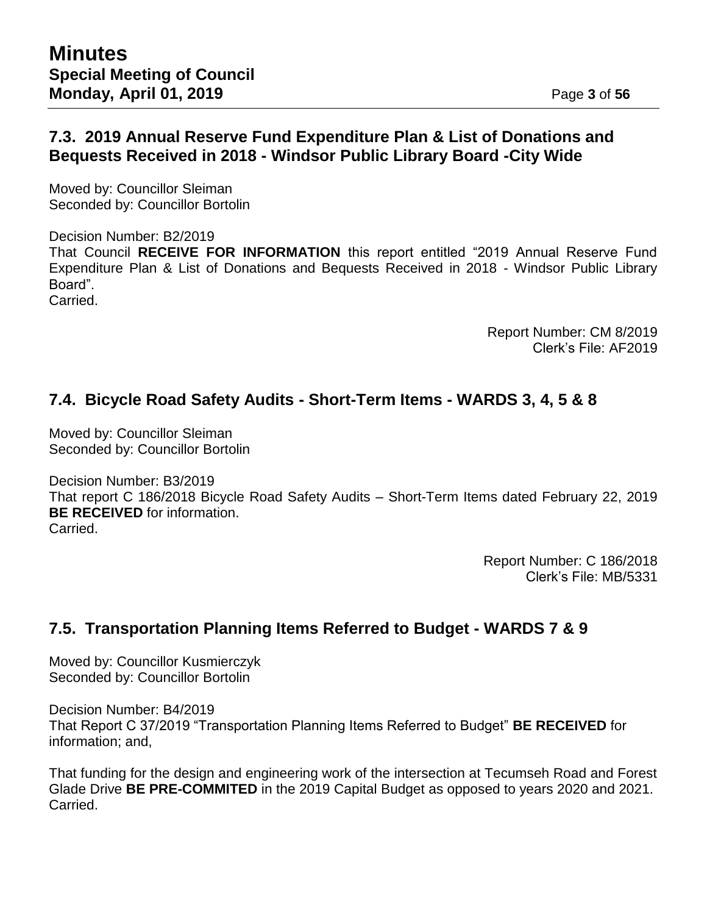## 7.3. 2019 Annual Reserve Fund Expenditure Plan & List of Donations and Bequests Received in 2018 - Windsor Public Library Board -City Wide

Moved by: Councillor Sleiman
Seconded by: Councillor Bortolin

Decision Number: B2/2019
That Council **RECEIVE FOR INFORMATION** this report entitled "2019 Annual Reserve Fund Expenditure Plan & List of Donations and Bequests Received in 2018 - Windsor Public Library Board".
Carried.

Report Number: CM 8/2019
Clerk's File: AF2019

## 7.4. Bicycle Road Safety Audits - Short-Term Items - WARDS 3, 4, 5 & 8

Moved by: Councillor Sleiman
Seconded by: Councillor Bortolin

Decision Number: B3/2019
That report C 186/2018 Bicycle Road Safety Audits – Short-Term Items dated February 22, 2019 **BE RECEIVED** for information.
Carried.

Report Number: C 186/2018
Clerk's File: MB/5331

## 7.5. Transportation Planning Items Referred to Budget - WARDS 7 & 9

Moved by: Councillor Kusmierczyk
Seconded by: Councillor Bortolin

Decision Number: B4/2019
That Report C 37/2019 "Transportation Planning Items Referred to Budget" **BE RECEIVED** for information; and,

That funding for the design and engineering work of the intersection at Tecumseh Road and Forest Glade Drive **BE PRE-COMMITED** in the 2019 Capital Budget as opposed to years 2020 and 2021.
Carried.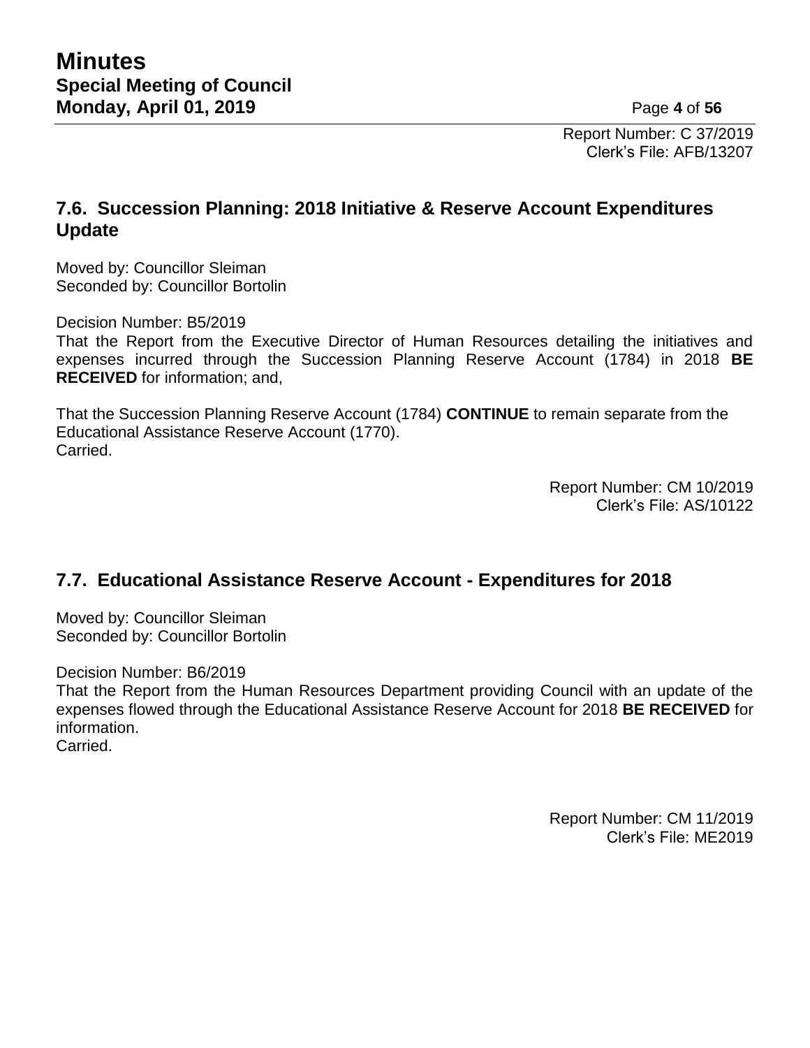Report Number: C 37/2019
Clerk's File: AFB/13207

## 7.6. Succession Planning: 2018 Initiative & Reserve Account Expenditures Update

Moved by: Councillor Sleiman
Seconded by: Councillor Bortolin

Decision Number: B5/2019
That the Report from the Executive Director of Human Resources detailing the initiatives and expenses incurred through the Succession Planning Reserve Account (1784) in 2018 **BE RECEIVED** for information; and,

That the Succession Planning Reserve Account (1784) **CONTINUE** to remain separate from the Educational Assistance Reserve Account (1770).
Carried.

Report Number: CM 10/2019
Clerk's File: AS/10122

## 7.7. Educational Assistance Reserve Account - Expenditures for 2018

Moved by: Councillor Sleiman
Seconded by: Councillor Bortolin

Decision Number: B6/2019
That the Report from the Human Resources Department providing Council with an update of the expenses flowed through the Educational Assistance Reserve Account for 2018 **BE RECEIVED** for information.
Carried.

Report Number: CM 11/2019
Clerk's File: ME2019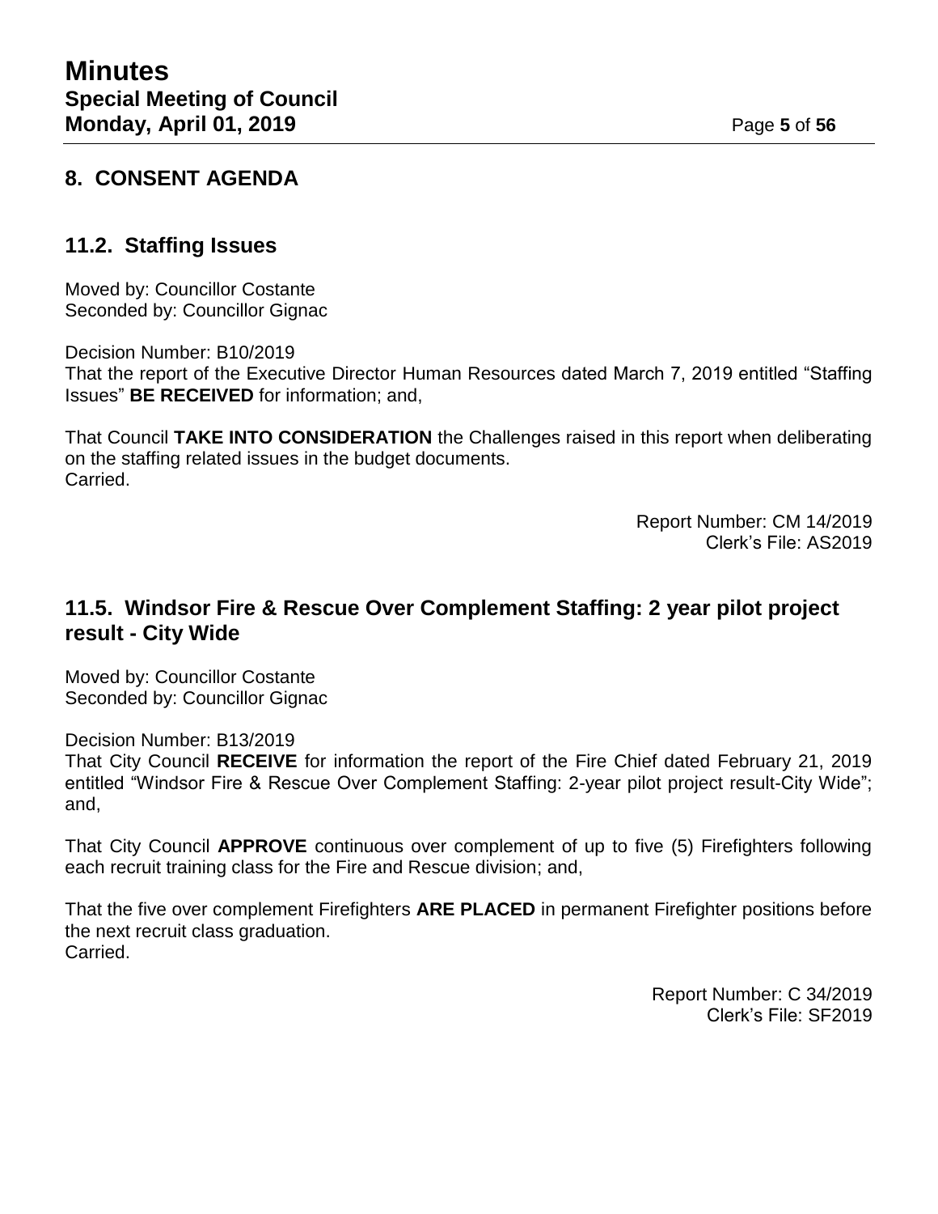## 8. CONSENT AGENDA

### 11.2. Staffing Issues

Moved by: Councillor Costante
Seconded by: Councillor Gignac

Decision Number: B10/2019
That the report of the Executive Director Human Resources dated March 7, 2019 entitled "Staffing Issues" **BE RECEIVED** for information; and,

That Council **TAKE INTO CONSIDERATION** the Challenges raised in this report when deliberating on the staffing related issues in the budget documents.
Carried.

Report Number: CM 14/2019
Clerk's File: AS2019

### 11.5. Windsor Fire & Rescue Over Complement Staffing: 2 year pilot project result - City Wide

Moved by: Councillor Costante
Seconded by: Councillor Gignac

Decision Number: B13/2019
That City Council **RECEIVE** for information the report of the Fire Chief dated February 21, 2019 entitled "Windsor Fire & Rescue Over Complement Staffing: 2-year pilot project result-City Wide"; and,

That City Council **APPROVE** continuous over complement of up to five (5) Firefighters following each recruit training class for the Fire and Rescue division; and,

That the five over complement Firefighters **ARE PLACED** in permanent Firefighter positions before the next recruit class graduation.
Carried.

Report Number: C 34/2019
Clerk's File: SF2019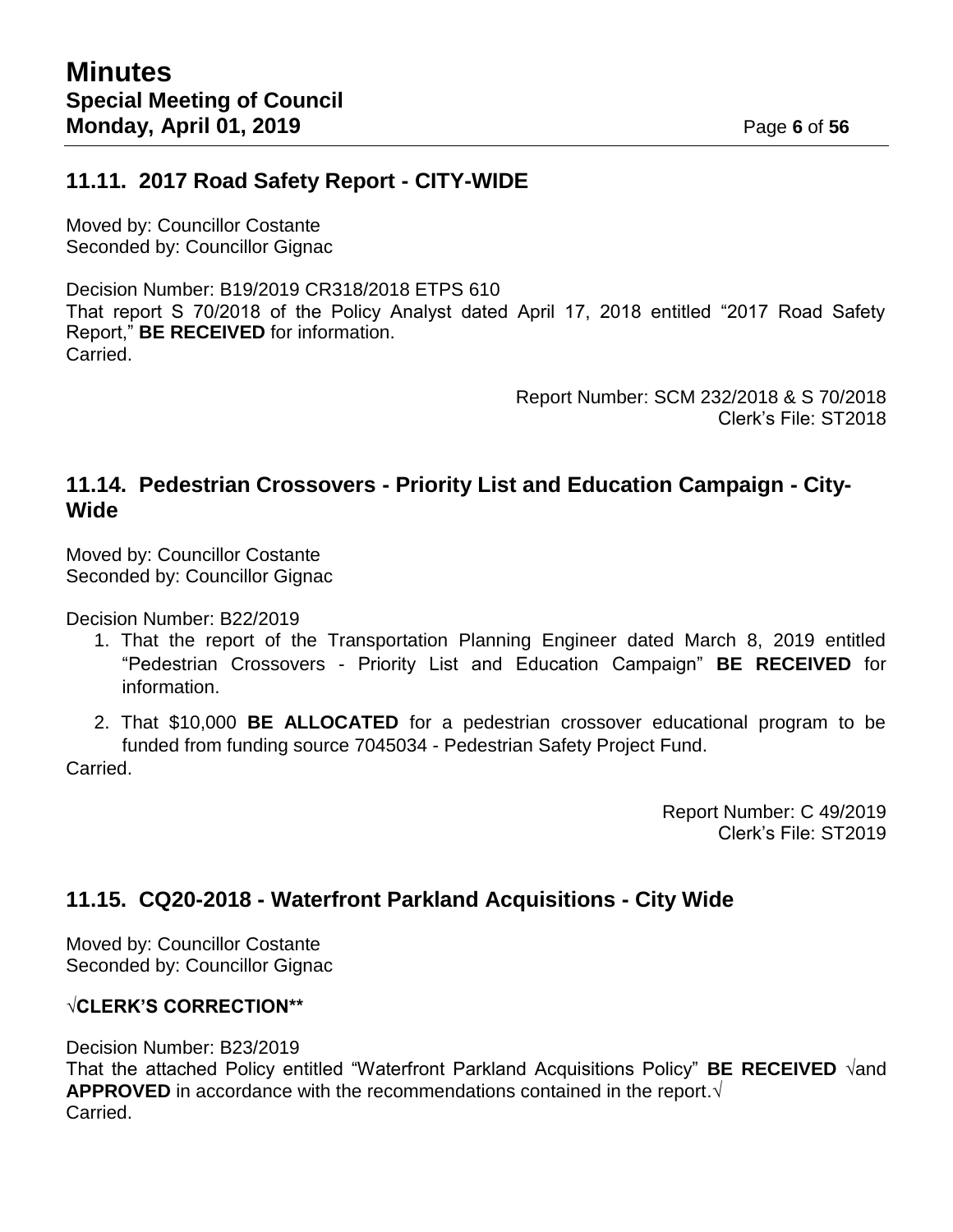## 11.11. 2017 Road Safety Report - CITY-WIDE

Moved by: Councillor Costante
Seconded by: Councillor Gignac

Decision Number: B19/2019 CR318/2018 ETPS 610
That report S 70/2018 of the Policy Analyst dated April 17, 2018 entitled "2017 Road Safety Report," **BE RECEIVED** for information.
Carried.

Report Number: SCM 232/2018 & S 70/2018
Clerk's File: ST2018

## 11.14. Pedestrian Crossovers - Priority List and Education Campaign - City-Wide

Moved by: Councillor Costante
Seconded by: Councillor Gignac

Decision Number: B22/2019

1. That the report of the Transportation Planning Engineer dated March 8, 2019 entitled "Pedestrian Crossovers - Priority List and Education Campaign" **BE RECEIVED** for information.
2. That $10,000 **BE ALLOCATED** for a pedestrian crossover educational program to be funded from funding source 7045034 - Pedestrian Safety Project Fund.

Carried.

Report Number: C 49/2019
Clerk's File: ST2019

## 11.15. CQ20-2018 - Waterfront Parkland Acquisitions - City Wide

Moved by: Councillor Costante
Seconded by: Councillor Gignac

**√CLERK'S CORRECTION****

Decision Number: B23/2019
That the attached Policy entitled "Waterfront Parkland Acquisitions Policy" **BE RECEIVED** √and **APPROVED** in accordance with the recommendations contained in the report.√
Carried.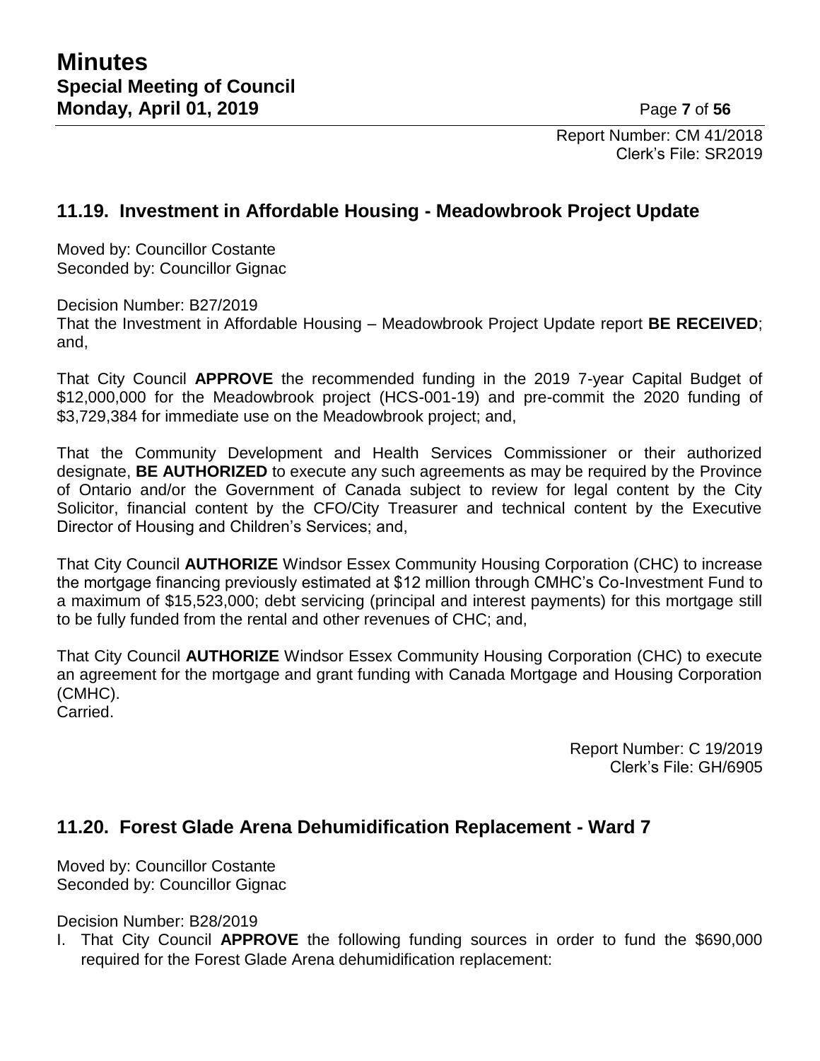Report Number: CM 41/2018
Clerk's File: SR2019

## 11.19. Investment in Affordable Housing - Meadowbrook Project Update

Moved by: Councillor Costante
Seconded by: Councillor Gignac

Decision Number: B27/2019
That the Investment in Affordable Housing – Meadowbrook Project Update report **BE RECEIVED**; and,

That City Council **APPROVE** the recommended funding in the 2019 7-year Capital Budget of $12,000,000 for the Meadowbrook project (HCS-001-19) and pre-commit the 2020 funding of $3,729,384 for immediate use on the Meadowbrook project; and,

That the Community Development and Health Services Commissioner or their authorized designate, **BE AUTHORIZED** to execute any such agreements as may be required by the Province of Ontario and/or the Government of Canada subject to review for legal content by the City Solicitor, financial content by the CFO/City Treasurer and technical content by the Executive Director of Housing and Children's Services; and,

That City Council **AUTHORIZE** Windsor Essex Community Housing Corporation (CHC) to increase the mortgage financing previously estimated at $12 million through CMHC's Co-Investment Fund to a maximum of $15,523,000; debt servicing (principal and interest payments) for this mortgage still to be fully funded from the rental and other revenues of CHC; and,

That City Council **AUTHORIZE** Windsor Essex Community Housing Corporation (CHC) to execute an agreement for the mortgage and grant funding with Canada Mortgage and Housing Corporation (CMHC).
Carried.

Report Number: C 19/2019
Clerk's File: GH/6905

## 11.20. Forest Glade Arena Dehumidification Replacement - Ward 7

Moved by: Councillor Costante
Seconded by: Councillor Gignac

Decision Number: B28/2019

I. That City Council **APPROVE** the following funding sources in order to fund the $690,000 required for the Forest Glade Arena dehumidification replacement: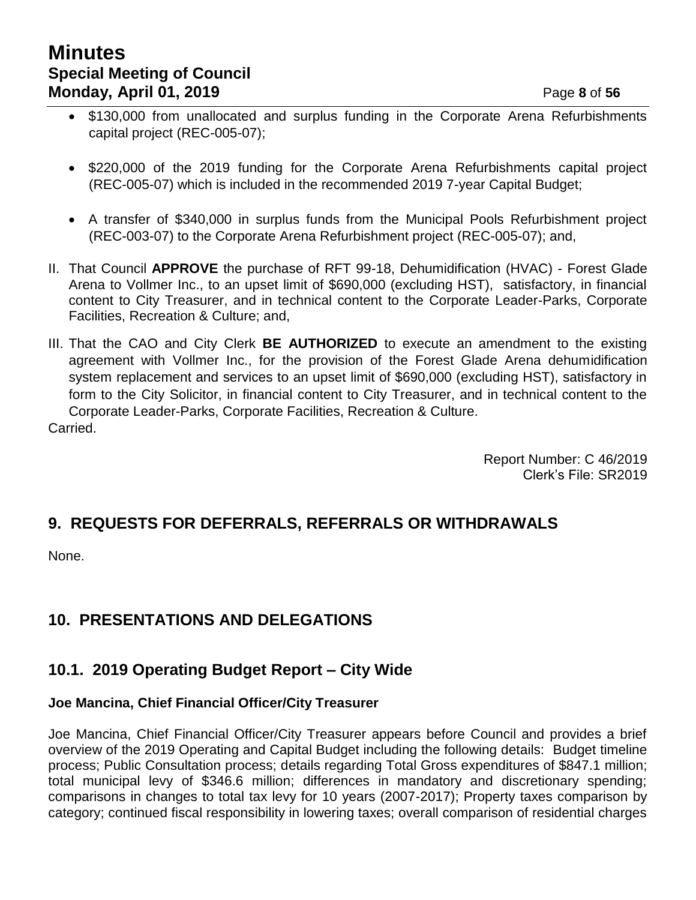- $130,000 from unallocated and surplus funding in the Corporate Arena Refurbishments capital project (REC-005-07);
- $220,000 of the 2019 funding for the Corporate Arena Refurbishments capital project (REC-005-07) which is included in the recommended 2019 7-year Capital Budget;
- A transfer of $340,000 in surplus funds from the Municipal Pools Refurbishment project (REC-003-07) to the Corporate Arena Refurbishment project (REC-005-07); and,

II. That Council **APPROVE** the purchase of RFT 99-18, Dehumidification (HVAC) - Forest Glade Arena to Vollmer Inc., to an upset limit of $690,000 (excluding HST), satisfactory, in financial content to City Treasurer, and in technical content to the Corporate Leader-Parks, Corporate Facilities, Recreation & Culture; and,

III. That the CAO and City Clerk **BE AUTHORIZED** to execute an amendment to the existing agreement with Vollmer Inc., for the provision of the Forest Glade Arena dehumidification system replacement and services to an upset limit of $690,000 (excluding HST), satisfactory in form to the City Solicitor, in financial content to City Treasurer, and in technical content to the Corporate Leader-Parks, Corporate Facilities, Recreation & Culture.

Carried.

Report Number: C 46/2019
Clerk's File: SR2019

## 9. REQUESTS FOR DEFERRALS, REFERRALS OR WITHDRAWALS

None.

## 10. PRESENTATIONS AND DELEGATIONS

## 10.1. 2019 Operating Budget Report – City Wide

**Joe Mancina, Chief Financial Officer/City Treasurer**

Joe Mancina, Chief Financial Officer/City Treasurer appears before Council and provides a brief overview of the 2019 Operating and Capital Budget including the following details: Budget timeline process; Public Consultation process; details regarding Total Gross expenditures of $847.1 million; total municipal levy of $346.6 million; differences in mandatory and discretionary spending; comparisons in changes to total tax levy for 10 years (2007-2017); Property taxes comparison by category; continued fiscal responsibility in lowering taxes; overall comparison of residential charges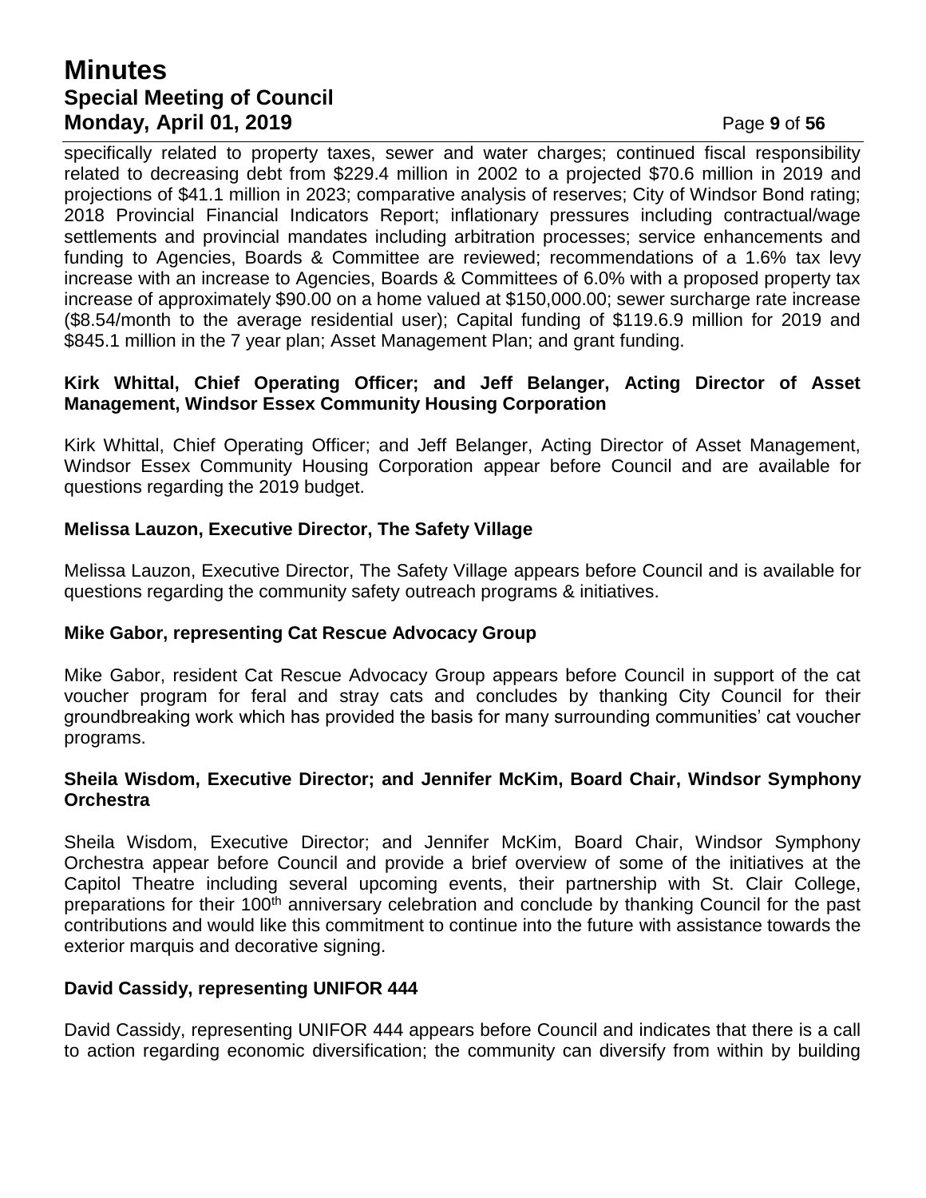specifically related to property taxes, sewer and water charges; continued fiscal responsibility related to decreasing debt from $229.4 million in 2002 to a projected $70.6 million in 2019 and projections of $41.1 million in 2023; comparative analysis of reserves; City of Windsor Bond rating; 2018 Provincial Financial Indicators Report; inflationary pressures including contractual/wage settlements and provincial mandates including arbitration processes; service enhancements and funding to Agencies, Boards & Committee are reviewed; recommendations of a 1.6% tax levy increase with an increase to Agencies, Boards & Committees of 6.0% with a proposed property tax increase of approximately $90.00 on a home valued at $150,000.00; sewer surcharge rate increase ($8.54/month to the average residential user); Capital funding of $119.6.9 million for 2019 and $845.1 million in the 7 year plan; Asset Management Plan; and grant funding.

**Kirk Whittal, Chief Operating Officer; and Jeff Belanger, Acting Director of Asset Management, Windsor Essex Community Housing Corporation**

Kirk Whittal, Chief Operating Officer; and Jeff Belanger, Acting Director of Asset Management, Windsor Essex Community Housing Corporation appear before Council and are available for questions regarding the 2019 budget.

**Melissa Lauzon, Executive Director, The Safety Village**

Melissa Lauzon, Executive Director, The Safety Village appears before Council and is available for questions regarding the community safety outreach programs & initiatives.

**Mike Gabor, representing Cat Rescue Advocacy Group**

Mike Gabor, resident Cat Rescue Advocacy Group appears before Council in support of the cat voucher program for feral and stray cats and concludes by thanking City Council for their groundbreaking work which has provided the basis for many surrounding communities' cat voucher programs.

**Sheila Wisdom, Executive Director; and Jennifer McKim, Board Chair, Windsor Symphony Orchestra**

Sheila Wisdom, Executive Director; and Jennifer McKim, Board Chair, Windsor Symphony Orchestra appear before Council and provide a brief overview of some of the initiatives at the Capitol Theatre including several upcoming events, their partnership with St. Clair College, preparations for their 100th anniversary celebration and conclude by thanking Council for the past contributions and would like this commitment to continue into the future with assistance towards the exterior marquis and decorative signing.

**David Cassidy, representing UNIFOR 444**

David Cassidy, representing UNIFOR 444 appears before Council and indicates that there is a call to action regarding economic diversification; the community can diversify from within by building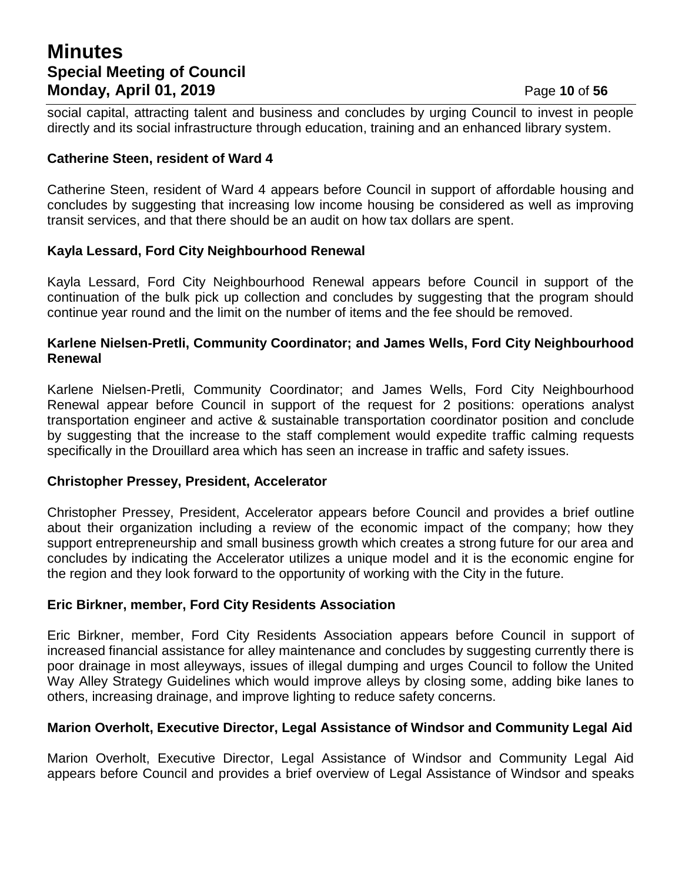social capital, attracting talent and business and concludes by urging Council to invest in people directly and its social infrastructure through education, training and an enhanced library system.

**Catherine Steen, resident of Ward 4**

Catherine Steen, resident of Ward 4 appears before Council in support of affordable housing and concludes by suggesting that increasing low income housing be considered as well as improving transit services, and that there should be an audit on how tax dollars are spent.

**Kayla Lessard, Ford City Neighbourhood Renewal**

Kayla Lessard, Ford City Neighbourhood Renewal appears before Council in support of the continuation of the bulk pick up collection and concludes by suggesting that the program should continue year round and the limit on the number of items and the fee should be removed.

**Karlene Nielsen-Pretli, Community Coordinator; and James Wells, Ford City Neighbourhood Renewal**

Karlene Nielsen-Pretli, Community Coordinator; and James Wells, Ford City Neighbourhood Renewal appear before Council in support of the request for 2 positions: operations analyst transportation engineer and active & sustainable transportation coordinator position and conclude by suggesting that the increase to the staff complement would expedite traffic calming requests specifically in the Drouillard area which has seen an increase in traffic and safety issues.

**Christopher Pressey, President, Accelerator**

Christopher Pressey, President, Accelerator appears before Council and provides a brief outline about their organization including a review of the economic impact of the company; how they support entrepreneurship and small business growth which creates a strong future for our area and concludes by indicating the Accelerator utilizes a unique model and it is the economic engine for the region and they look forward to the opportunity of working with the City in the future.

**Eric Birkner, member, Ford City Residents Association**

Eric Birkner, member, Ford City Residents Association appears before Council in support of increased financial assistance for alley maintenance and concludes by suggesting currently there is poor drainage in most alleyways, issues of illegal dumping and urges Council to follow the United Way Alley Strategy Guidelines which would improve alleys by closing some, adding bike lanes to others, increasing drainage, and improve lighting to reduce safety concerns.

**Marion Overholt, Executive Director, Legal Assistance of Windsor and Community Legal Aid**

Marion Overholt, Executive Director, Legal Assistance of Windsor and Community Legal Aid appears before Council and provides a brief overview of Legal Assistance of Windsor and speaks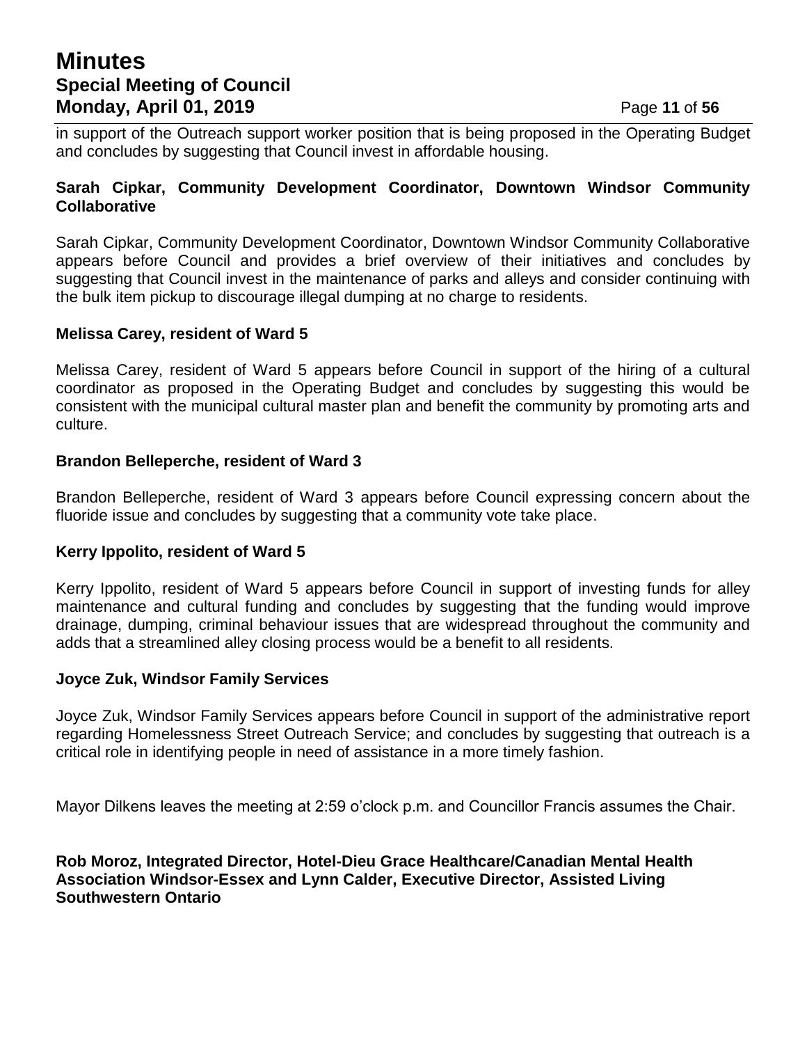in support of the Outreach support worker position that is being proposed in the Operating Budget and concludes by suggesting that Council invest in affordable housing.

**Sarah Cipkar, Community Development Coordinator, Downtown Windsor Community Collaborative**

Sarah Cipkar, Community Development Coordinator, Downtown Windsor Community Collaborative appears before Council and provides a brief overview of their initiatives and concludes by suggesting that Council invest in the maintenance of parks and alleys and consider continuing with the bulk item pickup to discourage illegal dumping at no charge to residents.

**Melissa Carey, resident of Ward 5**

Melissa Carey, resident of Ward 5 appears before Council in support of the hiring of a cultural coordinator as proposed in the Operating Budget and concludes by suggesting this would be consistent with the municipal cultural master plan and benefit the community by promoting arts and culture.

**Brandon Belleperche, resident of Ward 3**

Brandon Belleperche, resident of Ward 3 appears before Council expressing concern about the fluoride issue and concludes by suggesting that a community vote take place.

**Kerry Ippolito, resident of Ward 5**

Kerry Ippolito, resident of Ward 5 appears before Council in support of investing funds for alley maintenance and cultural funding and concludes by suggesting that the funding would improve drainage, dumping, criminal behaviour issues that are widespread throughout the community and adds that a streamlined alley closing process would be a benefit to all residents.

**Joyce Zuk, Windsor Family Services**

Joyce Zuk, Windsor Family Services appears before Council in support of the administrative report regarding Homelessness Street Outreach Service; and concludes by suggesting that outreach is a critical role in identifying people in need of assistance in a more timely fashion.

Mayor Dilkens leaves the meeting at 2:59 o'clock p.m. and Councillor Francis assumes the Chair.

**Rob Moroz, Integrated Director, Hotel-Dieu Grace Healthcare/Canadian Mental Health Association Windsor-Essex and Lynn Calder, Executive Director, Assisted Living Southwestern Ontario**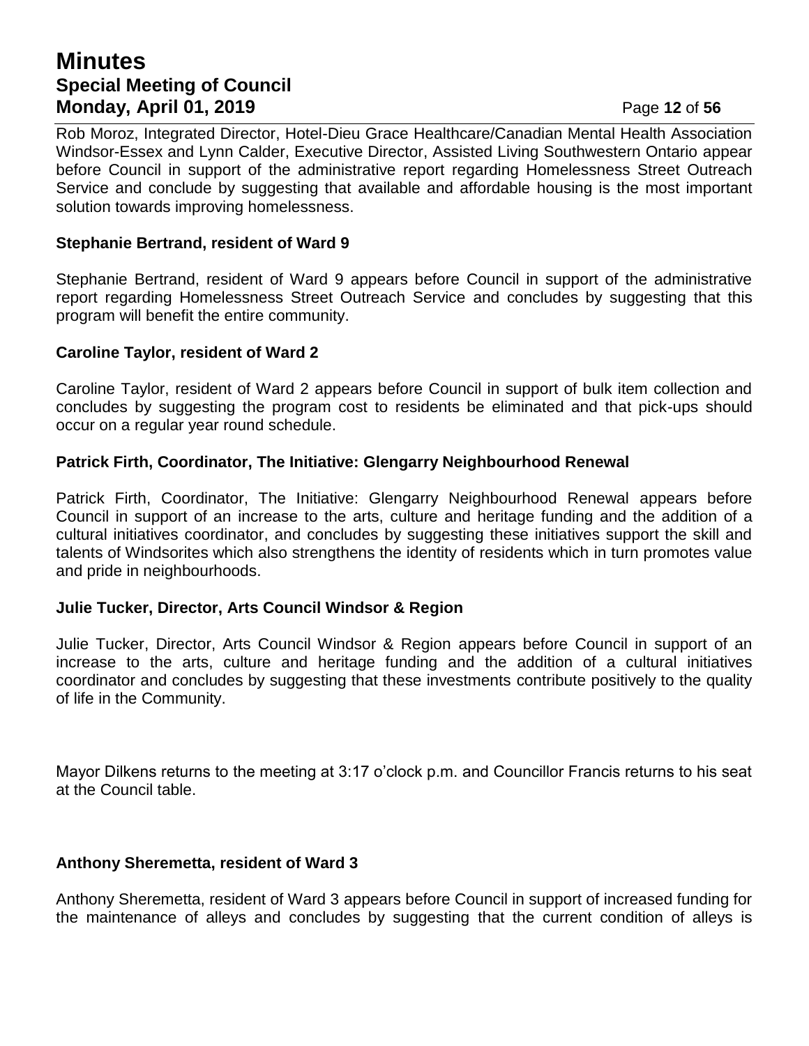Rob Moroz, Integrated Director, Hotel-Dieu Grace Healthcare/Canadian Mental Health Association Windsor-Essex and Lynn Calder, Executive Director, Assisted Living Southwestern Ontario appear before Council in support of the administrative report regarding Homelessness Street Outreach Service and conclude by suggesting that available and affordable housing is the most important solution towards improving homelessness.

### Stephanie Bertrand, resident of Ward 9

Stephanie Bertrand, resident of Ward 9 appears before Council in support of the administrative report regarding Homelessness Street Outreach Service and concludes by suggesting that this program will benefit the entire community.

### Caroline Taylor, resident of Ward 2

Caroline Taylor, resident of Ward 2 appears before Council in support of bulk item collection and concludes by suggesting the program cost to residents be eliminated and that pick-ups should occur on a regular year round schedule.

### Patrick Firth, Coordinator, The Initiative: Glengarry Neighbourhood Renewal

Patrick Firth, Coordinator, The Initiative: Glengarry Neighbourhood Renewal appears before Council in support of an increase to the arts, culture and heritage funding and the addition of a cultural initiatives coordinator, and concludes by suggesting these initiatives support the skill and talents of Windsorites which also strengthens the identity of residents which in turn promotes value and pride in neighbourhoods.

### Julie Tucker, Director, Arts Council Windsor & Region

Julie Tucker, Director, Arts Council Windsor & Region appears before Council in support of an increase to the arts, culture and heritage funding and the addition of a cultural initiatives coordinator and concludes by suggesting that these investments contribute positively to the quality of life in the Community.

Mayor Dilkens returns to the meeting at 3:17 o'clock p.m. and Councillor Francis returns to his seat at the Council table.

### Anthony Sheremetta, resident of Ward 3

Anthony Sheremetta, resident of Ward 3 appears before Council in support of increased funding for the maintenance of alleys and concludes by suggesting that the current condition of alleys is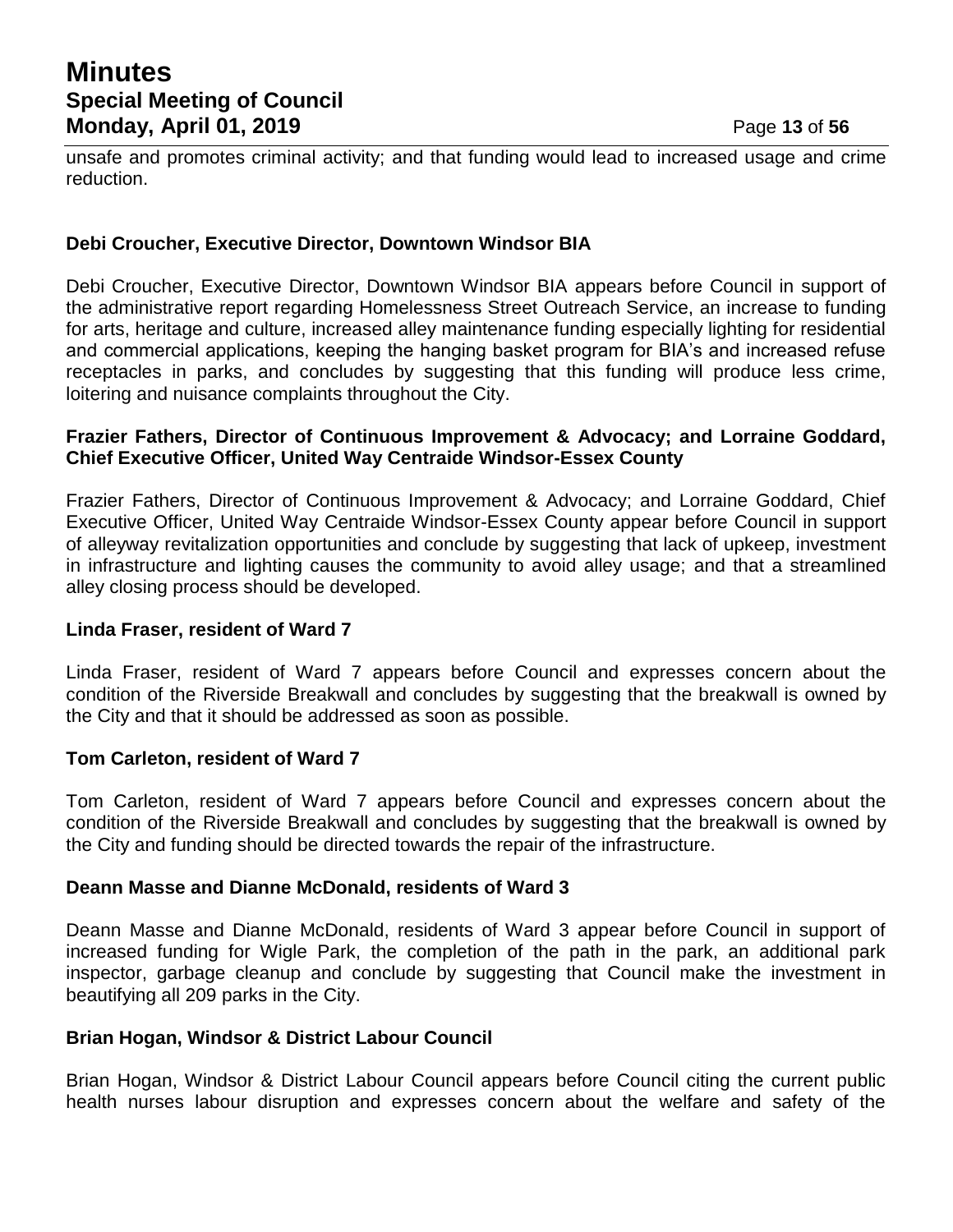unsafe and promotes criminal activity; and that funding would lead to increased usage and crime reduction.

**Debi Croucher, Executive Director, Downtown Windsor BIA**

Debi Croucher, Executive Director, Downtown Windsor BIA appears before Council in support of the administrative report regarding Homelessness Street Outreach Service, an increase to funding for arts, heritage and culture, increased alley maintenance funding especially lighting for residential and commercial applications, keeping the hanging basket program for BIA's and increased refuse receptacles in parks, and concludes by suggesting that this funding will produce less crime, loitering and nuisance complaints throughout the City.

**Frazier Fathers, Director of Continuous Improvement & Advocacy; and Lorraine Goddard, Chief Executive Officer, United Way Centraide Windsor-Essex County**

Frazier Fathers, Director of Continuous Improvement & Advocacy; and Lorraine Goddard, Chief Executive Officer, United Way Centraide Windsor-Essex County appear before Council in support of alleyway revitalization opportunities and conclude by suggesting that lack of upkeep, investment in infrastructure and lighting causes the community to avoid alley usage; and that a streamlined alley closing process should be developed.

**Linda Fraser, resident of Ward 7**

Linda Fraser, resident of Ward 7 appears before Council and expresses concern about the condition of the Riverside Breakwall and concludes by suggesting that the breakwall is owned by the City and that it should be addressed as soon as possible.

**Tom Carleton, resident of Ward 7**

Tom Carleton, resident of Ward 7 appears before Council and expresses concern about the condition of the Riverside Breakwall and concludes by suggesting that the breakwall is owned by the City and funding should be directed towards the repair of the infrastructure.

**Deann Masse and Dianne McDonald, residents of Ward 3**

Deann Masse and Dianne McDonald, residents of Ward 3 appear before Council in support of increased funding for Wigle Park, the completion of the path in the park, an additional park inspector, garbage cleanup and conclude by suggesting that Council make the investment in beautifying all 209 parks in the City.

**Brian Hogan, Windsor & District Labour Council**

Brian Hogan, Windsor & District Labour Council appears before Council citing the current public health nurses labour disruption and expresses concern about the welfare and safety of the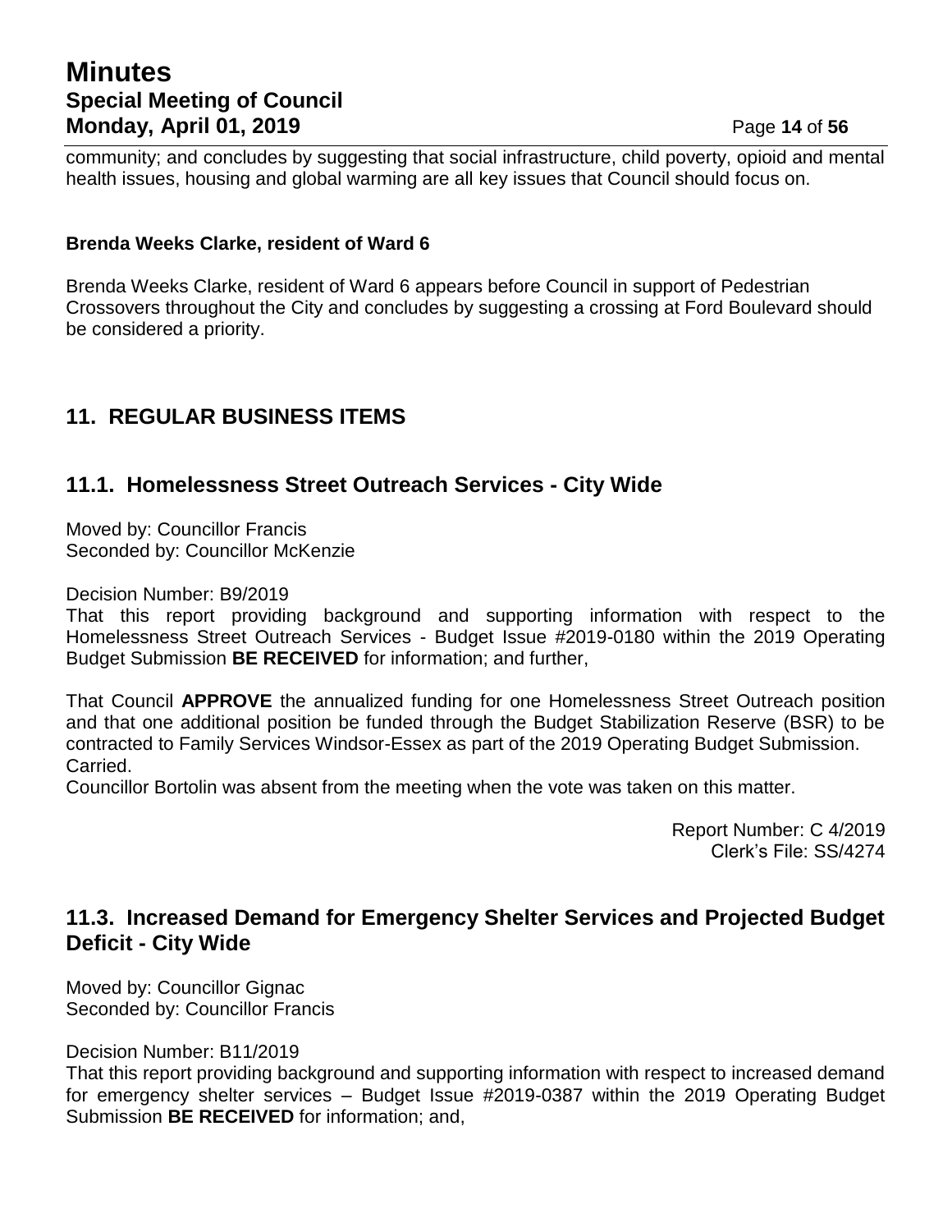community; and concludes by suggesting that social infrastructure, child poverty, opioid and mental health issues, housing and global warming are all key issues that Council should focus on.

**Brenda Weeks Clarke, resident of Ward 6**

Brenda Weeks Clarke, resident of Ward 6 appears before Council in support of Pedestrian Crossovers throughout the City and concludes by suggesting a crossing at Ford Boulevard should be considered a priority.

## 11. REGULAR BUSINESS ITEMS

### 11.1. Homelessness Street Outreach Services - City Wide

Moved by: Councillor Francis
Seconded by: Councillor McKenzie

Decision Number: B9/2019
That this report providing background and supporting information with respect to the Homelessness Street Outreach Services - Budget Issue #2019-0180 within the 2019 Operating Budget Submission **BE RECEIVED** for information; and further,

That Council **APPROVE** the annualized funding for one Homelessness Street Outreach position and that one additional position be funded through the Budget Stabilization Reserve (BSR) to be contracted to Family Services Windsor-Essex as part of the 2019 Operating Budget Submission.
Carried.
Councillor Bortolin was absent from the meeting when the vote was taken on this matter.

Report Number: C 4/2019
Clerk's File: SS/4274

### 11.3. Increased Demand for Emergency Shelter Services and Projected Budget Deficit - City Wide

Moved by: Councillor Gignac
Seconded by: Councillor Francis

Decision Number: B11/2019
That this report providing background and supporting information with respect to increased demand for emergency shelter services – Budget Issue #2019-0387 within the 2019 Operating Budget Submission **BE RECEIVED** for information; and,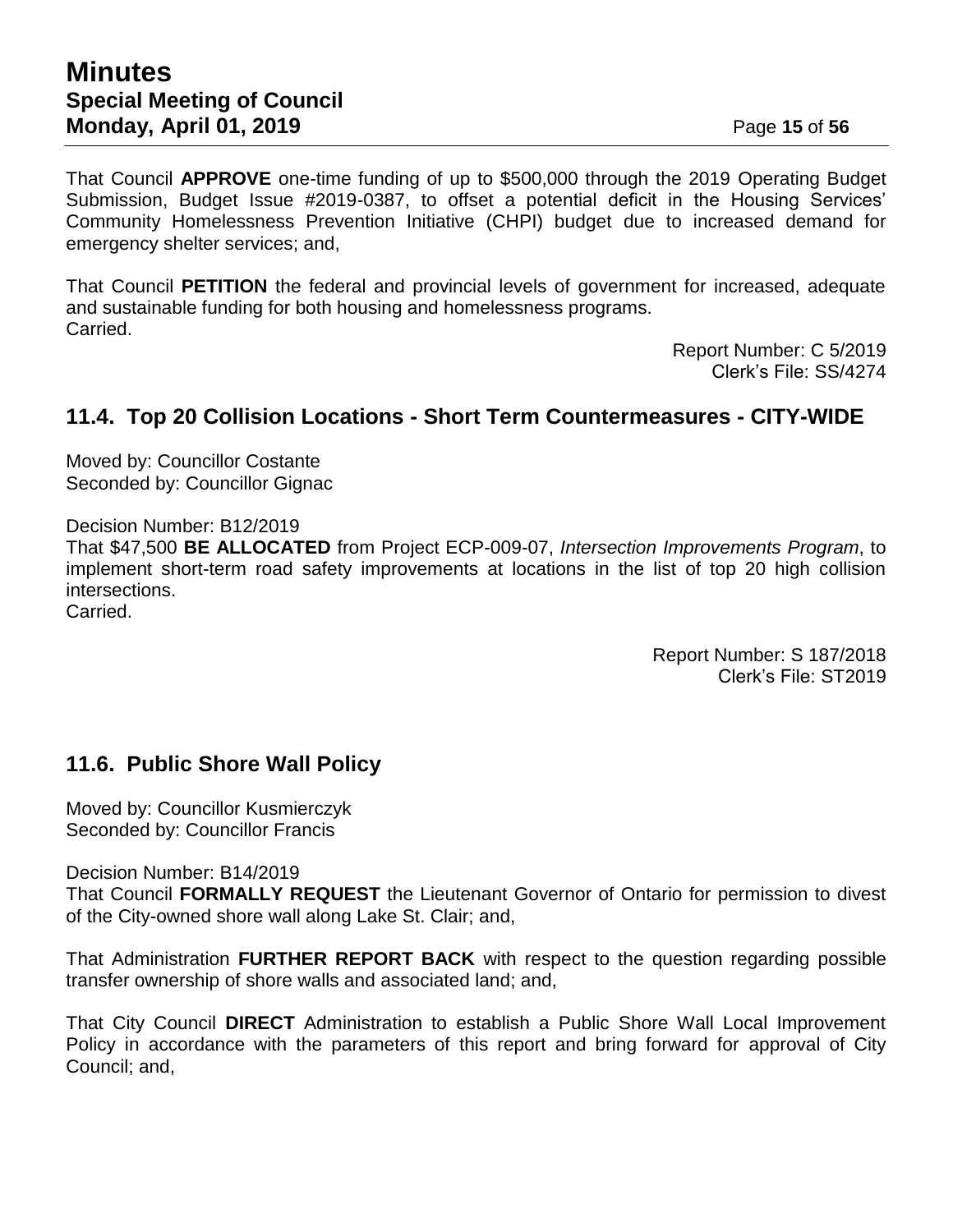That Council **APPROVE** one-time funding of up to $500,000 through the 2019 Operating Budget Submission, Budget Issue #2019-0387, to offset a potential deficit in the Housing Services' Community Homelessness Prevention Initiative (CHPI) budget due to increased demand for emergency shelter services; and,

That Council **PETITION** the federal and provincial levels of government for increased, adequate and sustainable funding for both housing and homelessness programs.
Carried.

Report Number: C 5/2019
Clerk's File: SS/4274

## 11.4. Top 20 Collision Locations - Short Term Countermeasures - CITY-WIDE

Moved by: Councillor Costante
Seconded by: Councillor Gignac

Decision Number: B12/2019
That $47,500 **BE ALLOCATED** from Project ECP-009-07, *Intersection Improvements Program*, to implement short-term road safety improvements at locations in the list of top 20 high collision intersections.
Carried.

Report Number: S 187/2018
Clerk's File: ST2019

## 11.6. Public Shore Wall Policy

Moved by: Councillor Kusmierczyk
Seconded by: Councillor Francis

Decision Number: B14/2019
That Council **FORMALLY REQUEST** the Lieutenant Governor of Ontario for permission to divest of the City-owned shore wall along Lake St. Clair; and,

That Administration **FURTHER REPORT BACK** with respect to the question regarding possible transfer ownership of shore walls and associated land; and,

That City Council **DIRECT** Administration to establish a Public Shore Wall Local Improvement Policy in accordance with the parameters of this report and bring forward for approval of City Council; and,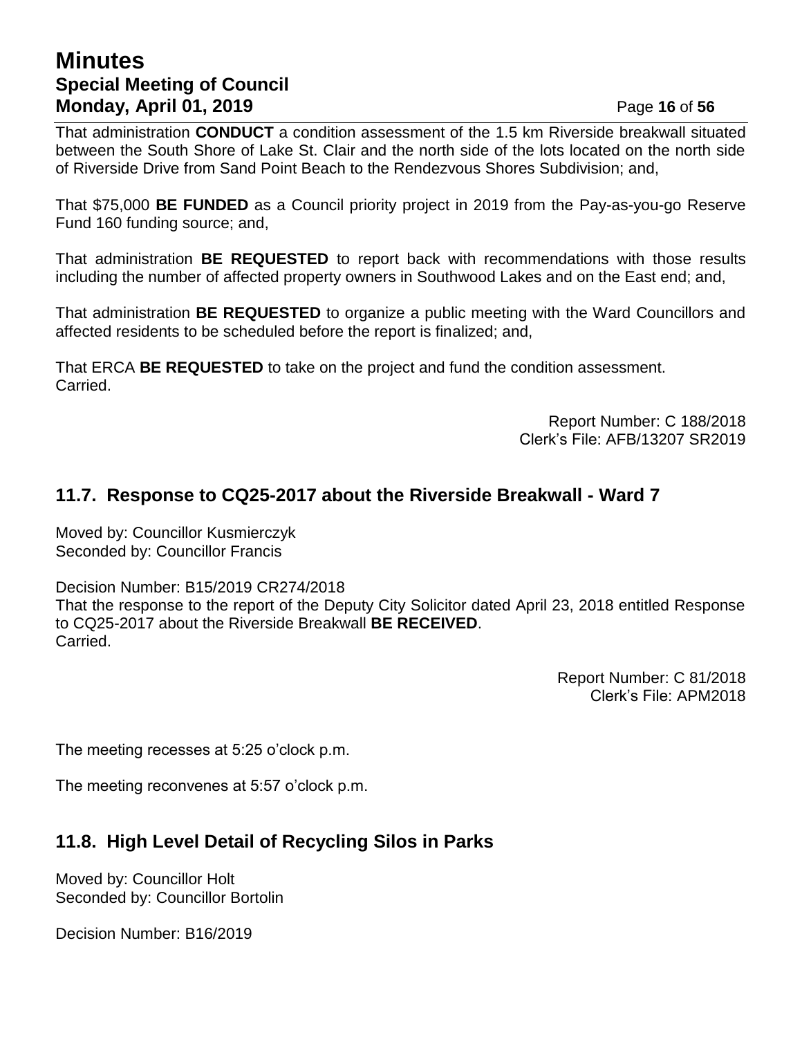That administration **CONDUCT** a condition assessment of the 1.5 km Riverside breakwall situated between the South Shore of Lake St. Clair and the north side of the lots located on the north side of Riverside Drive from Sand Point Beach to the Rendezvous Shores Subdivision; and,

That $75,000 **BE FUNDED** as a Council priority project in 2019 from the Pay-as-you-go Reserve Fund 160 funding source; and,

That administration **BE REQUESTED** to report back with recommendations with those results including the number of affected property owners in Southwood Lakes and on the East end; and,

That administration **BE REQUESTED** to organize a public meeting with the Ward Councillors and affected residents to be scheduled before the report is finalized; and,

That ERCA **BE REQUESTED** to take on the project and fund the condition assessment.
Carried.

Report Number: C 188/2018
Clerk's File: AFB/13207 SR2019

## 11.7. Response to CQ25-2017 about the Riverside Breakwall - Ward 7

Moved by: Councillor Kusmierczyk
Seconded by: Councillor Francis

Decision Number: B15/2019 CR274/2018
That the response to the report of the Deputy City Solicitor dated April 23, 2018 entitled Response to CQ25-2017 about the Riverside Breakwall **BE RECEIVED**.
Carried.

Report Number: C 81/2018
Clerk's File: APM2018

The meeting recesses at 5:25 o'clock p.m.

The meeting reconvenes at 5:57 o'clock p.m.

## 11.8. High Level Detail of Recycling Silos in Parks

Moved by: Councillor Holt
Seconded by: Councillor Bortolin

Decision Number: B16/2019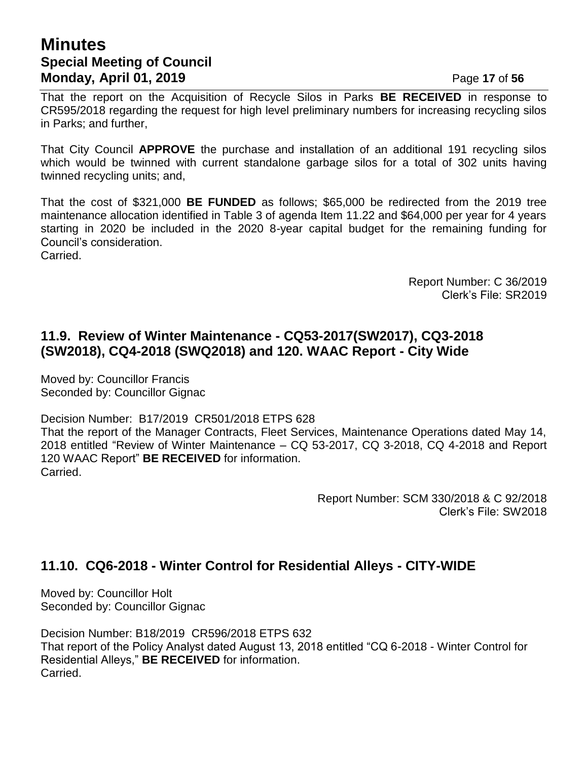That the report on the Acquisition of Recycle Silos in Parks **BE RECEIVED** in response to CR595/2018 regarding the request for high level preliminary numbers for increasing recycling silos in Parks; and further,

That City Council **APPROVE** the purchase and installation of an additional 191 recycling silos which would be twinned with current standalone garbage silos for a total of 302 units having twinned recycling units; and,

That the cost of $321,000 **BE FUNDED** as follows; $65,000 be redirected from the 2019 tree maintenance allocation identified in Table 3 of agenda Item 11.22 and $64,000 per year for 4 years starting in 2020 be included in the 2020 8-year capital budget for the remaining funding for Council's consideration.
Carried.

Report Number: C 36/2019
Clerk's File: SR2019

## 11.9. Review of Winter Maintenance - CQ53-2017(SW2017), CQ3-2018 (SW2018), CQ4-2018 (SWQ2018) and 120. WAAC Report - City Wide

Moved by: Councillor Francis
Seconded by: Councillor Gignac

Decision Number: B17/2019 CR501/2018 ETPS 628
That the report of the Manager Contracts, Fleet Services, Maintenance Operations dated May 14, 2018 entitled "Review of Winter Maintenance – CQ 53-2017, CQ 3-2018, CQ 4-2018 and Report 120 WAAC Report" **BE RECEIVED** for information.
Carried.

Report Number: SCM 330/2018 & C 92/2018
Clerk's File: SW2018

## 11.10. CQ6-2018 - Winter Control for Residential Alleys - CITY-WIDE

Moved by: Councillor Holt
Seconded by: Councillor Gignac

Decision Number: B18/2019 CR596/2018 ETPS 632
That report of the Policy Analyst dated August 13, 2018 entitled "CQ 6-2018 - Winter Control for Residential Alleys," **BE RECEIVED** for information.
Carried.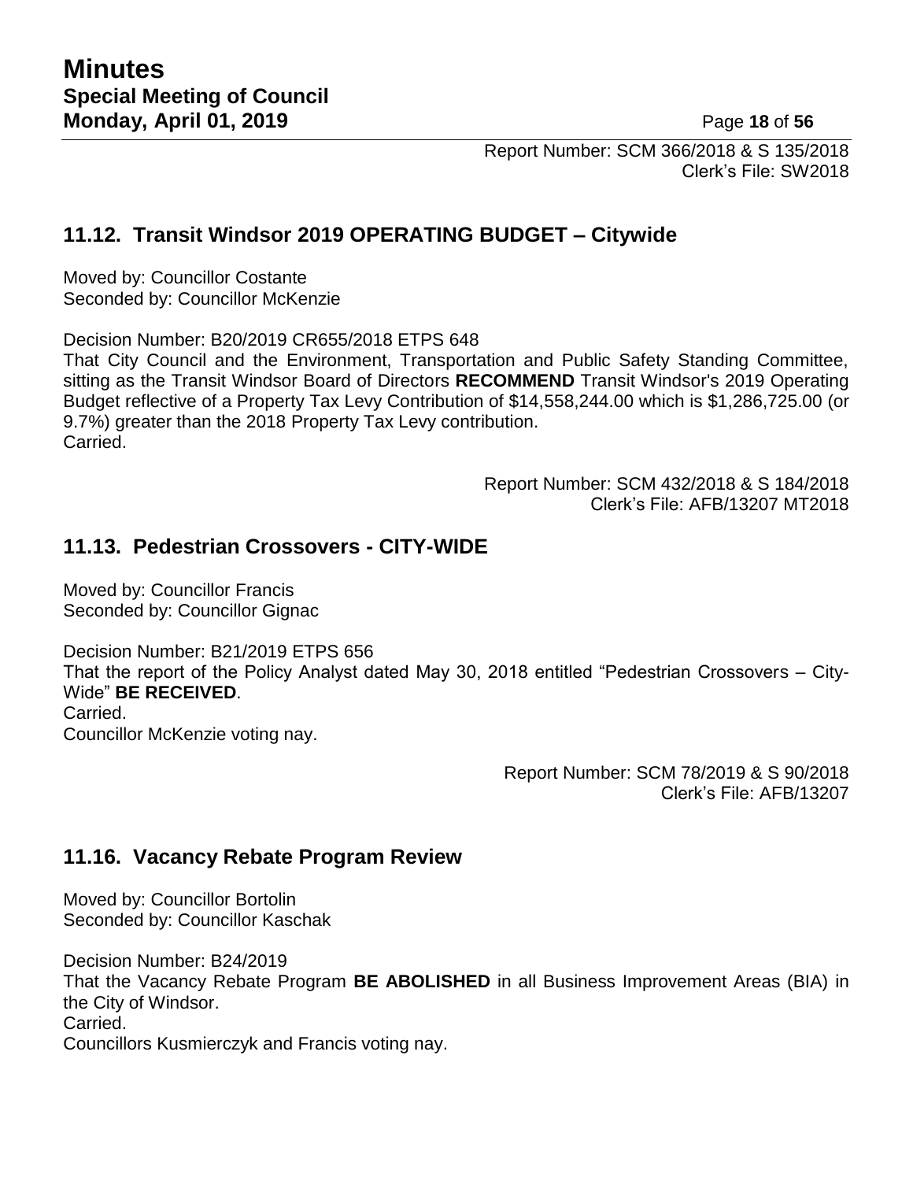Report Number: SCM 366/2018 & S 135/2018
Clerk's File: SW2018

## 11.12. Transit Windsor 2019 OPERATING BUDGET – Citywide

Moved by: Councillor Costante
Seconded by: Councillor McKenzie

Decision Number: B20/2019 CR655/2018 ETPS 648
That City Council and the Environment, Transportation and Public Safety Standing Committee, sitting as the Transit Windsor Board of Directors **RECOMMEND** Transit Windsor's 2019 Operating Budget reflective of a Property Tax Levy Contribution of $14,558,244.00 which is $1,286,725.00 (or 9.7%) greater than the 2018 Property Tax Levy contribution.
Carried.

Report Number: SCM 432/2018 & S 184/2018
Clerk's File: AFB/13207 MT2018

## 11.13. Pedestrian Crossovers - CITY-WIDE

Moved by: Councillor Francis
Seconded by: Councillor Gignac

Decision Number: B21/2019 ETPS 656
That the report of the Policy Analyst dated May 30, 2018 entitled "Pedestrian Crossovers – City-Wide" **BE RECEIVED**.
Carried.
Councillor McKenzie voting nay.

Report Number: SCM 78/2019 & S 90/2018
Clerk's File: AFB/13207

## 11.16. Vacancy Rebate Program Review

Moved by: Councillor Bortolin
Seconded by: Councillor Kaschak

Decision Number: B24/2019
That the Vacancy Rebate Program **BE ABOLISHED** in all Business Improvement Areas (BIA) in the City of Windsor.
Carried.
Councillors Kusmierczyk and Francis voting nay.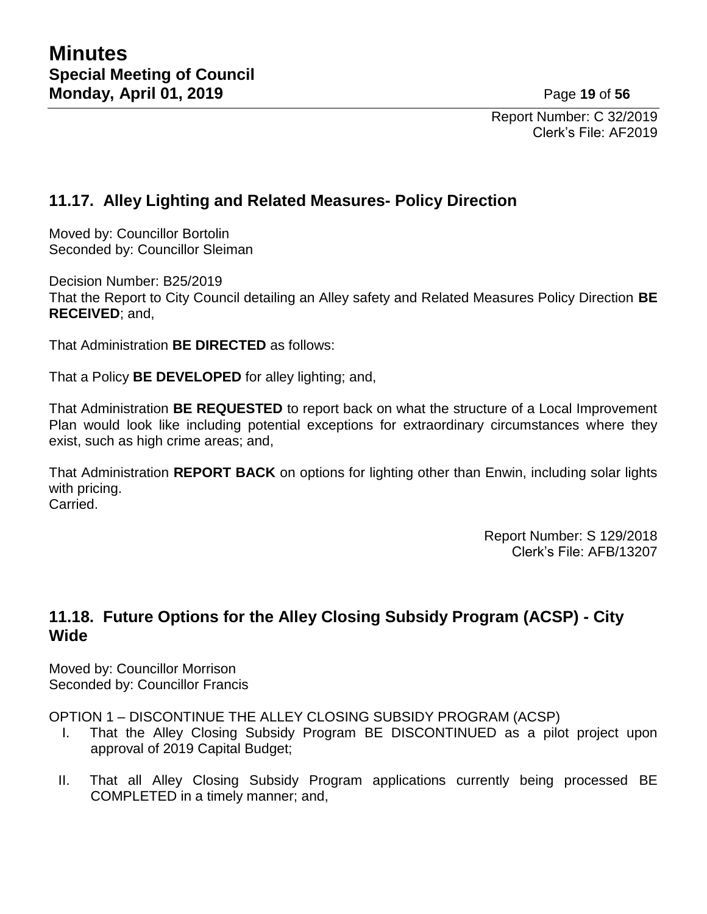Report Number: C 32/2019
Clerk's File: AF2019

## 11.17. Alley Lighting and Related Measures- Policy Direction

Moved by: Councillor Bortolin
Seconded by: Councillor Sleiman

Decision Number: B25/2019
That the Report to City Council detailing an Alley safety and Related Measures Policy Direction **BE RECEIVED**; and,

That Administration **BE DIRECTED** as follows:

That a Policy **BE DEVELOPED** for alley lighting; and,

That Administration **BE REQUESTED** to report back on what the structure of a Local Improvement Plan would look like including potential exceptions for extraordinary circumstances where they exist, such as high crime areas; and,

That Administration **REPORT BACK** on options for lighting other than Enwin, including solar lights with pricing.
Carried.

Report Number: S 129/2018
Clerk's File: AFB/13207

## 11.18. Future Options for the Alley Closing Subsidy Program (ACSP) - City Wide

Moved by: Councillor Morrison
Seconded by: Councillor Francis

OPTION 1 – DISCONTINUE THE ALLEY CLOSING SUBSIDY PROGRAM (ACSP)

I. That the Alley Closing Subsidy Program BE DISCONTINUED as a pilot project upon approval of 2019 Capital Budget;

II. That all Alley Closing Subsidy Program applications currently being processed BE COMPLETED in a timely manner; and,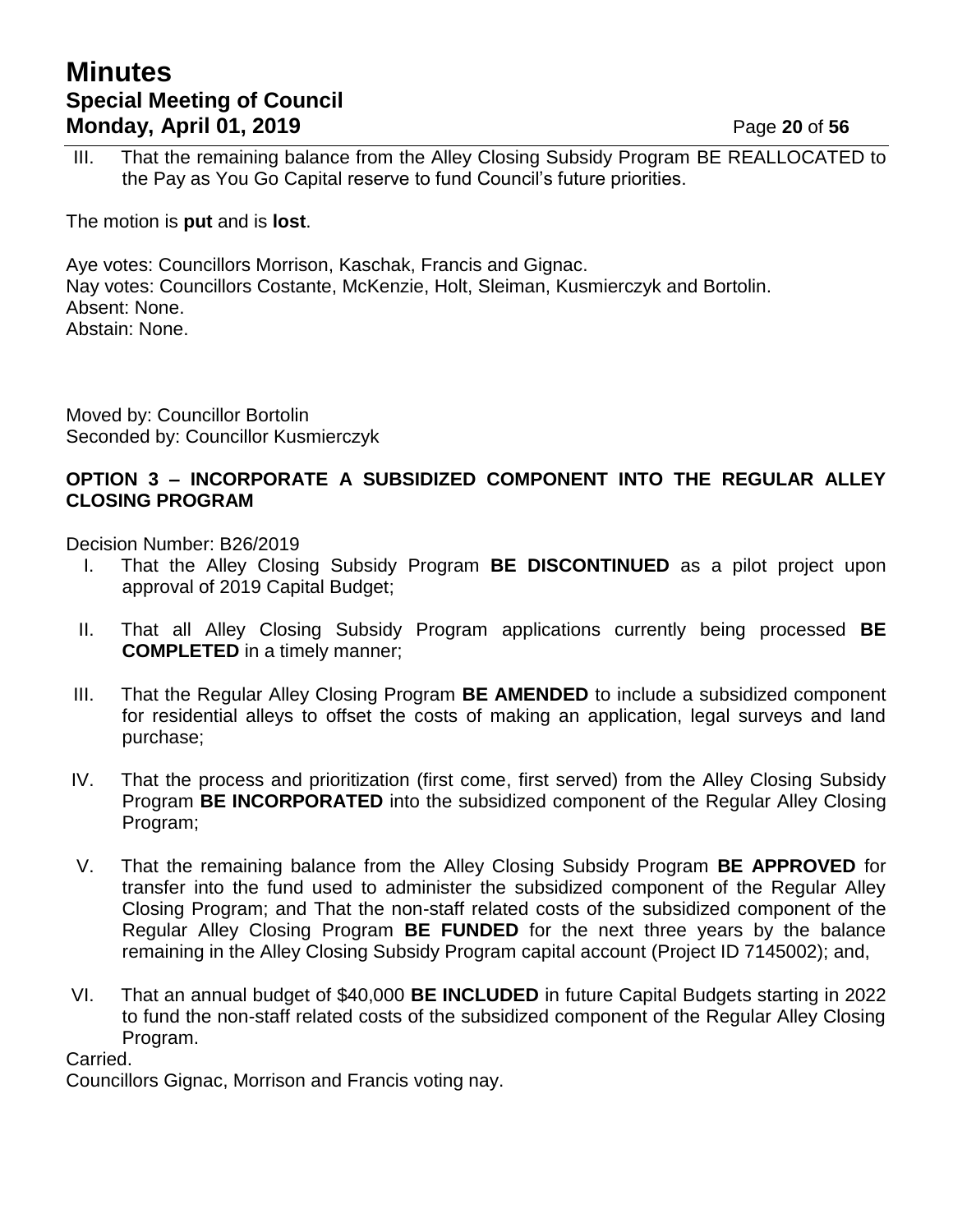III. That the remaining balance from the Alley Closing Subsidy Program BE REALLOCATED to the Pay as You Go Capital reserve to fund Council's future priorities.

The motion is **put** and is **lost**.

Aye votes: Councillors Morrison, Kaschak, Francis and Gignac.
Nay votes: Councillors Costante, McKenzie, Holt, Sleiman, Kusmierczyk and Bortolin.
Absent: None.
Abstain: None.

Moved by: Councillor Bortolin
Seconded by: Councillor Kusmierczyk

**OPTION 3 – INCORPORATE A SUBSIDIZED COMPONENT INTO THE REGULAR ALLEY CLOSING PROGRAM**

Decision Number: B26/2019

I. That the Alley Closing Subsidy Program **BE DISCONTINUED** as a pilot project upon approval of 2019 Capital Budget;

II. That all Alley Closing Subsidy Program applications currently being processed **BE COMPLETED** in a timely manner;

III. That the Regular Alley Closing Program **BE AMENDED** to include a subsidized component for residential alleys to offset the costs of making an application, legal surveys and land purchase;

IV. That the process and prioritization (first come, first served) from the Alley Closing Subsidy Program **BE INCORPORATED** into the subsidized component of the Regular Alley Closing Program;

V. That the remaining balance from the Alley Closing Subsidy Program **BE APPROVED** for transfer into the fund used to administer the subsidized component of the Regular Alley Closing Program; and That the non-staff related costs of the subsidized component of the Regular Alley Closing Program **BE FUNDED** for the next three years by the balance remaining in the Alley Closing Subsidy Program capital account (Project ID 7145002); and,

VI. That an annual budget of $40,000 **BE INCLUDED** in future Capital Budgets starting in 2022 to fund the non-staff related costs of the subsidized component of the Regular Alley Closing Program.

Carried.
Councillors Gignac, Morrison and Francis voting nay.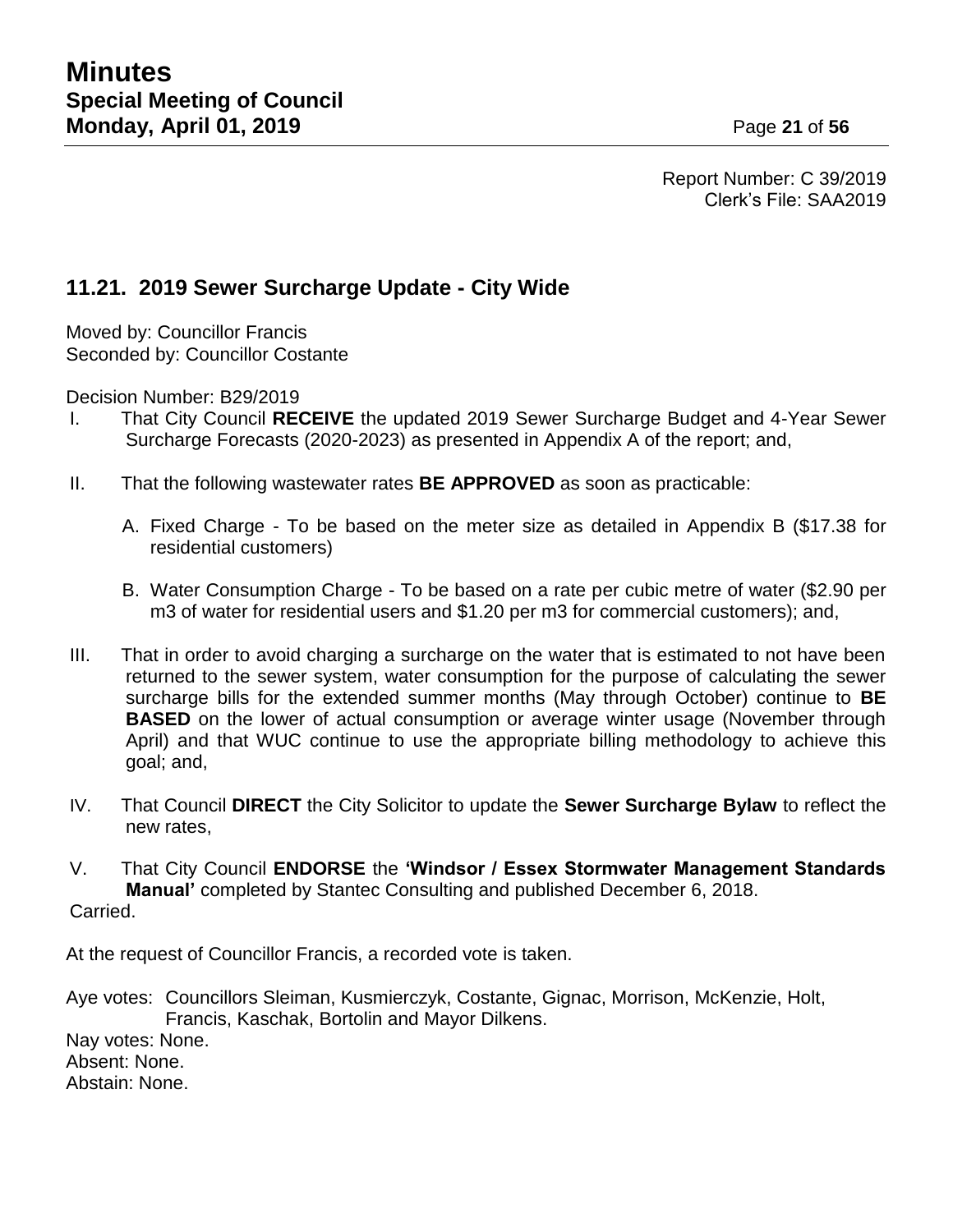Report Number: C 39/2019
Clerk's File: SAA2019

## 11.21. 2019 Sewer Surcharge Update - City Wide

Moved by: Councillor Francis
Seconded by: Councillor Costante

Decision Number: B29/2019

I. That City Council **RECEIVE** the updated 2019 Sewer Surcharge Budget and 4-Year Sewer Surcharge Forecasts (2020-2023) as presented in Appendix A of the report; and,

II. That the following wastewater rates **BE APPROVED** as soon as practicable:

   A. Fixed Charge - To be based on the meter size as detailed in Appendix B ($17.38 for residential customers)

   B. Water Consumption Charge - To be based on a rate per cubic metre of water ($2.90 per m3 of water for residential users and $1.20 per m3 for commercial customers); and,

III. That in order to avoid charging a surcharge on the water that is estimated to not have been returned to the sewer system, water consumption for the purpose of calculating the sewer surcharge bills for the extended summer months (May through October) continue to **BE BASED** on the lower of actual consumption or average winter usage (November through April) and that WUC continue to use the appropriate billing methodology to achieve this goal; and,

IV. That Council **DIRECT** the City Solicitor to update the **Sewer Surcharge Bylaw** to reflect the new rates,

V. That City Council **ENDORSE** the **'Windsor / Essex Stormwater Management Standards Manual'** completed by Stantec Consulting and published December 6, 2018.

Carried.

At the request of Councillor Francis, a recorded vote is taken.

Aye votes: Councillors Sleiman, Kusmierczyk, Costante, Gignac, Morrison, McKenzie, Holt, Francis, Kaschak, Bortolin and Mayor Dilkens.
Nay votes: None.
Absent: None.
Abstain: None.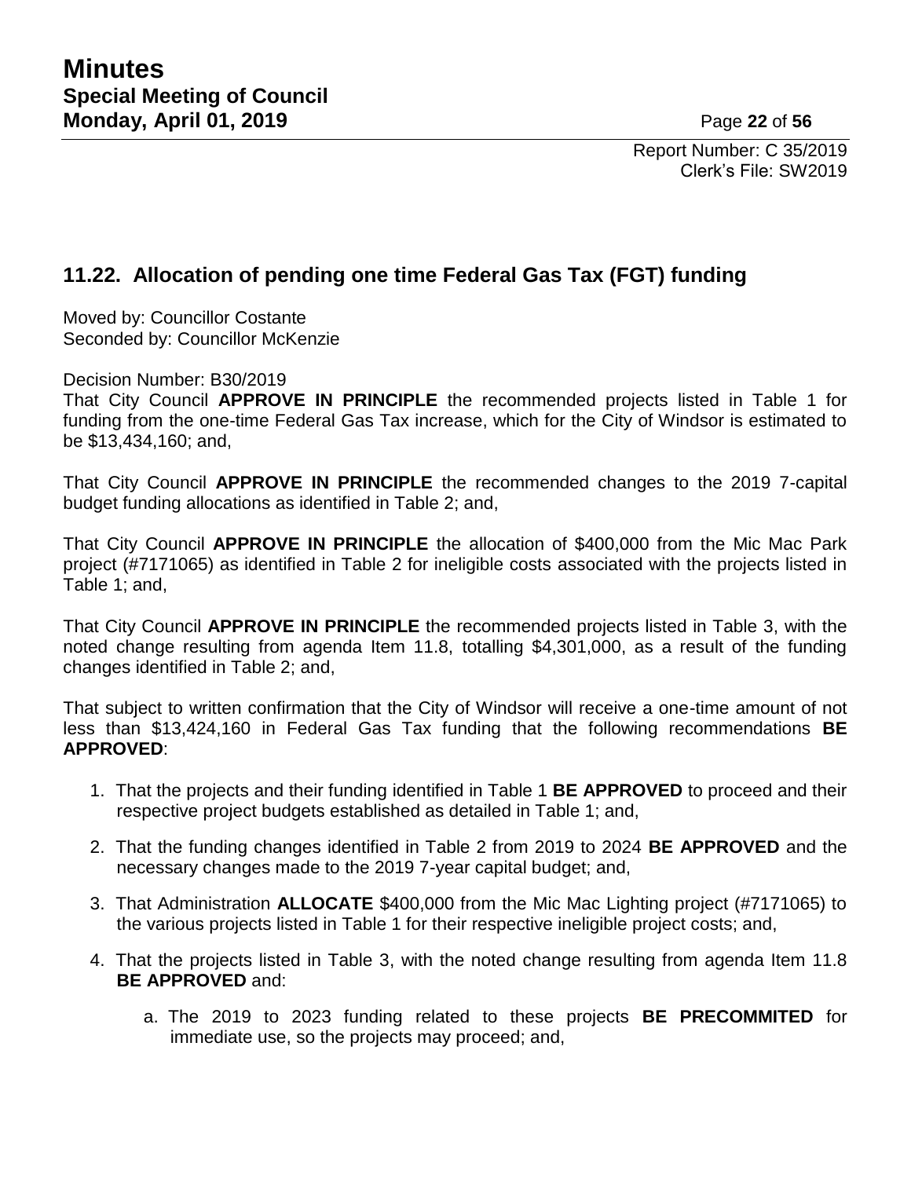Report Number: C 35/2019
Clerk's File: SW2019

## 11.22. Allocation of pending one time Federal Gas Tax (FGT) funding

Moved by: Councillor Costante
Seconded by: Councillor McKenzie

Decision Number: B30/2019
That City Council **APPROVE IN PRINCIPLE** the recommended projects listed in Table 1 for funding from the one-time Federal Gas Tax increase, which for the City of Windsor is estimated to be $13,434,160; and,

That City Council **APPROVE IN PRINCIPLE** the recommended changes to the 2019 7-capital budget funding allocations as identified in Table 2; and,

That City Council **APPROVE IN PRINCIPLE** the allocation of $400,000 from the Mic Mac Park project (#7171065) as identified in Table 2 for ineligible costs associated with the projects listed in Table 1; and,

That City Council **APPROVE IN PRINCIPLE** the recommended projects listed in Table 3, with the noted change resulting from agenda Item 11.8, totalling $4,301,000, as a result of the funding changes identified in Table 2; and,

That subject to written confirmation that the City of Windsor will receive a one-time amount of not less than $13,424,160 in Federal Gas Tax funding that the following recommendations **BE APPROVED**:

1. That the projects and their funding identified in Table 1 **BE APPROVED** to proceed and their respective project budgets established as detailed in Table 1; and,

2. That the funding changes identified in Table 2 from 2019 to 2024 **BE APPROVED** and the necessary changes made to the 2019 7-year capital budget; and,

3. That Administration **ALLOCATE** $400,000 from the Mic Mac Lighting project (#7171065) to the various projects listed in Table 1 for their respective ineligible project costs; and,

4. That the projects listed in Table 3, with the noted change resulting from agenda Item 11.8 **BE APPROVED** and:

    a. The 2019 to 2023 funding related to these projects **BE PRECOMMITED** for immediate use, so the projects may proceed; and,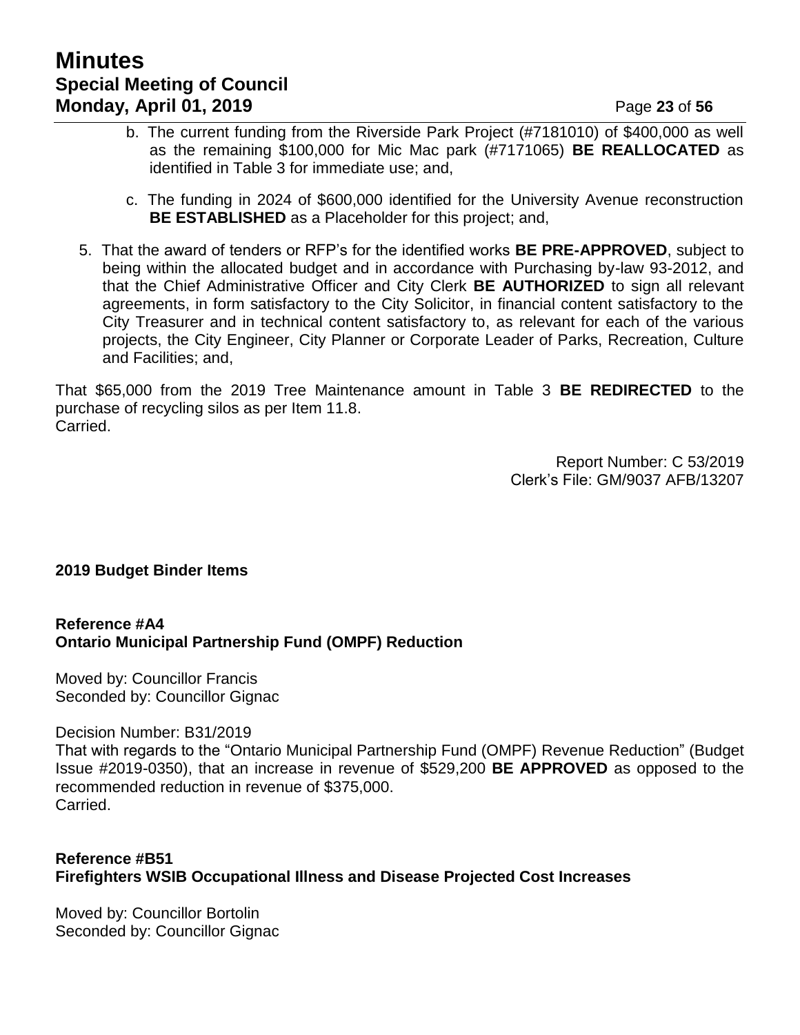b. The current funding from the Riverside Park Project (#7181010) of $400,000 as well as the remaining $100,000 for Mic Mac park (#7171065) **BE REALLOCATED** as identified in Table 3 for immediate use; and,

c. The funding in 2024 of $600,000 identified for the University Avenue reconstruction **BE ESTABLISHED** as a Placeholder for this project; and,

5. That the award of tenders or RFP's for the identified works **BE PRE-APPROVED**, subject to being within the allocated budget and in accordance with Purchasing by-law 93-2012, and that the Chief Administrative Officer and City Clerk **BE AUTHORIZED** to sign all relevant agreements, in form satisfactory to the City Solicitor, in financial content satisfactory to the City Treasurer and in technical content satisfactory to, as relevant for each of the various projects, the City Engineer, City Planner or Corporate Leader of Parks, Recreation, Culture and Facilities; and,

That $65,000 from the 2019 Tree Maintenance amount in Table 3 **BE REDIRECTED** to the purchase of recycling silos as per Item 11.8.
Carried.

Report Number: C 53/2019
Clerk's File: GM/9037 AFB/13207

**2019 Budget Binder Items**

**Reference #A4**
**Ontario Municipal Partnership Fund (OMPF) Reduction**

Moved by: Councillor Francis
Seconded by: Councillor Gignac

Decision Number: B31/2019
That with regards to the "Ontario Municipal Partnership Fund (OMPF) Revenue Reduction" (Budget Issue #2019-0350), that an increase in revenue of $529,200 **BE APPROVED** as opposed to the recommended reduction in revenue of $375,000.
Carried.

**Reference #B51**
**Firefighters WSIB Occupational Illness and Disease Projected Cost Increases**

Moved by: Councillor Bortolin
Seconded by: Councillor Gignac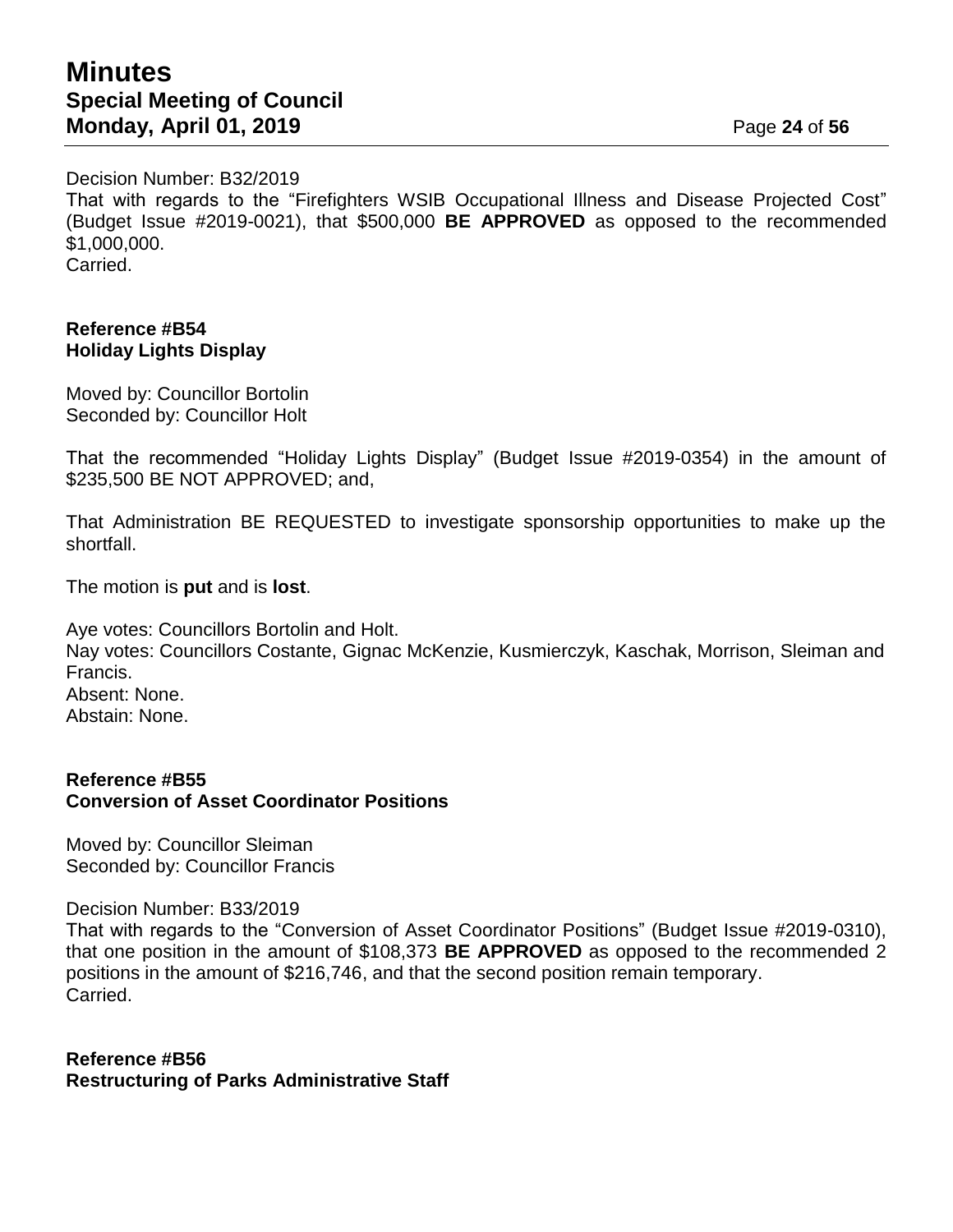Decision Number: B32/2019
That with regards to the “Firefighters WSIB Occupational Illness and Disease Projected Cost” (Budget Issue #2019-0021), that $500,000 **BE APPROVED** as opposed to the recommended $1,000,000.
Carried.

**Reference #B54**
**Holiday Lights Display**

Moved by: Councillor Bortolin
Seconded by: Councillor Holt

That the recommended “Holiday Lights Display” (Budget Issue #2019-0354) in the amount of $235,500 BE NOT APPROVED; and,

That Administration BE REQUESTED to investigate sponsorship opportunities to make up the shortfall.

The motion is **put** and is **lost**.

Aye votes: Councillors Bortolin and Holt.
Nay votes: Councillors Costante, Gignac McKenzie, Kusmierczyk, Kaschak, Morrison, Sleiman and Francis.
Absent: None.
Abstain: None.

**Reference #B55**
**Conversion of Asset Coordinator Positions**

Moved by: Councillor Sleiman
Seconded by: Councillor Francis

Decision Number: B33/2019
That with regards to the “Conversion of Asset Coordinator Positions” (Budget Issue #2019-0310), that one position in the amount of $108,373 **BE APPROVED** as opposed to the recommended 2 positions in the amount of $216,746, and that the second position remain temporary.
Carried.

**Reference #B56**
**Restructuring of Parks Administrative Staff**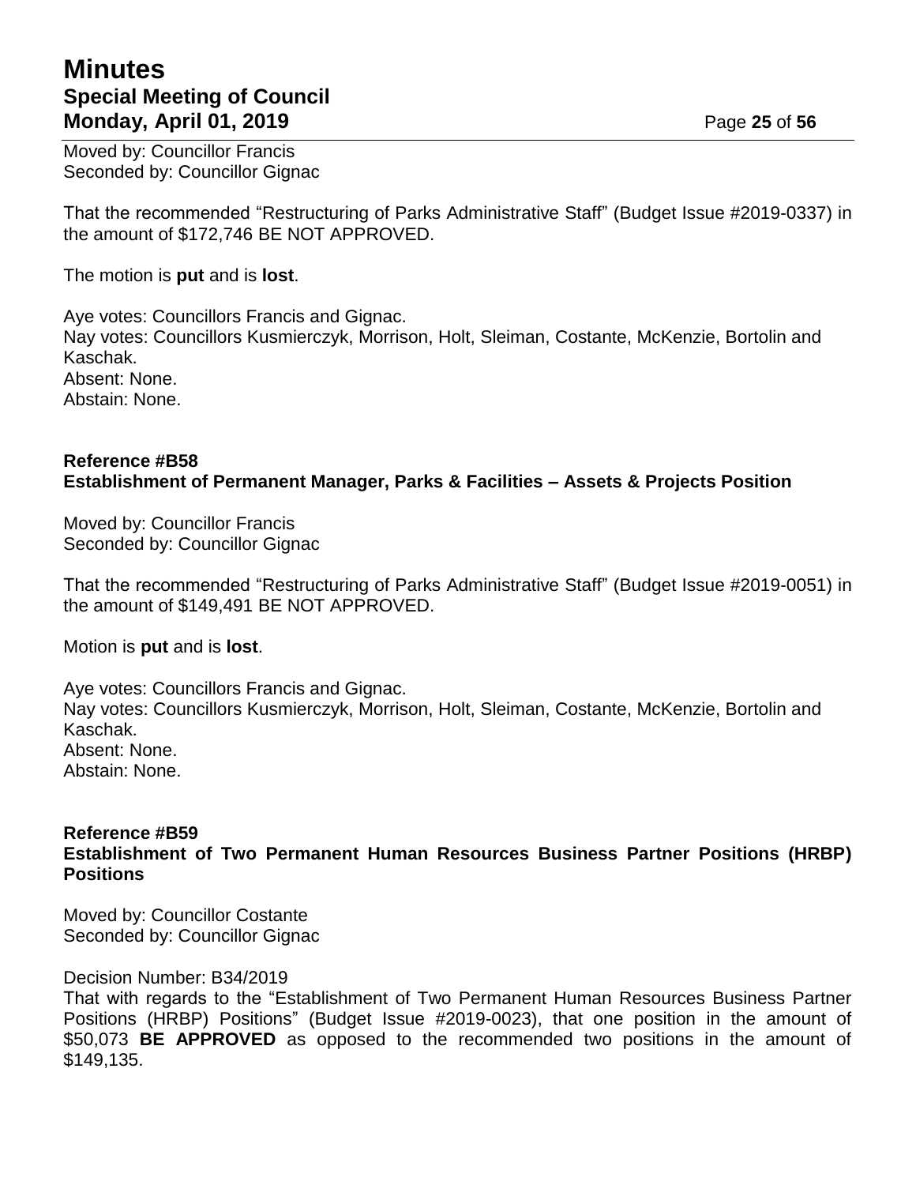Moved by: Councillor Francis
Seconded by: Councillor Gignac

That the recommended "Restructuring of Parks Administrative Staff" (Budget Issue #2019-0337) in the amount of $172,746 BE NOT APPROVED.

The motion is **put** and is **lost**.

Aye votes: Councillors Francis and Gignac.
Nay votes: Councillors Kusmierczyk, Morrison, Holt, Sleiman, Costante, McKenzie, Bortolin and Kaschak.
Absent: None.
Abstain: None.

**Reference #B58**
**Establishment of Permanent Manager, Parks & Facilities – Assets & Projects Position**

Moved by: Councillor Francis
Seconded by: Councillor Gignac

That the recommended "Restructuring of Parks Administrative Staff" (Budget Issue #2019-0051) in the amount of $149,491 BE NOT APPROVED.

Motion is **put** and is **lost**.

Aye votes: Councillors Francis and Gignac.
Nay votes: Councillors Kusmierczyk, Morrison, Holt, Sleiman, Costante, McKenzie, Bortolin and Kaschak.
Absent: None.
Abstain: None.

**Reference #B59**
**Establishment of Two Permanent Human Resources Business Partner Positions (HRBP) Positions**

Moved by: Councillor Costante
Seconded by: Councillor Gignac

Decision Number: B34/2019
That with regards to the "Establishment of Two Permanent Human Resources Business Partner Positions (HRBP) Positions" (Budget Issue #2019-0023), that one position in the amount of $50,073 **BE APPROVED** as opposed to the recommended two positions in the amount of $149,135.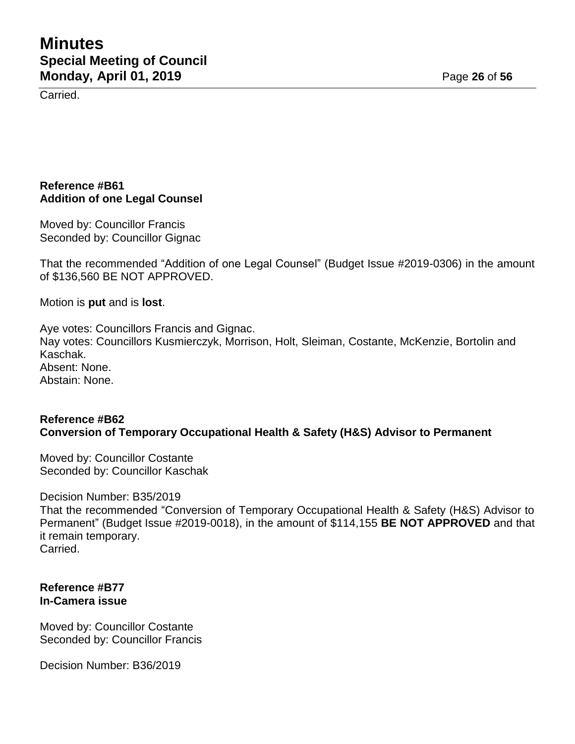Carried.

**Reference #B61**
**Addition of one Legal Counsel**

Moved by: Councillor Francis
Seconded by: Councillor Gignac

That the recommended "Addition of one Legal Counsel" (Budget Issue #2019-0306) in the amount of $136,560 BE NOT APPROVED.

Motion is **put** and is **lost**.

Aye votes: Councillors Francis and Gignac.
Nay votes: Councillors Kusmierczyk, Morrison, Holt, Sleiman, Costante, McKenzie, Bortolin and Kaschak.
Absent: None.
Abstain: None.

**Reference #B62**
**Conversion of Temporary Occupational Health & Safety (H&S) Advisor to Permanent**

Moved by: Councillor Costante
Seconded by: Councillor Kaschak

Decision Number: B35/2019
That the recommended "Conversion of Temporary Occupational Health & Safety (H&S) Advisor to Permanent" (Budget Issue #2019-0018), in the amount of $114,155 **BE NOT APPROVED** and that it remain temporary.
Carried.

**Reference #B77**
**In-Camera issue**

Moved by: Councillor Costante
Seconded by: Councillor Francis

Decision Number: B36/2019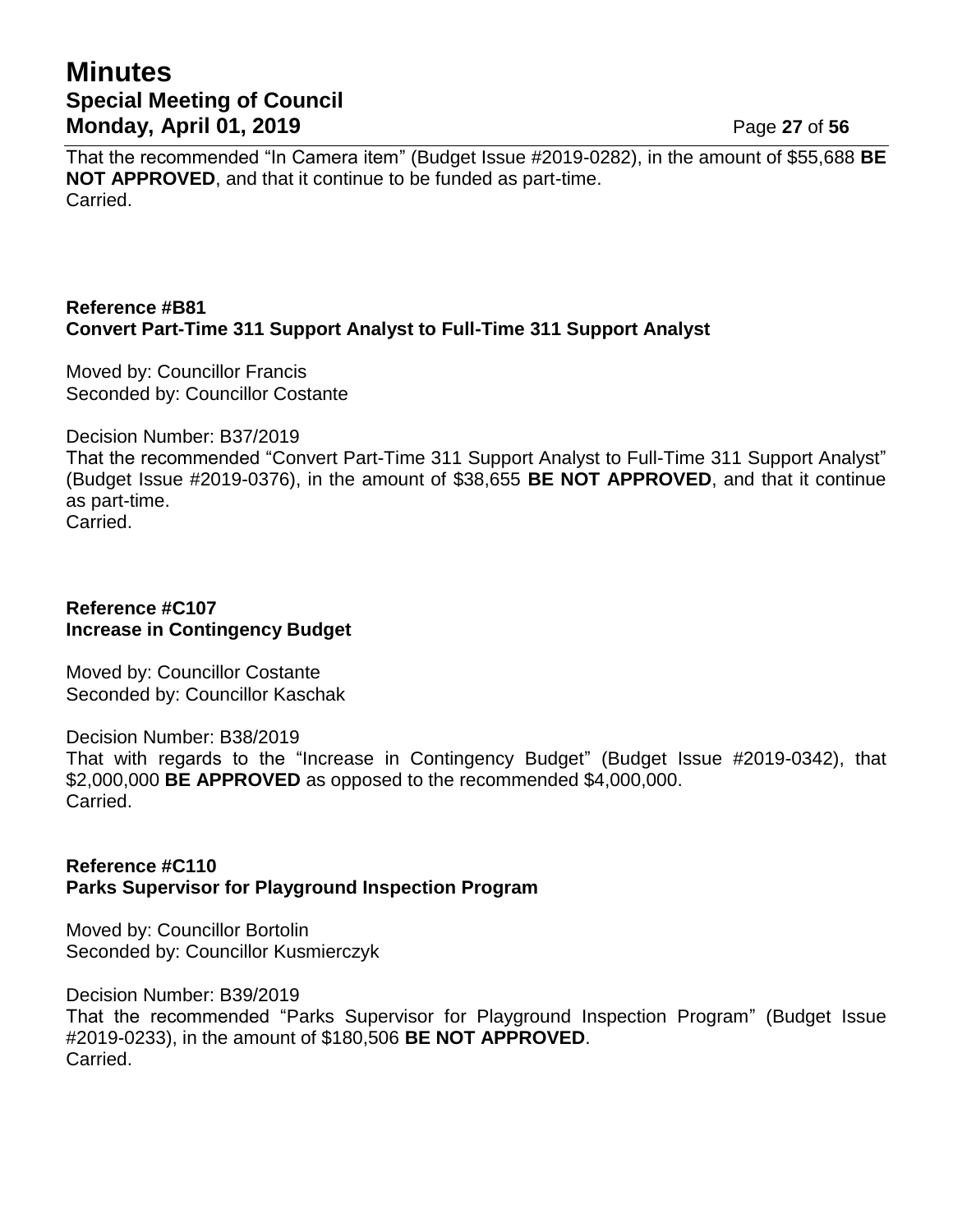That the recommended “In Camera item” (Budget Issue #2019-0282), in the amount of $55,688 **BE NOT APPROVED**, and that it continue to be funded as part-time.
Carried.

**Reference #B81**
**Convert Part-Time 311 Support Analyst to Full-Time 311 Support Analyst**

Moved by: Councillor Francis
Seconded by: Councillor Costante

Decision Number: B37/2019
That the recommended “Convert Part-Time 311 Support Analyst to Full-Time 311 Support Analyst” (Budget Issue #2019-0376), in the amount of $38,655 **BE NOT APPROVED**, and that it continue as part-time.
Carried.

**Reference #C107**
**Increase in Contingency Budget**

Moved by: Councillor Costante
Seconded by: Councillor Kaschak

Decision Number: B38/2019
That with regards to the “Increase in Contingency Budget” (Budget Issue #2019-0342), that $2,000,000 **BE APPROVED** as opposed to the recommended $4,000,000.
Carried.

**Reference #C110**
**Parks Supervisor for Playground Inspection Program**

Moved by: Councillor Bortolin
Seconded by: Councillor Kusmierczyk

Decision Number: B39/2019
That the recommended “Parks Supervisor for Playground Inspection Program” (Budget Issue #2019-0233), in the amount of $180,506 **BE NOT APPROVED**.
Carried.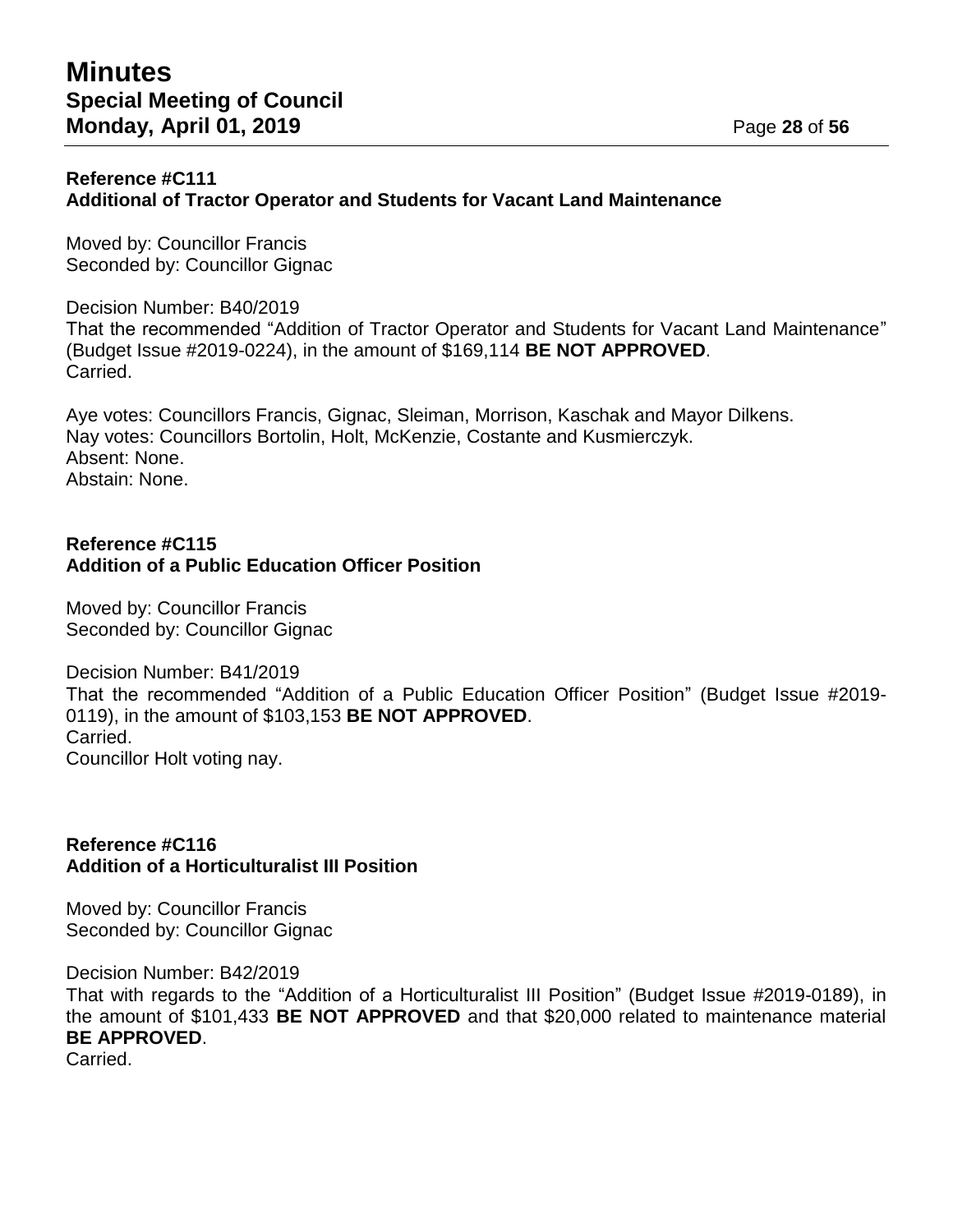**Reference #C111**
**Additional of Tractor Operator and Students for Vacant Land Maintenance**

Moved by: Councillor Francis
Seconded by: Councillor Gignac

Decision Number: B40/2019
That the recommended "Addition of Tractor Operator and Students for Vacant Land Maintenance" (Budget Issue #2019-0224), in the amount of $169,114 **BE NOT APPROVED**.
Carried.

Aye votes: Councillors Francis, Gignac, Sleiman, Morrison, Kaschak and Mayor Dilkens.
Nay votes: Councillors Bortolin, Holt, McKenzie, Costante and Kusmierczyk.
Absent: None.
Abstain: None.

**Reference #C115**
**Addition of a Public Education Officer Position**

Moved by: Councillor Francis
Seconded by: Councillor Gignac

Decision Number: B41/2019
That the recommended "Addition of a Public Education Officer Position" (Budget Issue #2019-0119), in the amount of $103,153 **BE NOT APPROVED**.
Carried.
Councillor Holt voting nay.

**Reference #C116**
**Addition of a Horticulturalist III Position**

Moved by: Councillor Francis
Seconded by: Councillor Gignac

Decision Number: B42/2019
That with regards to the "Addition of a Horticulturalist III Position" (Budget Issue #2019-0189), in the amount of $101,433 **BE NOT APPROVED** and that $20,000 related to maintenance material **BE APPROVED**.
Carried.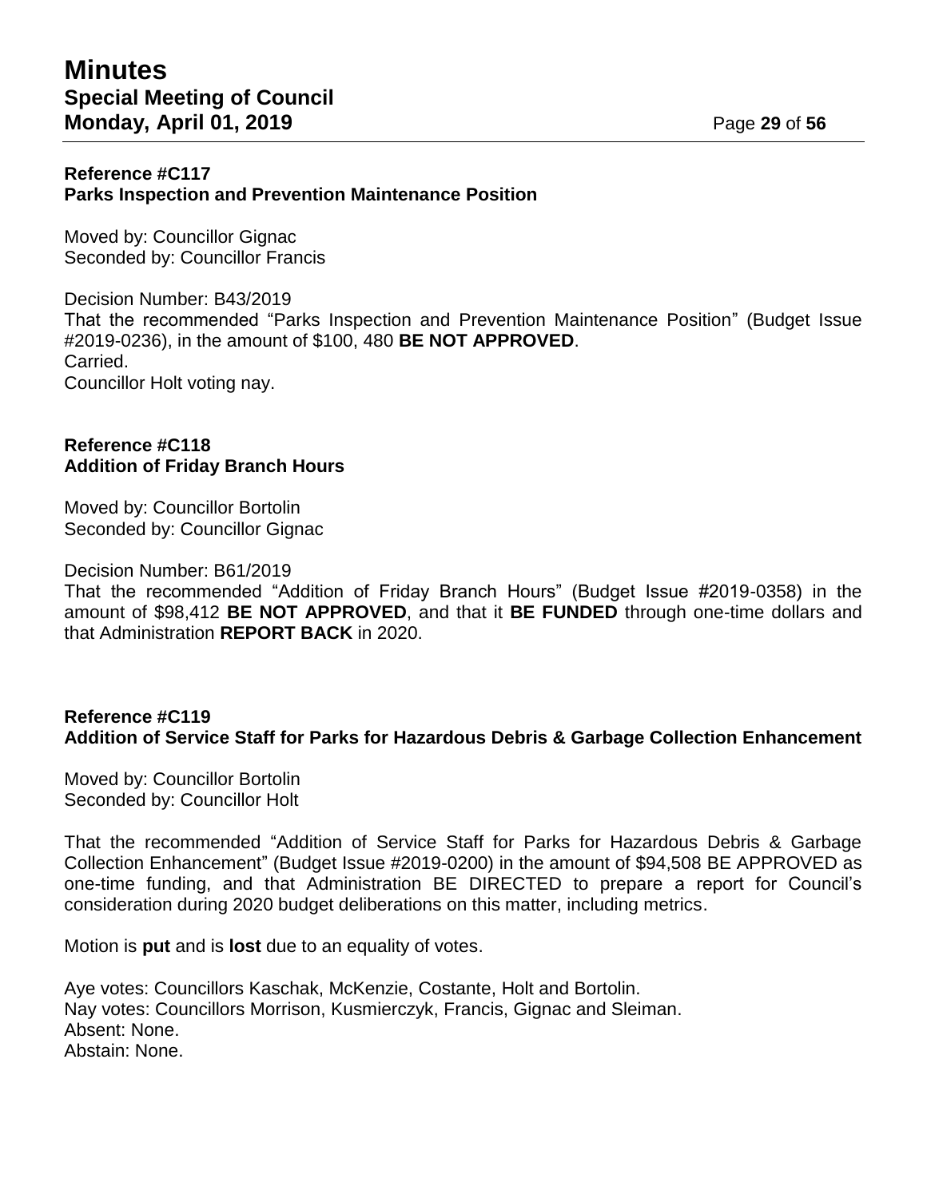**Reference #C117**
**Parks Inspection and Prevention Maintenance Position**

Moved by: Councillor Gignac
Seconded by: Councillor Francis

Decision Number: B43/2019
That the recommended "Parks Inspection and Prevention Maintenance Position" (Budget Issue #2019-0236), in the amount of $100, 480 **BE NOT APPROVED**.
Carried.
Councillor Holt voting nay.

**Reference #C118**
**Addition of Friday Branch Hours**

Moved by: Councillor Bortolin
Seconded by: Councillor Gignac

Decision Number: B61/2019
That the recommended "Addition of Friday Branch Hours" (Budget Issue #2019-0358) in the amount of $98,412 **BE NOT APPROVED**, and that it **BE FUNDED** through one-time dollars and that Administration **REPORT BACK** in 2020.

**Reference #C119**
**Addition of Service Staff for Parks for Hazardous Debris & Garbage Collection Enhancement**

Moved by: Councillor Bortolin
Seconded by: Councillor Holt

That the recommended "Addition of Service Staff for Parks for Hazardous Debris & Garbage Collection Enhancement" (Budget Issue #2019-0200) in the amount of $94,508 BE APPROVED as one-time funding, and that Administration BE DIRECTED to prepare a report for Council's consideration during 2020 budget deliberations on this matter, including metrics.

Motion is **put** and is **lost** due to an equality of votes.

Aye votes: Councillors Kaschak, McKenzie, Costante, Holt and Bortolin.
Nay votes: Councillors Morrison, Kusmierczyk, Francis, Gignac and Sleiman.
Absent: None.
Abstain: None.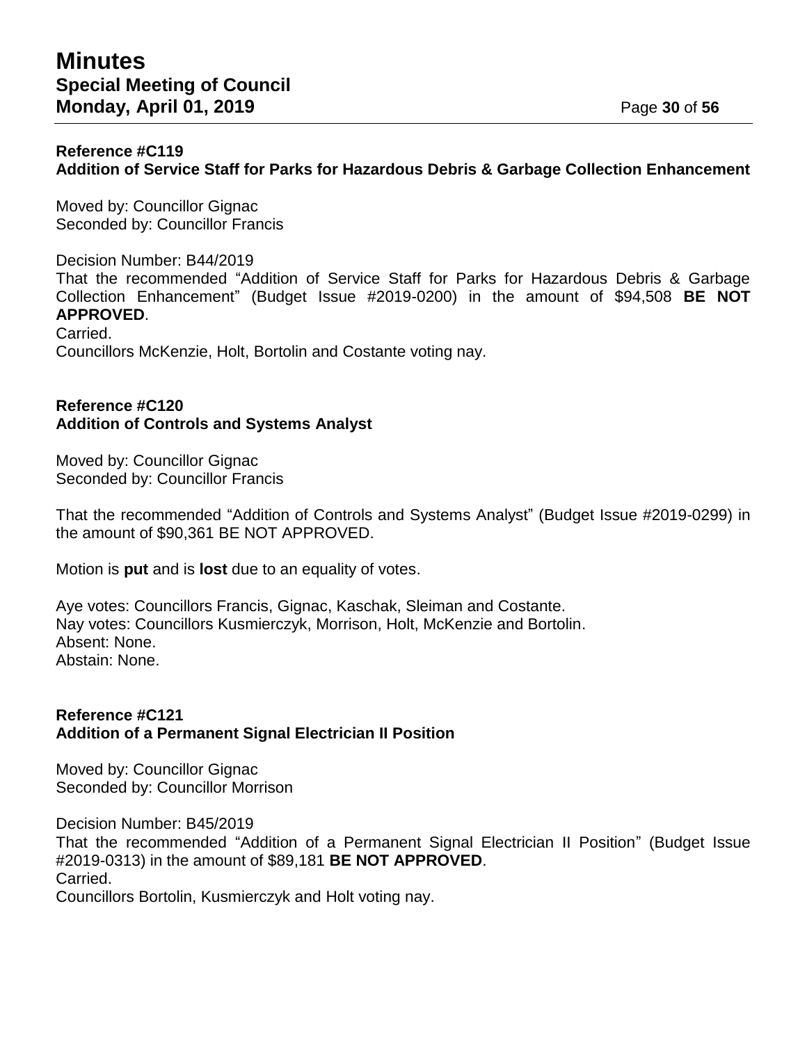**Reference #C119**
**Addition of Service Staff for Parks for Hazardous Debris & Garbage Collection Enhancement**

Moved by: Councillor Gignac
Seconded by: Councillor Francis

Decision Number: B44/2019
That the recommended "Addition of Service Staff for Parks for Hazardous Debris & Garbage Collection Enhancement" (Budget Issue #2019-0200) in the amount of $94,508 **BE NOT APPROVED**.
Carried.
Councillors McKenzie, Holt, Bortolin and Costante voting nay.

**Reference #C120**
**Addition of Controls and Systems Analyst**

Moved by: Councillor Gignac
Seconded by: Councillor Francis

That the recommended "Addition of Controls and Systems Analyst" (Budget Issue #2019-0299) in the amount of $90,361 BE NOT APPROVED.

Motion is **put** and is **lost** due to an equality of votes.

Aye votes: Councillors Francis, Gignac, Kaschak, Sleiman and Costante.
Nay votes: Councillors Kusmierczyk, Morrison, Holt, McKenzie and Bortolin.
Absent: None.
Abstain: None.

**Reference #C121**
**Addition of a Permanent Signal Electrician II Position**

Moved by: Councillor Gignac
Seconded by: Councillor Morrison

Decision Number: B45/2019
That the recommended "Addition of a Permanent Signal Electrician II Position" (Budget Issue #2019-0313) in the amount of $89,181 **BE NOT APPROVED**.
Carried.
Councillors Bortolin, Kusmierczyk and Holt voting nay.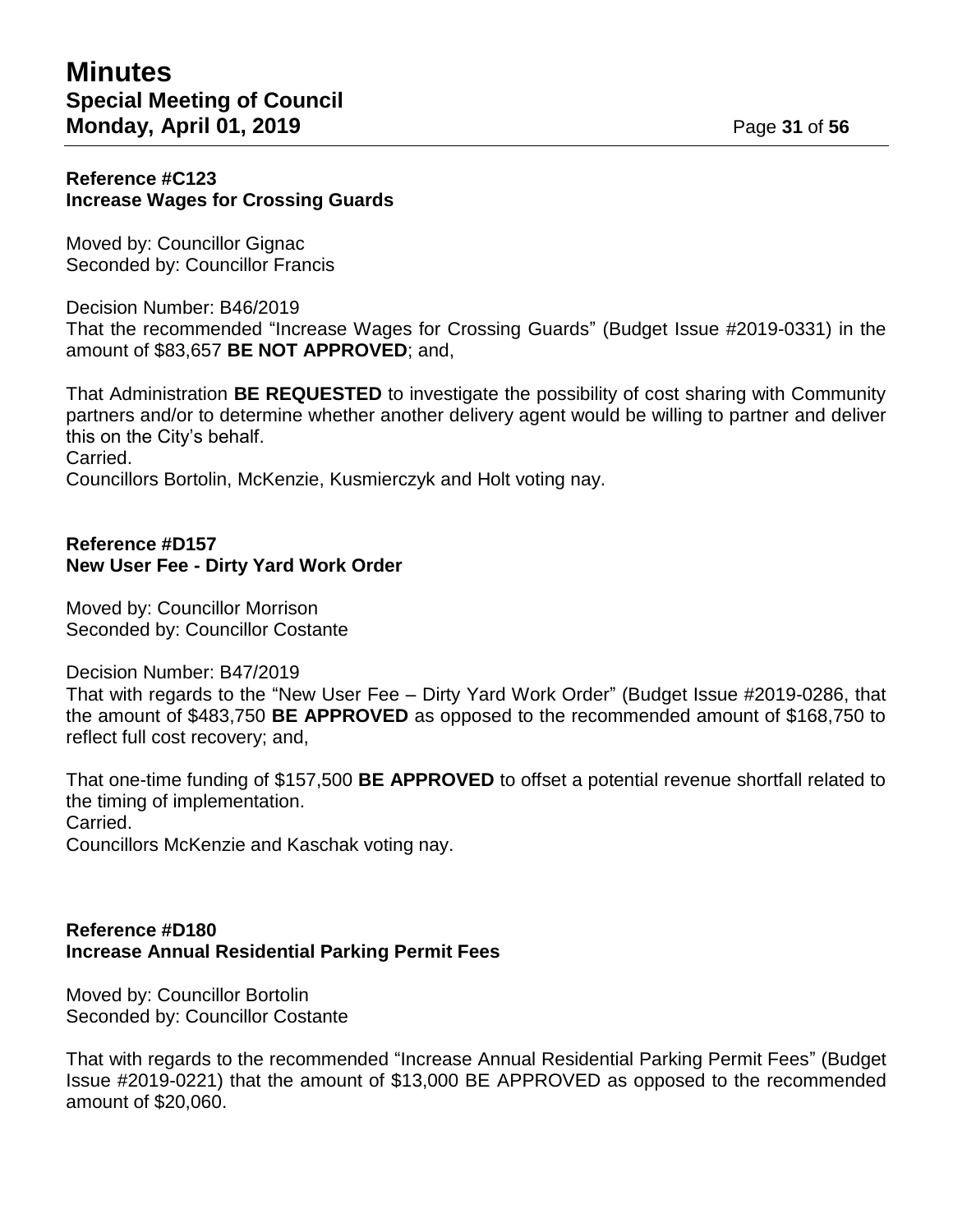**Reference #C123**
**Increase Wages for Crossing Guards**

Moved by: Councillor Gignac
Seconded by: Councillor Francis

Decision Number: B46/2019
That the recommended "Increase Wages for Crossing Guards" (Budget Issue #2019-0331) in the amount of $83,657 **BE NOT APPROVED**; and,

That Administration **BE REQUESTED** to investigate the possibility of cost sharing with Community partners and/or to determine whether another delivery agent would be willing to partner and deliver this on the City's behalf.
Carried.
Councillors Bortolin, McKenzie, Kusmierczyk and Holt voting nay.

**Reference #D157**
**New User Fee - Dirty Yard Work Order**

Moved by: Councillor Morrison
Seconded by: Councillor Costante

Decision Number: B47/2019
That with regards to the "New User Fee – Dirty Yard Work Order" (Budget Issue #2019-0286, that the amount of $483,750 **BE APPROVED** as opposed to the recommended amount of $168,750 to reflect full cost recovery; and,

That one-time funding of $157,500 **BE APPROVED** to offset a potential revenue shortfall related to the timing of implementation.
Carried.
Councillors McKenzie and Kaschak voting nay.

**Reference #D180**
**Increase Annual Residential Parking Permit Fees**

Moved by: Councillor Bortolin
Seconded by: Councillor Costante

That with regards to the recommended "Increase Annual Residential Parking Permit Fees" (Budget Issue #2019-0221) that the amount of $13,000 BE APPROVED as opposed to the recommended amount of $20,060.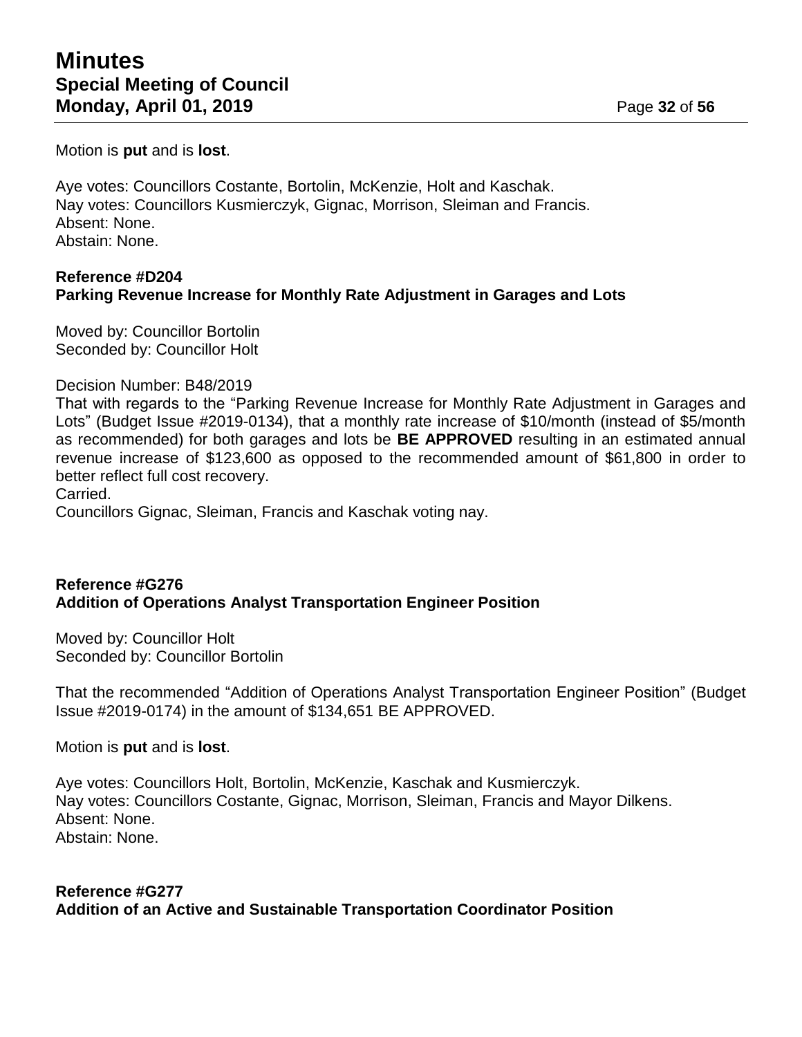Motion is **put** and is **lost**.

Aye votes: Councillors Costante, Bortolin, McKenzie, Holt and Kaschak.
Nay votes: Councillors Kusmierczyk, Gignac, Morrison, Sleiman and Francis.
Absent: None.
Abstain: None.

**Reference #D204**
**Parking Revenue Increase for Monthly Rate Adjustment in Garages and Lots**

Moved by: Councillor Bortolin
Seconded by: Councillor Holt

Decision Number: B48/2019
That with regards to the "Parking Revenue Increase for Monthly Rate Adjustment in Garages and Lots" (Budget Issue #2019-0134), that a monthly rate increase of $10/month (instead of $5/month as recommended) for both garages and lots be **BE APPROVED** resulting in an estimated annual revenue increase of $123,600 as opposed to the recommended amount of $61,800 in order to better reflect full cost recovery.
Carried.
Councillors Gignac, Sleiman, Francis and Kaschak voting nay.

**Reference #G276**
**Addition of Operations Analyst Transportation Engineer Position**

Moved by: Councillor Holt
Seconded by: Councillor Bortolin

That the recommended "Addition of Operations Analyst Transportation Engineer Position" (Budget Issue #2019-0174) in the amount of $134,651 BE APPROVED.

Motion is **put** and is **lost**.

Aye votes: Councillors Holt, Bortolin, McKenzie, Kaschak and Kusmierczyk.
Nay votes: Councillors Costante, Gignac, Morrison, Sleiman, Francis and Mayor Dilkens.
Absent: None.
Abstain: None.

**Reference #G277**
**Addition of an Active and Sustainable Transportation Coordinator Position**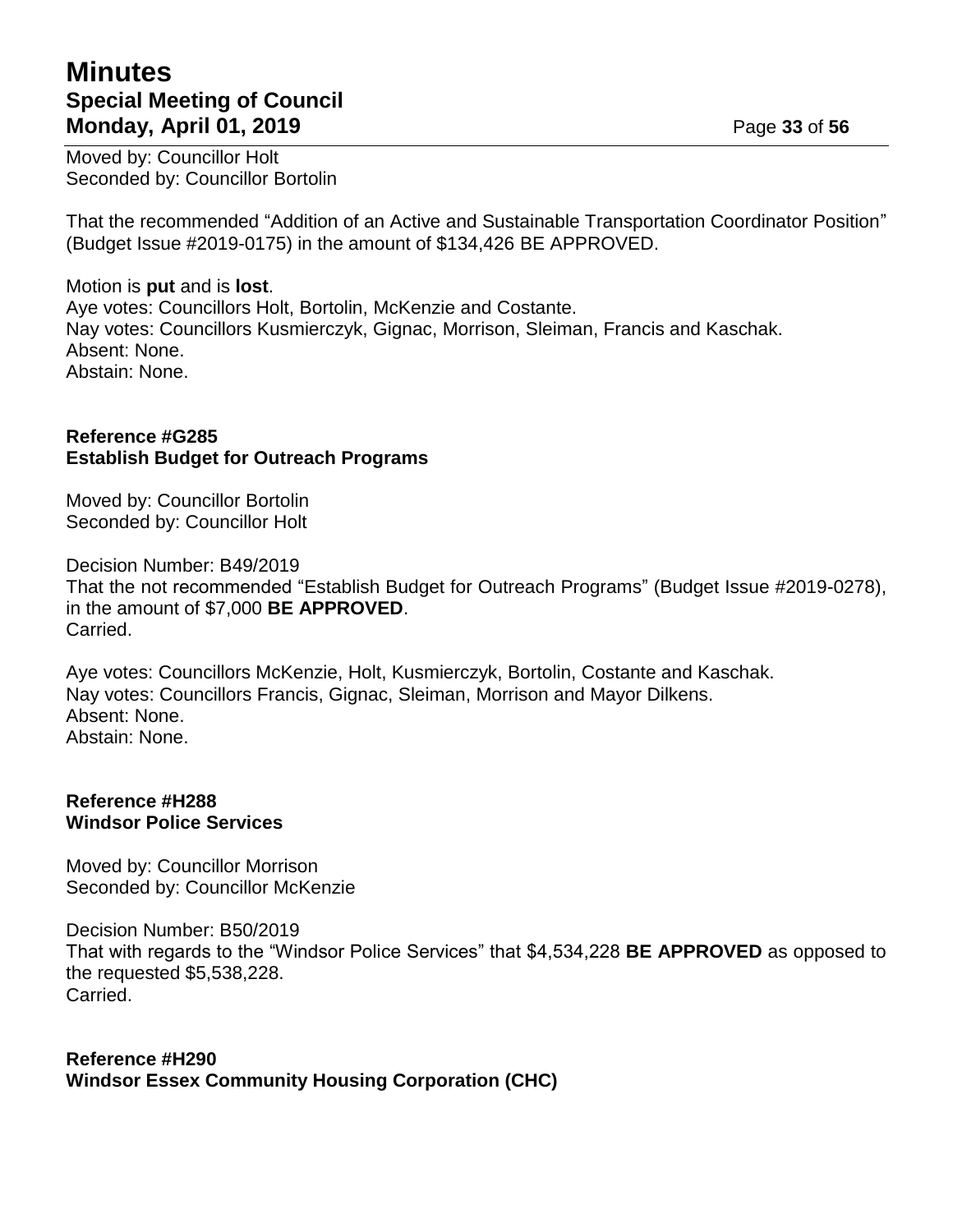Moved by: Councillor Holt
Seconded by: Councillor Bortolin

That the recommended “Addition of an Active and Sustainable Transportation Coordinator Position” (Budget Issue #2019-0175) in the amount of $134,426 BE APPROVED.

Motion is **put** and is **lost**.
Aye votes: Councillors Holt, Bortolin, McKenzie and Costante.
Nay votes: Councillors Kusmierczyk, Gignac, Morrison, Sleiman, Francis and Kaschak.
Absent: None.
Abstain: None.

**Reference #G285**
**Establish Budget for Outreach Programs**

Moved by: Councillor Bortolin
Seconded by: Councillor Holt

Decision Number: B49/2019
That the not recommended “Establish Budget for Outreach Programs” (Budget Issue #2019-0278), in the amount of $7,000 **BE APPROVED**.
Carried.

Aye votes: Councillors McKenzie, Holt, Kusmierczyk, Bortolin, Costante and Kaschak.
Nay votes: Councillors Francis, Gignac, Sleiman, Morrison and Mayor Dilkens.
Absent: None.
Abstain: None.

**Reference #H288**
**Windsor Police Services**

Moved by: Councillor Morrison
Seconded by: Councillor McKenzie

Decision Number: B50/2019
That with regards to the “Windsor Police Services” that $4,534,228 **BE APPROVED** as opposed to the requested $5,538,228.
Carried.

**Reference #H290**
**Windsor Essex Community Housing Corporation (CHC)**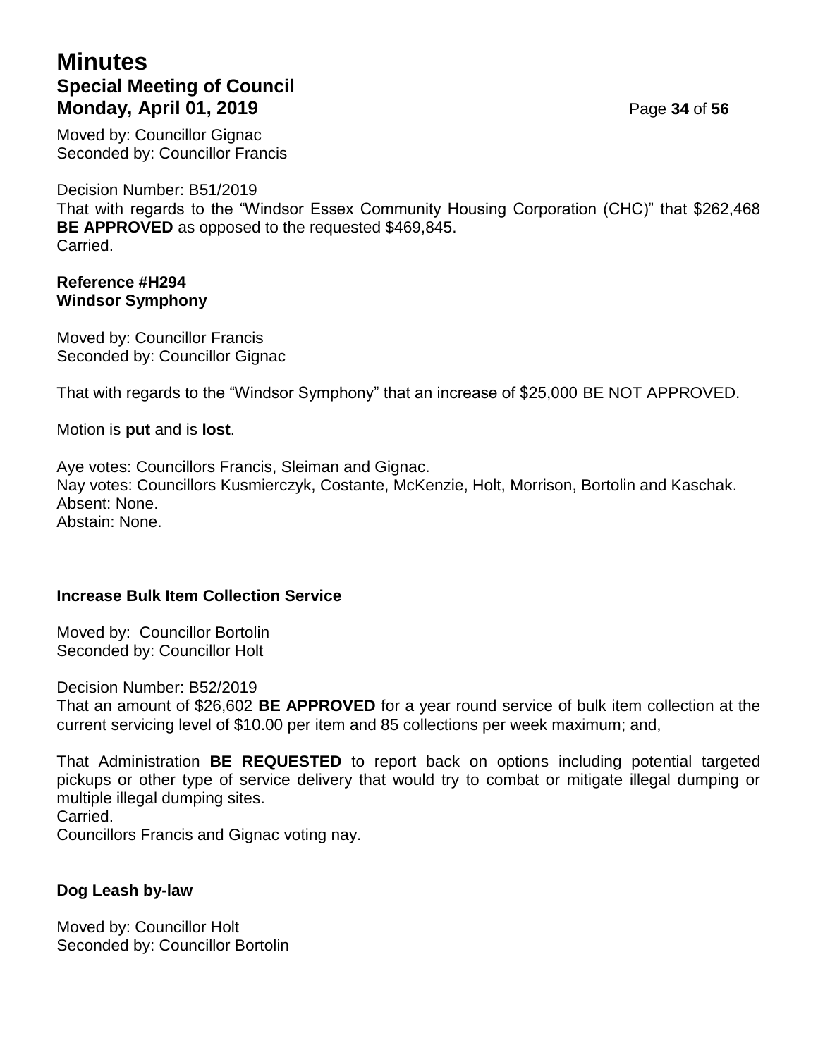Moved by: Councillor Gignac
Seconded by: Councillor Francis

Decision Number: B51/2019
That with regards to the "Windsor Essex Community Housing Corporation (CHC)" that $262,468 **BE APPROVED** as opposed to the requested $469,845.
Carried.

**Reference #H294**
**Windsor Symphony**

Moved by: Councillor Francis
Seconded by: Councillor Gignac

That with regards to the "Windsor Symphony" that an increase of $25,000 BE NOT APPROVED.

Motion is **put** and is **lost**.

Aye votes: Councillors Francis, Sleiman and Gignac.
Nay votes: Councillors Kusmierczyk, Costante, McKenzie, Holt, Morrison, Bortolin and Kaschak.
Absent: None.
Abstain: None.

**Increase Bulk Item Collection Service**

Moved by: Councillor Bortolin
Seconded by: Councillor Holt

Decision Number: B52/2019
That an amount of $26,602 **BE APPROVED** for a year round service of bulk item collection at the current servicing level of $10.00 per item and 85 collections per week maximum; and,

That Administration **BE REQUESTED** to report back on options including potential targeted pickups or other type of service delivery that would try to combat or mitigate illegal dumping or multiple illegal dumping sites.
Carried.
Councillors Francis and Gignac voting nay.

**Dog Leash by-law**

Moved by: Councillor Holt
Seconded by: Councillor Bortolin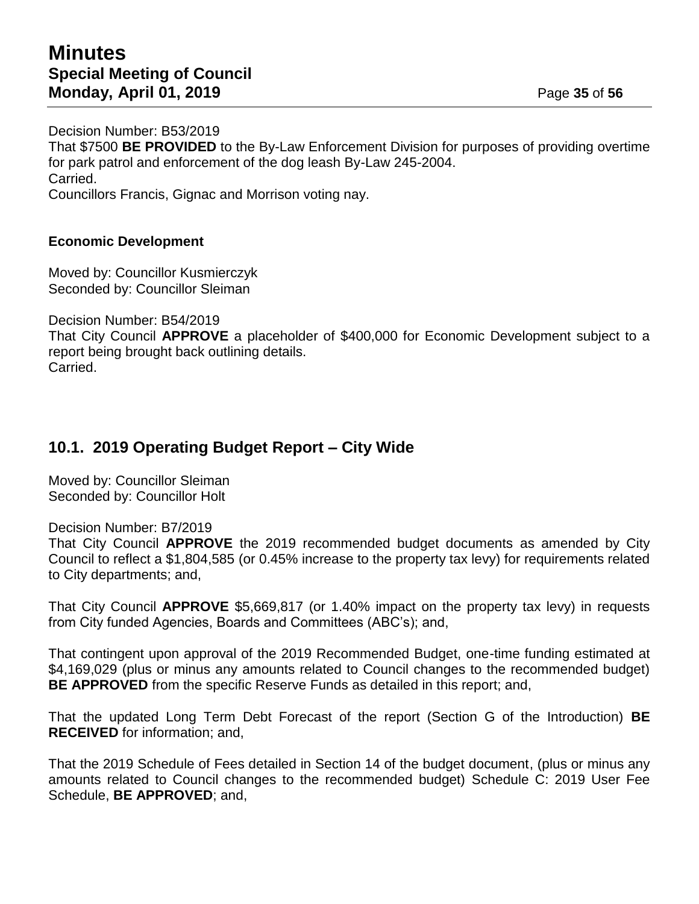Decision Number: B53/2019
That $7500 **BE PROVIDED** to the By-Law Enforcement Division for purposes of providing overtime for park patrol and enforcement of the dog leash By-Law 245-2004.
Carried.
Councillors Francis, Gignac and Morrison voting nay.

**Economic Development**

Moved by: Councillor Kusmierczyk
Seconded by: Councillor Sleiman

Decision Number: B54/2019
That City Council **APPROVE** a placeholder of $400,000 for Economic Development subject to a report being brought back outlining details.
Carried.

## 10.1. 2019 Operating Budget Report – City Wide

Moved by: Councillor Sleiman
Seconded by: Councillor Holt

Decision Number: B7/2019
That City Council **APPROVE** the 2019 recommended budget documents as amended by City Council to reflect a $1,804,585 (or 0.45% increase to the property tax levy) for requirements related to City departments; and,

That City Council **APPROVE** $5,669,817 (or 1.40% impact on the property tax levy) in requests from City funded Agencies, Boards and Committees (ABC's); and,

That contingent upon approval of the 2019 Recommended Budget, one-time funding estimated at $4,169,029 (plus or minus any amounts related to Council changes to the recommended budget) **BE APPROVED** from the specific Reserve Funds as detailed in this report; and,

That the updated Long Term Debt Forecast of the report (Section G of the Introduction) **BE RECEIVED** for information; and,

That the 2019 Schedule of Fees detailed in Section 14 of the budget document, (plus or minus any amounts related to Council changes to the recommended budget) Schedule C: 2019 User Fee Schedule, **BE APPROVED**; and,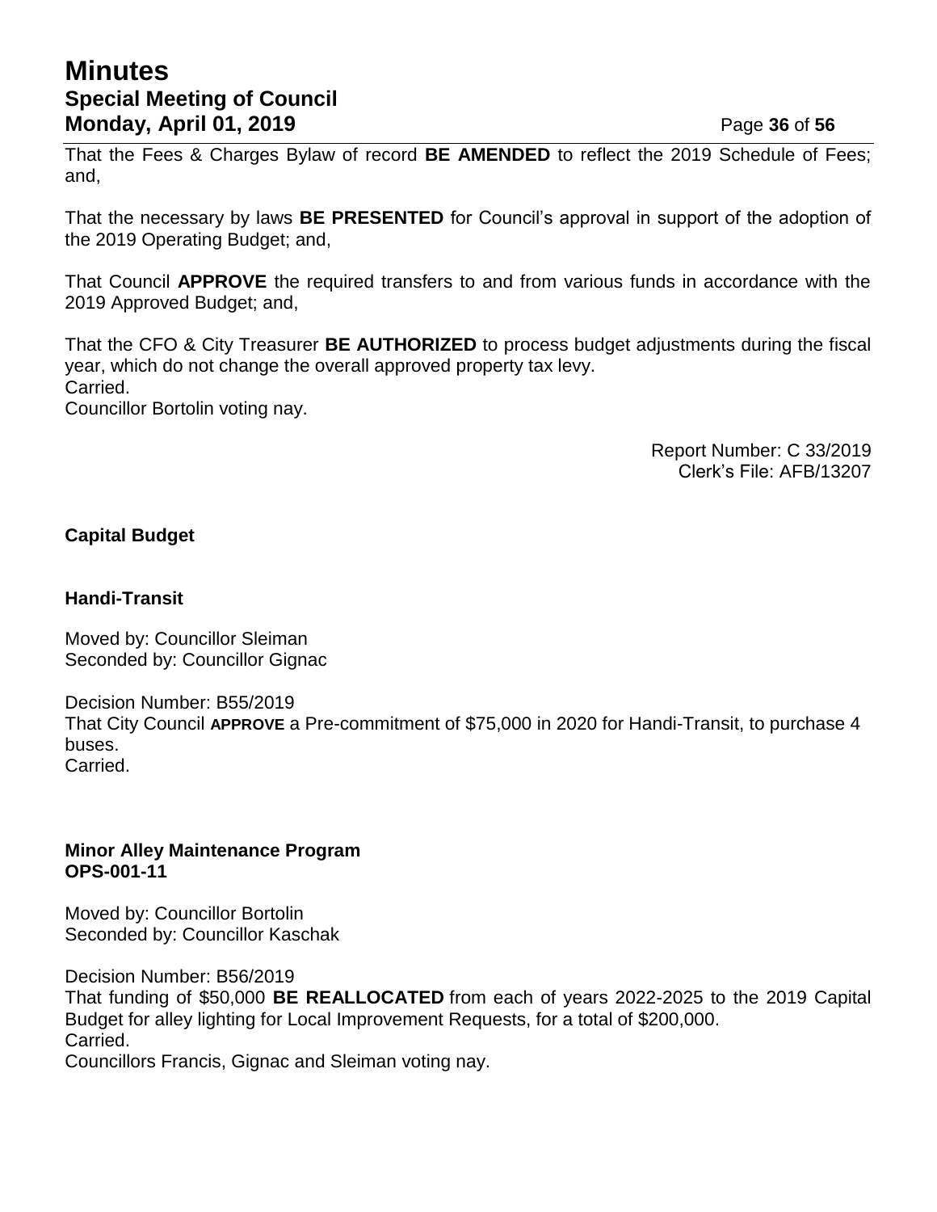That the Fees & Charges Bylaw of record **BE AMENDED** to reflect the 2019 Schedule of Fees; and,

That the necessary by laws **BE PRESENTED** for Council's approval in support of the adoption of the 2019 Operating Budget; and,

That Council **APPROVE** the required transfers to and from various funds in accordance with the 2019 Approved Budget; and,

That the CFO & City Treasurer **BE AUTHORIZED** to process budget adjustments during the fiscal year, which do not change the overall approved property tax levy.
Carried.
Councillor Bortolin voting nay.

Report Number: C 33/2019
Clerk's File: AFB/13207

**Capital Budget**

**Handi-Transit**

Moved by: Councillor Sleiman
Seconded by: Councillor Gignac

Decision Number: B55/2019
That City Council **APPROVE** a Pre-commitment of $75,000 in 2020 for Handi-Transit, to purchase 4 buses.
Carried.

**Minor Alley Maintenance Program**
**OPS-001-11**

Moved by: Councillor Bortolin
Seconded by: Councillor Kaschak

Decision Number: B56/2019
That funding of $50,000 **BE REALLOCATED** from each of years 2022-2025 to the 2019 Capital Budget for alley lighting for Local Improvement Requests, for a total of $200,000.
Carried.
Councillors Francis, Gignac and Sleiman voting nay.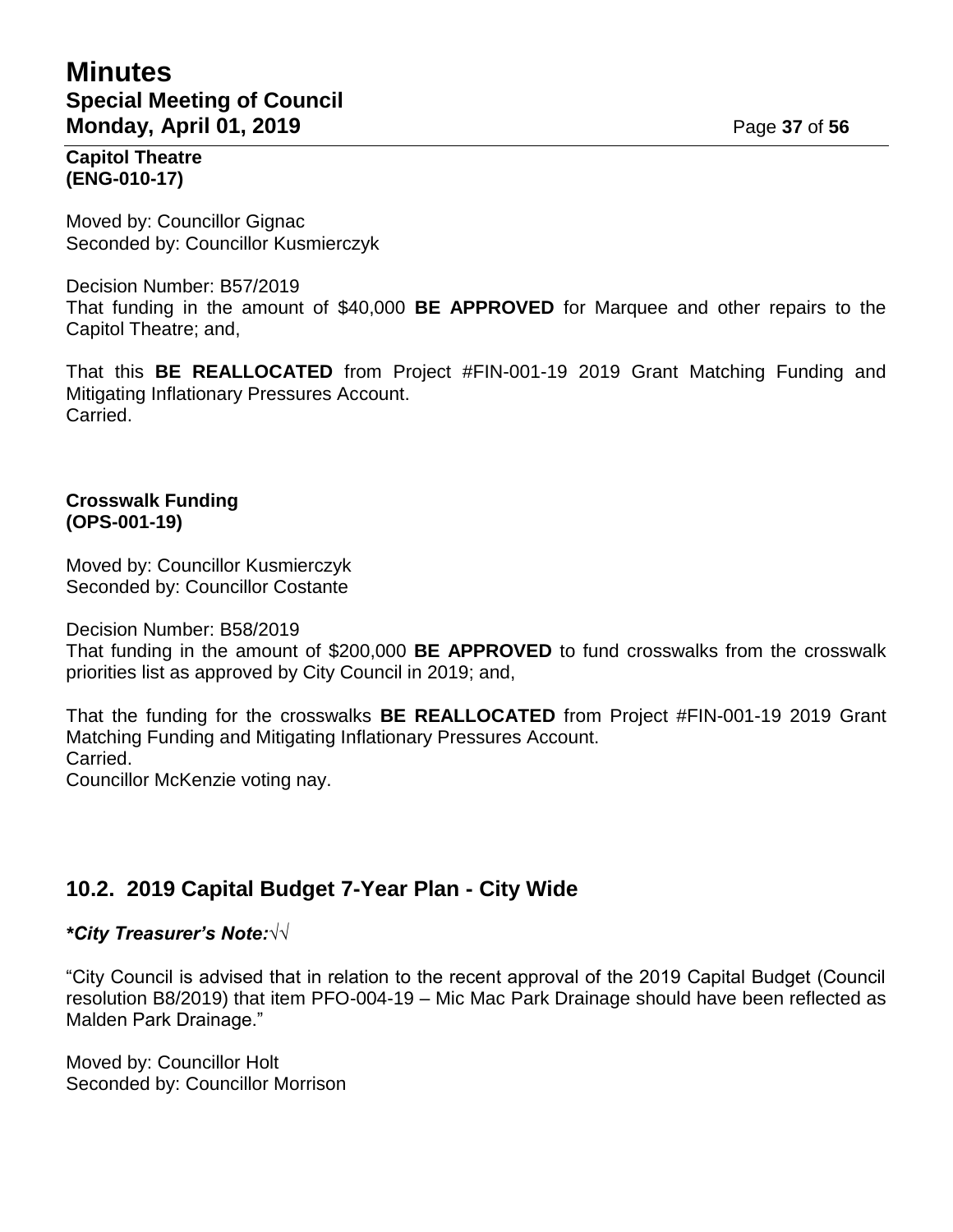**Capitol Theatre**
**(ENG-010-17)**

Moved by: Councillor Gignac
Seconded by: Councillor Kusmierczyk

Decision Number: B57/2019
That funding in the amount of $40,000 **BE APPROVED** for Marquee and other repairs to the Capitol Theatre; and,

That this **BE REALLOCATED** from Project #FIN-001-19 2019 Grant Matching Funding and Mitigating Inflationary Pressures Account.
Carried.

**Crosswalk Funding**
**(OPS-001-19)**

Moved by: Councillor Kusmierczyk
Seconded by: Councillor Costante

Decision Number: B58/2019
That funding in the amount of $200,000 **BE APPROVED** to fund crosswalks from the crosswalk priorities list as approved by City Council in 2019; and,

That the funding for the crosswalks **BE REALLOCATED** from Project #FIN-001-19 2019 Grant Matching Funding and Mitigating Inflationary Pressures Account.
Carried.
Councillor McKenzie voting nay.

## 10.2. 2019 Capital Budget 7-Year Plan - City Wide

***City Treasurer's Note:**√√

"City Council is advised that in relation to the recent approval of the 2019 Capital Budget (Council resolution B8/2019) that item PFO-004-19 – Mic Mac Park Drainage should have been reflected as Malden Park Drainage."

Moved by: Councillor Holt
Seconded by: Councillor Morrison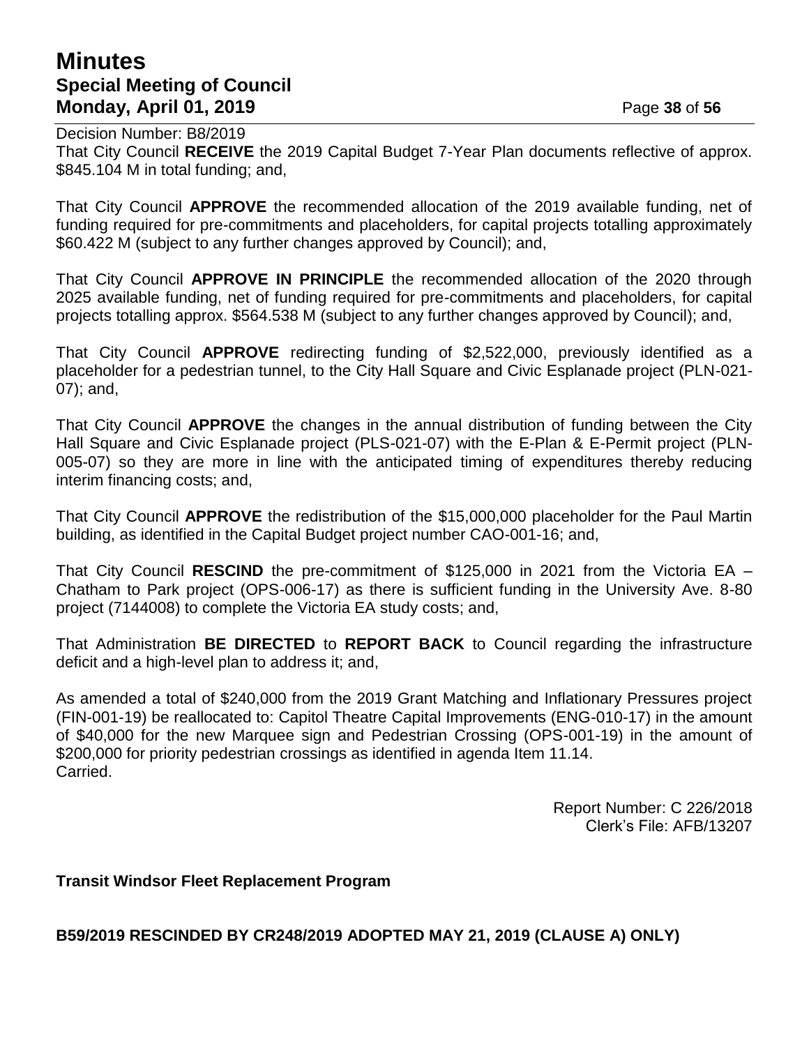Decision Number: B8/2019

That City Council **RECEIVE** the 2019 Capital Budget 7-Year Plan documents reflective of approx. $845.104 M in total funding; and,

That City Council **APPROVE** the recommended allocation of the 2019 available funding, net of funding required for pre-commitments and placeholders, for capital projects totalling approximately $60.422 M (subject to any further changes approved by Council); and,

That City Council **APPROVE IN PRINCIPLE** the recommended allocation of the 2020 through 2025 available funding, net of funding required for pre-commitments and placeholders, for capital projects totalling approx. $564.538 M (subject to any further changes approved by Council); and,

That City Council **APPROVE** redirecting funding of $2,522,000, previously identified as a placeholder for a pedestrian tunnel, to the City Hall Square and Civic Esplanade project (PLN-021-07); and,

That City Council **APPROVE** the changes in the annual distribution of funding between the City Hall Square and Civic Esplanade project (PLS-021-07) with the E-Plan & E-Permit project (PLN-005-07) so they are more in line with the anticipated timing of expenditures thereby reducing interim financing costs; and,

That City Council **APPROVE** the redistribution of the $15,000,000 placeholder for the Paul Martin building, as identified in the Capital Budget project number CAO-001-16; and,

That City Council **RESCIND** the pre-commitment of $125,000 in 2021 from the Victoria EA – Chatham to Park project (OPS-006-17) as there is sufficient funding in the University Ave. 8-80 project (7144008) to complete the Victoria EA study costs; and,

That Administration **BE DIRECTED** to **REPORT BACK** to Council regarding the infrastructure deficit and a high-level plan to address it; and,

As amended a total of $240,000 from the 2019 Grant Matching and Inflationary Pressures project (FIN-001-19) be reallocated to: Capitol Theatre Capital Improvements (ENG-010-17) in the amount of $40,000 for the new Marquee sign and Pedestrian Crossing (OPS-001-19) in the amount of $200,000 for priority pedestrian crossings as identified in agenda Item 11.14.
Carried.

Report Number: C 226/2018
Clerk's File: AFB/13207

**Transit Windsor Fleet Replacement Program**

**B59/2019 RESCINDED BY CR248/2019 ADOPTED MAY 21, 2019 (CLAUSE A) ONLY)**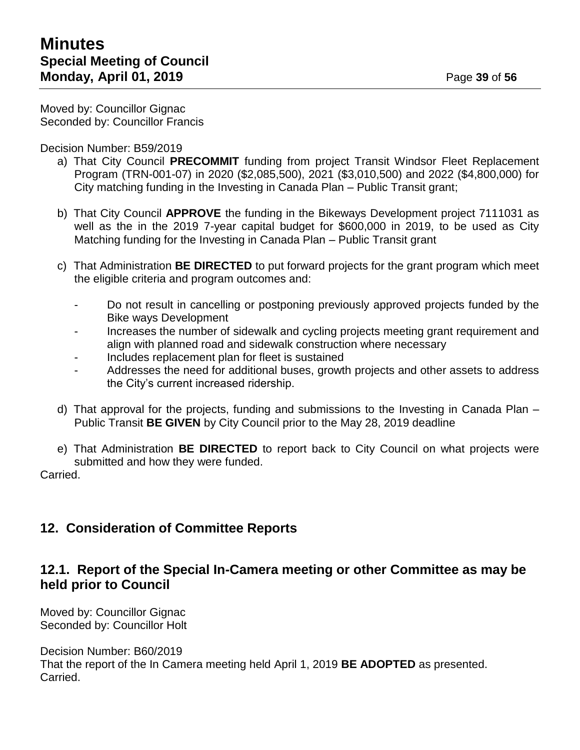Moved by: Councillor Gignac
Seconded by: Councillor Francis

Decision Number: B59/2019

a) That City Council **PRECOMMIT** funding from project Transit Windsor Fleet Replacement Program (TRN-001-07) in 2020 ($2,085,500), 2021 ($3,010,500) and 2022 ($4,800,000) for City matching funding in the Investing in Canada Plan – Public Transit grant;

b) That City Council **APPROVE** the funding in the Bikeways Development project 7111031 as well as the in the 2019 7-year capital budget for $600,000 in 2019, to be used as City Matching funding for the Investing in Canada Plan – Public Transit grant

c) That Administration **BE DIRECTED** to put forward projects for the grant program which meet the eligible criteria and program outcomes and:

- Do not result in cancelling or postponing previously approved projects funded by the Bike ways Development
- Increases the number of sidewalk and cycling projects meeting grant requirement and align with planned road and sidewalk construction where necessary
- Includes replacement plan for fleet is sustained
- Addresses the need for additional buses, growth projects and other assets to address the City's current increased ridership.

d) That approval for the projects, funding and submissions to the Investing in Canada Plan – Public Transit **BE GIVEN** by City Council prior to the May 28, 2019 deadline

e) That Administration **BE DIRECTED** to report back to City Council on what projects were submitted and how they were funded.

Carried.

## 12. Consideration of Committee Reports

### 12.1. Report of the Special In-Camera meeting or other Committee as may be held prior to Council

Moved by: Councillor Gignac
Seconded by: Councillor Holt

Decision Number: B60/2019
That the report of the In Camera meeting held April 1, 2019 **BE ADOPTED** as presented.
Carried.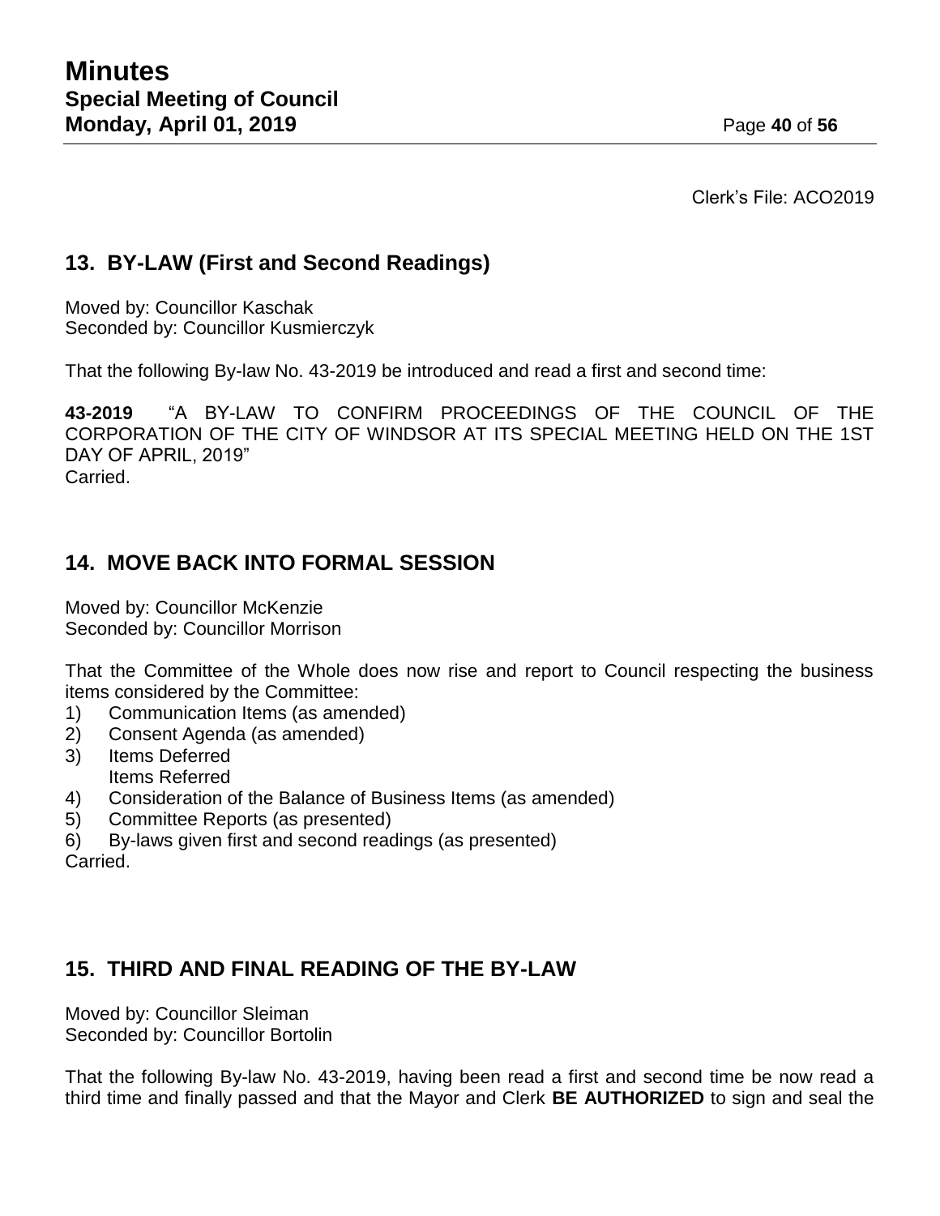Clerk's File: ACO2019

## 13. BY-LAW (First and Second Readings)

Moved by: Councillor Kaschak
Seconded by: Councillor Kusmierczyk

That the following By-law No. 43-2019 be introduced and read a first and second time:

**43-2019** "A BY-LAW TO CONFIRM PROCEEDINGS OF THE COUNCIL OF THE CORPORATION OF THE CITY OF WINDSOR AT ITS SPECIAL MEETING HELD ON THE 1ST DAY OF APRIL, 2019"
Carried.

## 14. MOVE BACK INTO FORMAL SESSION

Moved by: Councillor McKenzie
Seconded by: Councillor Morrison

That the Committee of the Whole does now rise and report to Council respecting the business items considered by the Committee:

1) Communication Items (as amended)
2) Consent Agenda (as amended)
3) Items Deferred
   Items Referred
4) Consideration of the Balance of Business Items (as amended)
5) Committee Reports (as presented)
6) By-laws given first and second readings (as presented)

Carried.

## 15. THIRD AND FINAL READING OF THE BY-LAW

Moved by: Councillor Sleiman
Seconded by: Councillor Bortolin

That the following By-law No. 43-2019, having been read a first and second time be now read a third time and finally passed and that the Mayor and Clerk **BE AUTHORIZED** to sign and seal the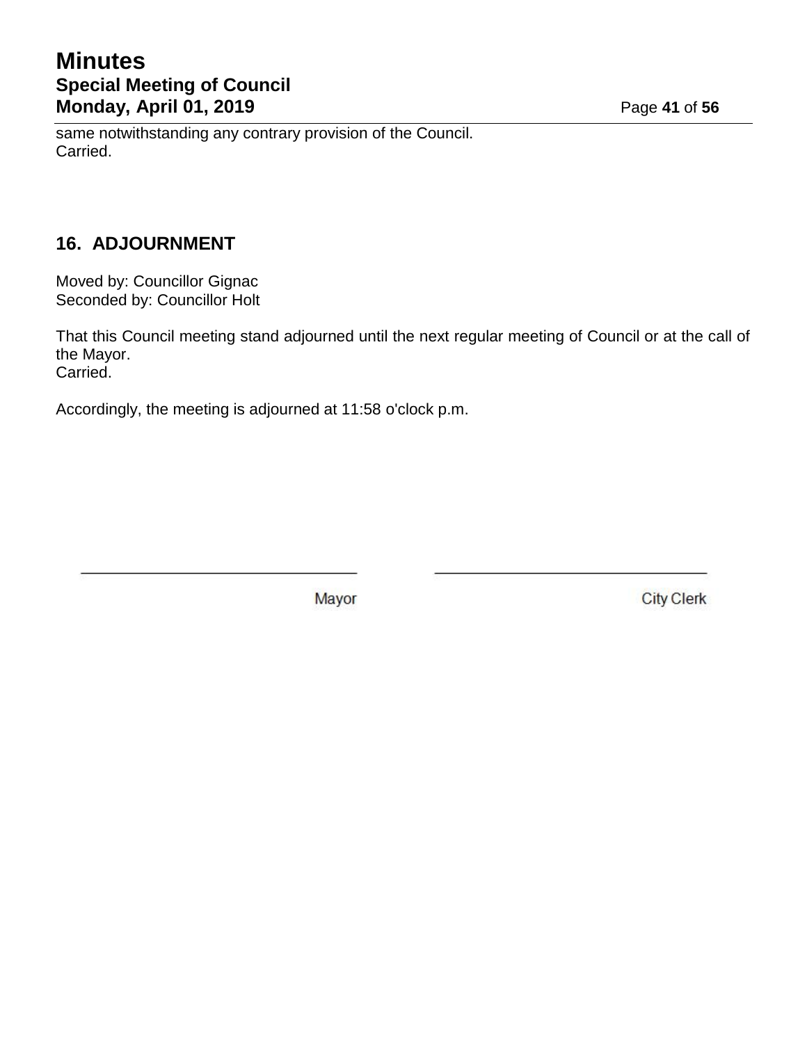same notwithstanding any contrary provision of the Council.
Carried.

## 16. ADJOURNMENT

Moved by: Councillor Gignac
Seconded by: Councillor Holt

That this Council meeting stand adjourned until the next regular meeting of Council or at the call of the Mayor.
Carried.

Accordingly, the meeting is adjourned at 11:58 o'clock p.m.

\_\_\_\_\_\_\_\_\_\_\_\_\_\_\_\_\_\_\_\_\_\_\_\_\_\_\_\_\_\_\_\_ Mayor

\_\_\_\_\_\_\_\_\_\_\_\_\_\_\_\_\_\_\_\_\_\_\_\_\_\_\_\_\_\_\_\_ City Clerk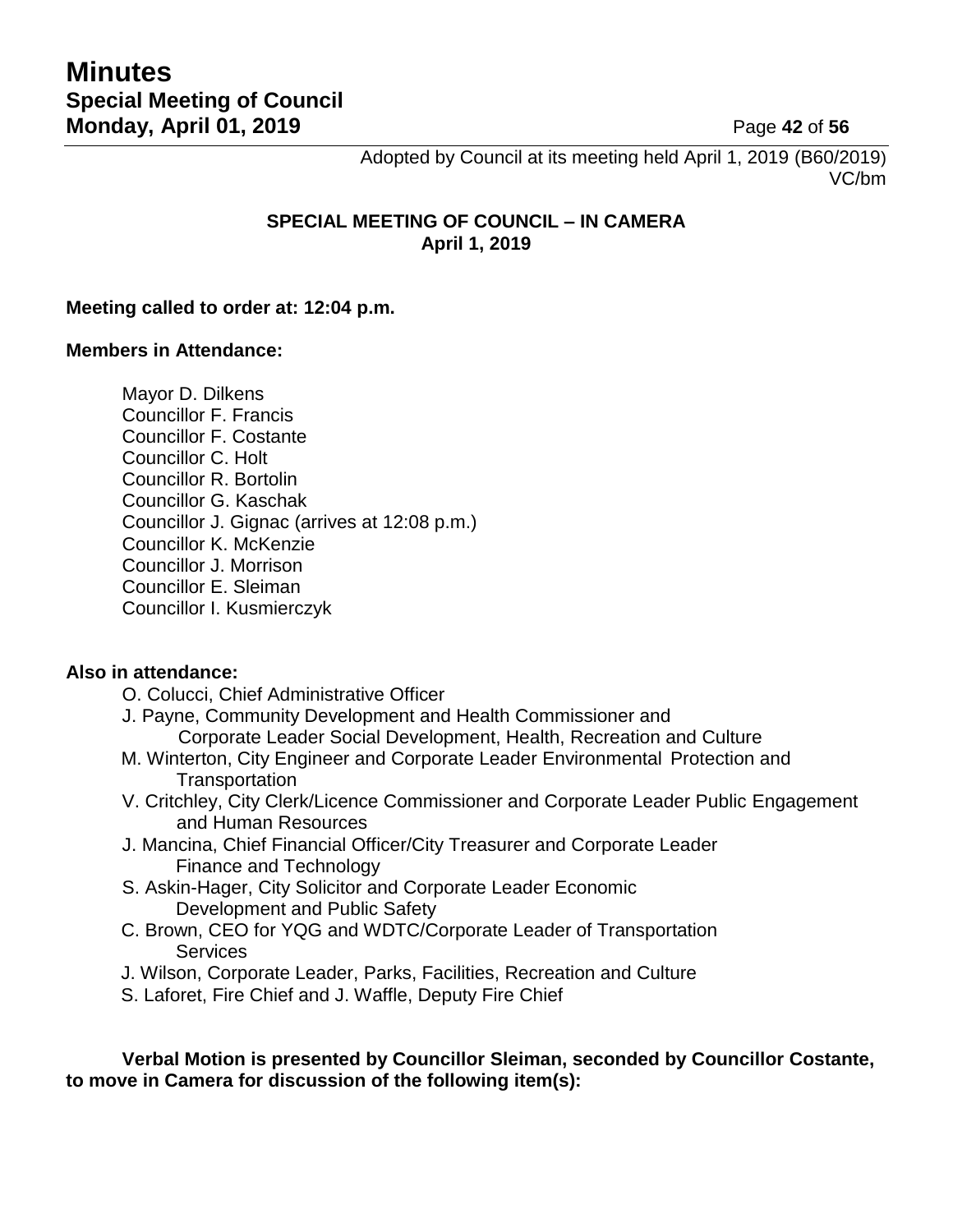Adopted by Council at its meeting held April 1, 2019 (B60/2019)
VC/bm

**SPECIAL MEETING OF COUNCIL – IN CAMERA**
**April 1, 2019**

**Meeting called to order at: 12:04 p.m.**

**Members in Attendance:**

Mayor D. Dilkens
Councillor F. Francis
Councillor F. Costante
Councillor C. Holt
Councillor R. Bortolin
Councillor G. Kaschak
Councillor J. Gignac (arrives at 12:08 p.m.)
Councillor K. McKenzie
Councillor J. Morrison
Councillor E. Sleiman
Councillor I. Kusmierczyk

**Also in attendance:**

O. Colucci, Chief Administrative Officer
J. Payne, Community Development and Health Commissioner and Corporate Leader Social Development, Health, Recreation and Culture
M. Winterton, City Engineer and Corporate Leader Environmental Protection and Transportation
V. Critchley, City Clerk/Licence Commissioner and Corporate Leader Public Engagement and Human Resources
J. Mancina, Chief Financial Officer/City Treasurer and Corporate Leader Finance and Technology
S. Askin-Hager, City Solicitor and Corporate Leader Economic Development and Public Safety
C. Brown, CEO for YQG and WDTC/Corporate Leader of Transportation Services
J. Wilson, Corporate Leader, Parks, Facilities, Recreation and Culture
S. Laforet, Fire Chief and J. Waffle, Deputy Fire Chief

**Verbal Motion is presented by Councillor Sleiman, seconded by Councillor Costante, to move in Camera for discussion of the following item(s):**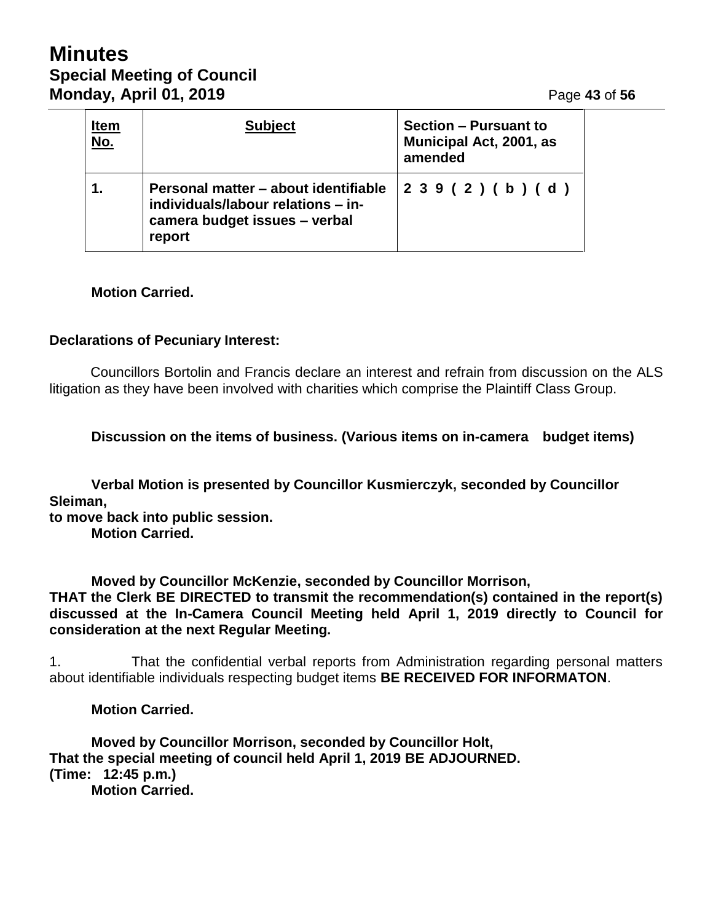| Item No. | Subject | Section – Pursuant to Municipal Act, 2001, as amended |
|---|---|---|
| 1. | Personal matter – about identifiable individuals/labour relations – in-camera budget issues – verbal report | 239(2)(b)(d) |

**Motion Carried.**

**Declarations of Pecuniary Interest:**

Councillors Bortolin and Francis declare an interest and refrain from discussion on the ALS litigation as they have been involved with charities which comprise the Plaintiff Class Group.

**Discussion on the items of business. (Various items on in-camera budget items)**

**Verbal Motion is presented by Councillor Kusmierczyk, seconded by Councillor Sleiman, to move back into public session.**
**Motion Carried.**

**Moved by Councillor McKenzie, seconded by Councillor Morrison,**
**THAT the Clerk BE DIRECTED to transmit the recommendation(s) contained in the report(s) discussed at the In-Camera Council Meeting held April 1, 2019 directly to Council for consideration at the next Regular Meeting.**

1. That the confidential verbal reports from Administration regarding personal matters about identifiable individuals respecting budget items **BE RECEIVED FOR INFORMATON**.

**Motion Carried.**

**Moved by Councillor Morrison, seconded by Councillor Holt,**
**That the special meeting of council held April 1, 2019 BE ADJOURNED.**
**(Time: 12:45 p.m.)**
**Motion Carried.**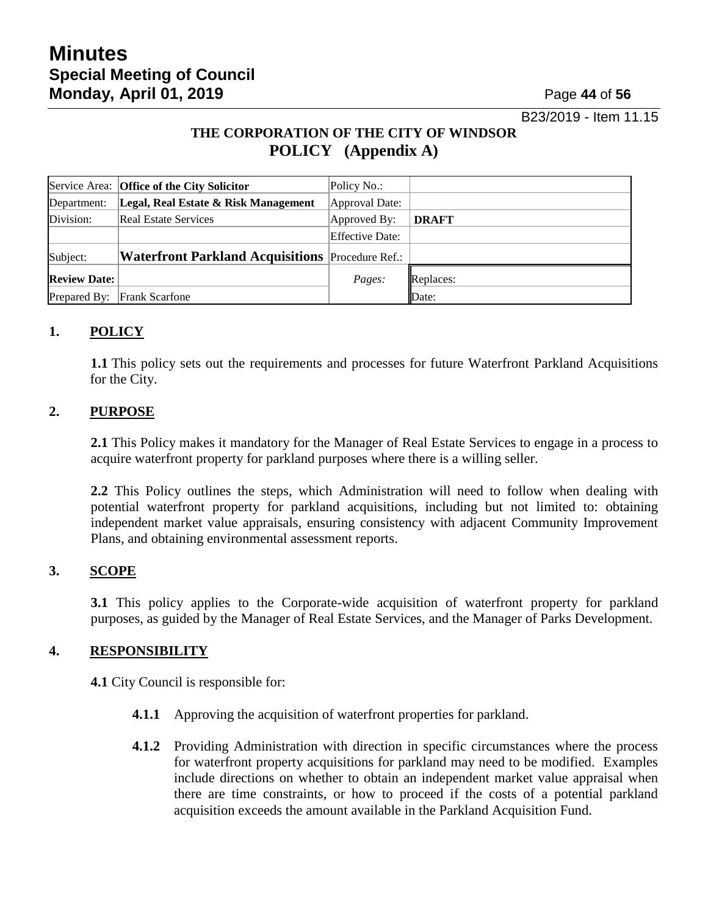B23/2019 - Item 11.15

**THE CORPORATION OF THE CITY OF WINDSOR**
**POLICY (Appendix A)**

| Service Area: | **Office of the City Solicitor** | Policy No.: | |
|---|---|---|---|
| Department: | **Legal, Real Estate & Risk Management** | Approval Date: | |
| Division: | Real Estate Services | Approved By: | **DRAFT** |
| | | Effective Date: | |
| Subject: | **Waterfront Parkland Acquisitions** | Procedure Ref.: | |
| **Review Date:** | | *Pages:* | Replaces: |
| Prepared By: | Frank Scarfone | | Date: |

## 1. POLICY

**1.1** This policy sets out the requirements and processes for future Waterfront Parkland Acquisitions for the City.

## 2. PURPOSE

**2.1** This Policy makes it mandatory for the Manager of Real Estate Services to engage in a process to acquire waterfront property for parkland purposes where there is a willing seller.

**2.2** This Policy outlines the steps, which Administration will need to follow when dealing with potential waterfront property for parkland acquisitions, including but not limited to: obtaining independent market value appraisals, ensuring consistency with adjacent Community Improvement Plans, and obtaining environmental assessment reports.

## 3. SCOPE

**3.1** This policy applies to the Corporate-wide acquisition of waterfront property for parkland purposes, as guided by the Manager of Real Estate Services, and the Manager of Parks Development.

## 4. RESPONSIBILITY

**4.1** City Council is responsible for:

- **4.1.1** Approving the acquisition of waterfront properties for parkland.
- **4.1.2** Providing Administration with direction in specific circumstances where the process for waterfront property acquisitions for parkland may need to be modified. Examples include directions on whether to obtain an independent market value appraisal when there are time constraints, or how to proceed if the costs of a potential parkland acquisition exceeds the amount available in the Parkland Acquisition Fund.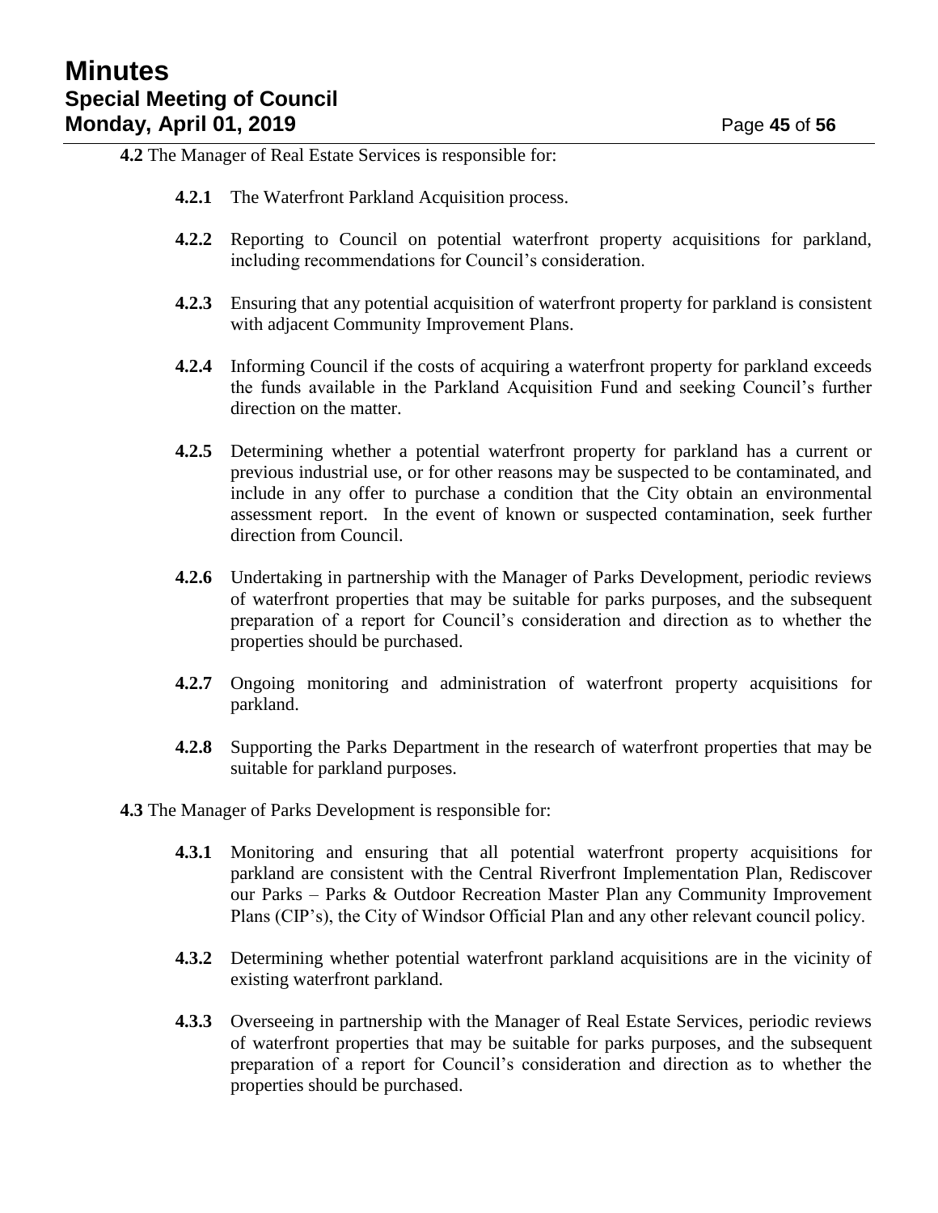**4.2** The Manager of Real Estate Services is responsible for:

**4.2.1** The Waterfront Parkland Acquisition process.

**4.2.2** Reporting to Council on potential waterfront property acquisitions for parkland, including recommendations for Council's consideration.

**4.2.3** Ensuring that any potential acquisition of waterfront property for parkland is consistent with adjacent Community Improvement Plans.

**4.2.4** Informing Council if the costs of acquiring a waterfront property for parkland exceeds the funds available in the Parkland Acquisition Fund and seeking Council's further direction on the matter.

**4.2.5** Determining whether a potential waterfront property for parkland has a current or previous industrial use, or for other reasons may be suspected to be contaminated, and include in any offer to purchase a condition that the City obtain an environmental assessment report. In the event of known or suspected contamination, seek further direction from Council.

**4.2.6** Undertaking in partnership with the Manager of Parks Development, periodic reviews of waterfront properties that may be suitable for parks purposes, and the subsequent preparation of a report for Council's consideration and direction as to whether the properties should be purchased.

**4.2.7** Ongoing monitoring and administration of waterfront property acquisitions for parkland.

**4.2.8** Supporting the Parks Department in the research of waterfront properties that may be suitable for parkland purposes.

**4.3** The Manager of Parks Development is responsible for:

**4.3.1** Monitoring and ensuring that all potential waterfront property acquisitions for parkland are consistent with the Central Riverfront Implementation Plan, Rediscover our Parks – Parks & Outdoor Recreation Master Plan any Community Improvement Plans (CIP's), the City of Windsor Official Plan and any other relevant council policy.

**4.3.2** Determining whether potential waterfront parkland acquisitions are in the vicinity of existing waterfront parkland.

**4.3.3** Overseeing in partnership with the Manager of Real Estate Services, periodic reviews of waterfront properties that may be suitable for parks purposes, and the subsequent preparation of a report for Council's consideration and direction as to whether the properties should be purchased.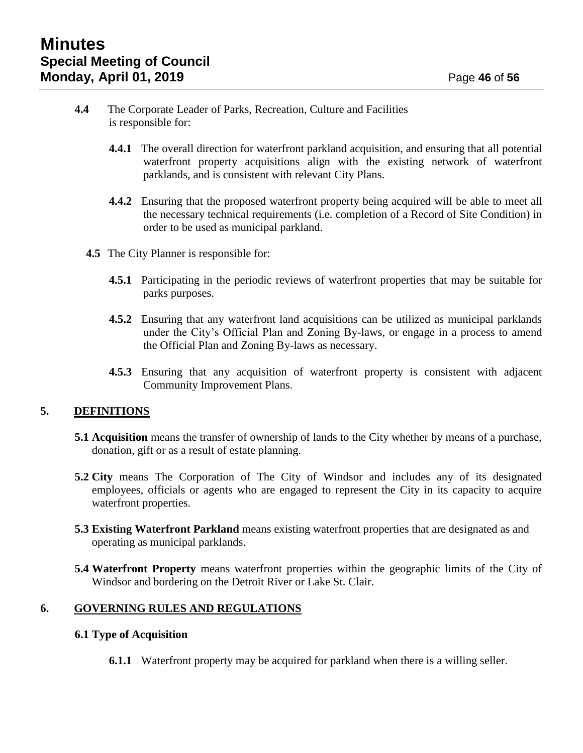**4.4** The Corporate Leader of Parks, Recreation, Culture and Facilities is responsible for:

**4.4.1** The overall direction for waterfront parkland acquisition, and ensuring that all potential waterfront property acquisitions align with the existing network of waterfront parklands, and is consistent with relevant City Plans.

**4.4.2** Ensuring that the proposed waterfront property being acquired will be able to meet all the necessary technical requirements (i.e. completion of a Record of Site Condition) in order to be used as municipal parkland.

**4.5** The City Planner is responsible for:

**4.5.1** Participating in the periodic reviews of waterfront properties that may be suitable for parks purposes.

**4.5.2** Ensuring that any waterfront land acquisitions can be utilized as municipal parklands under the City's Official Plan and Zoning By-laws, or engage in a process to amend the Official Plan and Zoning By-laws as necessary.

**4.5.3** Ensuring that any acquisition of waterfront property is consistent with adjacent Community Improvement Plans.

## 5. DEFINITIONS

**5.1 Acquisition** means the transfer of ownership of lands to the City whether by means of a purchase, donation, gift or as a result of estate planning.

**5.2 City** means The Corporation of The City of Windsor and includes any of its designated employees, officials or agents who are engaged to represent the City in its capacity to acquire waterfront properties.

**5.3 Existing Waterfront Parkland** means existing waterfront properties that are designated as and operating as municipal parklands.

**5.4 Waterfront Property** means waterfront properties within the geographic limits of the City of Windsor and bordering on the Detroit River or Lake St. Clair.

## 6. GOVERNING RULES AND REGULATIONS

### 6.1 Type of Acquisition

**6.1.1** Waterfront property may be acquired for parkland when there is a willing seller.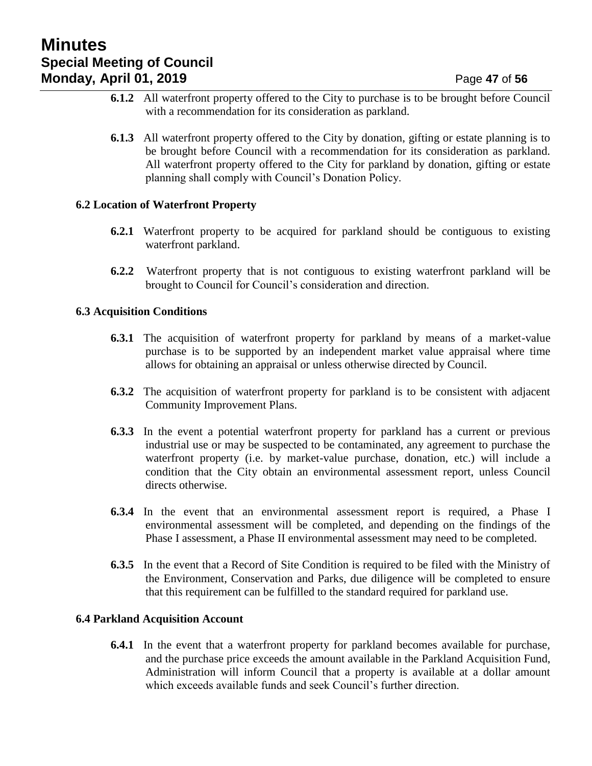**6.1.2** All waterfront property offered to the City to purchase is to be brought before Council with a recommendation for its consideration as parkland.

**6.1.3** All waterfront property offered to the City by donation, gifting or estate planning is to be brought before Council with a recommendation for its consideration as parkland. All waterfront property offered to the City for parkland by donation, gifting or estate planning shall comply with Council's Donation Policy.

**6.2 Location of Waterfront Property**

**6.2.1** Waterfront property to be acquired for parkland should be contiguous to existing waterfront parkland.

**6.2.2** Waterfront property that is not contiguous to existing waterfront parkland will be brought to Council for Council's consideration and direction.

**6.3 Acquisition Conditions**

**6.3.1** The acquisition of waterfront property for parkland by means of a market-value purchase is to be supported by an independent market value appraisal where time allows for obtaining an appraisal or unless otherwise directed by Council.

**6.3.2** The acquisition of waterfront property for parkland is to be consistent with adjacent Community Improvement Plans.

**6.3.3** In the event a potential waterfront property for parkland has a current or previous industrial use or may be suspected to be contaminated, any agreement to purchase the waterfront property (i.e. by market-value purchase, donation, etc.) will include a condition that the City obtain an environmental assessment report, unless Council directs otherwise.

**6.3.4** In the event that an environmental assessment report is required, a Phase I environmental assessment will be completed, and depending on the findings of the Phase I assessment, a Phase II environmental assessment may need to be completed.

**6.3.5** In the event that a Record of Site Condition is required to be filed with the Ministry of the Environment, Conservation and Parks, due diligence will be completed to ensure that this requirement can be fulfilled to the standard required for parkland use.

**6.4 Parkland Acquisition Account**

**6.4.1** In the event that a waterfront property for parkland becomes available for purchase, and the purchase price exceeds the amount available in the Parkland Acquisition Fund, Administration will inform Council that a property is available at a dollar amount which exceeds available funds and seek Council's further direction.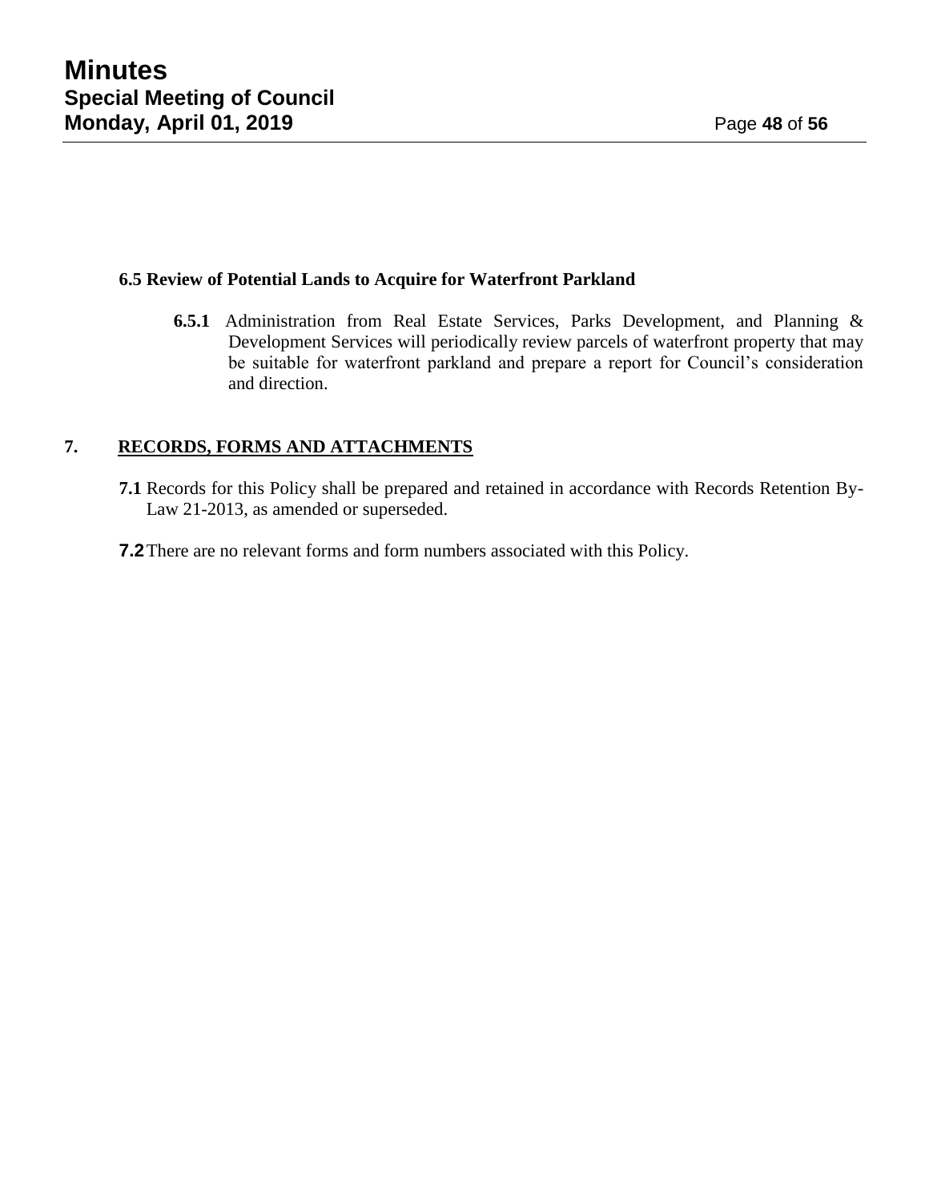**6.5 Review of Potential Lands to Acquire for Waterfront Parkland**

**6.5.1** Administration from Real Estate Services, Parks Development, and Planning & Development Services will periodically review parcels of waterfront property that may be suitable for waterfront parkland and prepare a report for Council's consideration and direction.

## 7. RECORDS, FORMS AND ATTACHMENTS

**7.1** Records for this Policy shall be prepared and retained in accordance with Records Retention By-Law 21-2013, as amended or superseded.

**7.2** There are no relevant forms and form numbers associated with this Policy.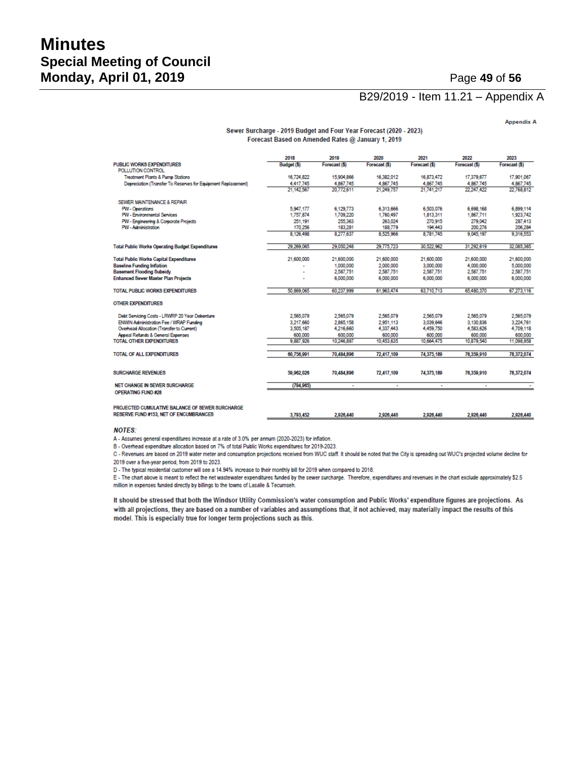B29/2019 - Item 11.21 – Appendix A

Appendix A

**Sewer Surcharge - 2019 Budget and Four Year Forecast (2020 - 2023)**
**Forecast Based on Amended Rates @ January 1, 2019**

| | 2018 Budget ($) | 2019 Forecast ($) | 2020 Forecast ($) | 2021 Forecast ($) | 2022 Forecast ($) | 2023 Forecast ($) |
|---|---|---|---|---|---|---|
| **PUBLIC WORKS EXPENDITURES** | | | | | | |
| POLLUTION CONTROL | | | | | | |
| Treatment Plants & Pump Stations | 16,724,822 | 15,904,866 | 16,382,012 | 16,873,472 | 17,379,677 | 17,901,067 |
| Depreciation (Transfer To Reserves for Equipment Replacement) | 4,417,745 | 4,867,745 | 4,867,745 | 4,867,745 | 4,867,745 | 4,867,745 |
| | 21,142,567 | 20,772,611 | 21,249,757 | 21,741,217 | 22,247,422 | 22,768,812 |
| SEWER MAINTENANCE & REPAIR | | | | | | |
| PW - Operations | 5,947,177 | 6,129,773 | 6,313,666 | 6,503,076 | 6,698,168 | 6,899,114 |
| PW - Environmental Services | 1,757,874 | 1,709,220 | 1,760,497 | 1,813,311 | 1,867,711 | 1,923,742 |
| PW - Engineering & Corporate Projects | 251,191 | 255,363 | 263,024 | 270,915 | 279,042 | 287,413 |
| PW - Administration | 170,256 | 183,281 | 188,779 | 194,443 | 200,276 | 206,284 |
| | 8,126,498 | 8,277,637 | 8,525,966 | 8,781,745 | 9,045,197 | 9,316,553 |
| **Total Public Works Operating Budget Expenditures** | 29,269,065 | 29,050,248 | 29,775,723 | 30,522,962 | 31,292,619 | 32,085,365 |
| **Total Public Works Capital Expenditures** | 21,600,000 | 21,600,000 | 21,600,000 | 21,600,000 | 21,600,000 | 21,600,000 |
| **Baseline Funding Inflation** | - | 1,000,000 | 2,000,000 | 3,000,000 | 4,000,000 | 5,000,000 |
| **Basement Flooding Subsidy** | - | 2,587,751 | 2,587,751 | 2,587,751 | 2,587,751 | 2,587,751 |
| **Enhanced Sewer Master Plan Projects** | - | 6,000,000 | 6,000,000 | 6,000,000 | 6,000,000 | 6,000,000 |
| **TOTAL PUBLIC WORKS EXPENDITURES** | 50,869,065 | 60,237,999 | 61,963,474 | 63,710,713 | 65,480,370 | 67,273,116 |
| **OTHER EXPENDITURES** | | | | | | |
| Debt Servicing Costs - LRWRP 20 Year Debenture | 2,565,079 | 2,565,079 | 2,565,079 | 2,565,079 | 2,565,079 | 2,565,079 |
| ENWIN Administration Fee / WRAP Funding | 3,217,660 | 2,865,158 | 2,951,113 | 3,039,646 | 3,130,836 | 3,224,761 |
| Overhead Allocation (Transfer to Current) | 3,505,187 | 4,216,660 | 4,337,443 | 4,459,750 | 4,583,626 | 4,709,118 |
| Appeal Refunds & General Expenses | 600,000 | 600,000 | 600,000 | 600,000 | 600,000 | 600,000 |
| **TOTAL OTHER EXPENDITURES** | 9,887,926 | 10,246,897 | 10,453,635 | 10,664,475 | 10,879,540 | 11,098,958 |
| **TOTAL OF ALL EXPENDITURES** | 60,756,991 | 70,484,896 | 72,417,109 | 74,375,189 | 76,359,910 | 78,372,074 |
| **SURCHARGE REVENUES** | 59,962,026 | 70,484,896 | 72,417,109 | 74,375,189 | 76,359,910 | 78,372,074 |
| **NET CHANGE IN SEWER SURCHARGE OPERATING FUND #28** | (794,965) | - | - | - | - | - |
| **PROJECTED CUMULATIVE BALANCE OF SEWER SURCHARGE RESERVE FUND #153, NET OF ENCUMBRANCES** | 3,793,452 | 2,926,440 | 2,926,440 | 2,926,440 | 2,926,440 | 2,926,440 |

***NOTES:***

A - Assumes general expenditures increase at a rate of 3.0% per annum (2020-2023) for inflation.

B - Overhead expenditure allocation based on 7% of total Public Works expenditures for 2019-2023.

C - Revenues are based on 2019 water meter and consumption projections received from WUC staff. It should be noted that the City is spreading out WUC's projected volume decline for 2019 over a five-year period, from 2019 to 2023.

D - The typical residential customer will see a 14.94% increase to their monthly bill for 2019 when compared to 2018.

E - The chart above is meant to reflect the net wastewater expenditures funded by the sewer surcharge. Therefore, expenditures and revenues in the chart exclude approximately $2.5 million in expenses funded directly by billings to the towns of Lasalle & Tecumseh.

It should be stressed that both the Windsor Utility Commission's water consumption and Public Works' expenditure figures are projections. As with all projections, they are based on a number of variables and assumptions that, if not achieved, may materially impact the results of this model. This is especially true for longer term projections such as this.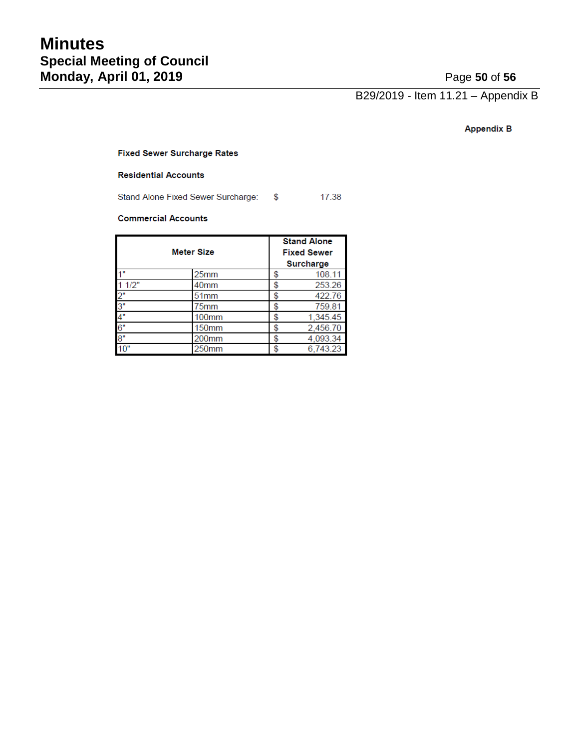B29/2019 - Item 11.21 – Appendix B

**Appendix B**

**Fixed Sewer Surcharge Rates**

**Residential Accounts**

Stand Alone Fixed Sewer Surcharge: $ 17.38

**Commercial Accounts**

| Meter Size | | Stand Alone Fixed Sewer Surcharge |
|---|---|---|
| 1" | 25mm | $ 108.11 |
| 1 1/2" | 40mm | $ 253.26 |
| 2" | 51mm | $ 422.76 |
| 3" | 75mm | $ 759.81 |
| 4" | 100mm | $ 1,345.45 |
| 6" | 150mm | $ 2,456.70 |
| 8" | 200mm | $ 4,093.34 |
| 10" | 250mm | $ 6,743.23 |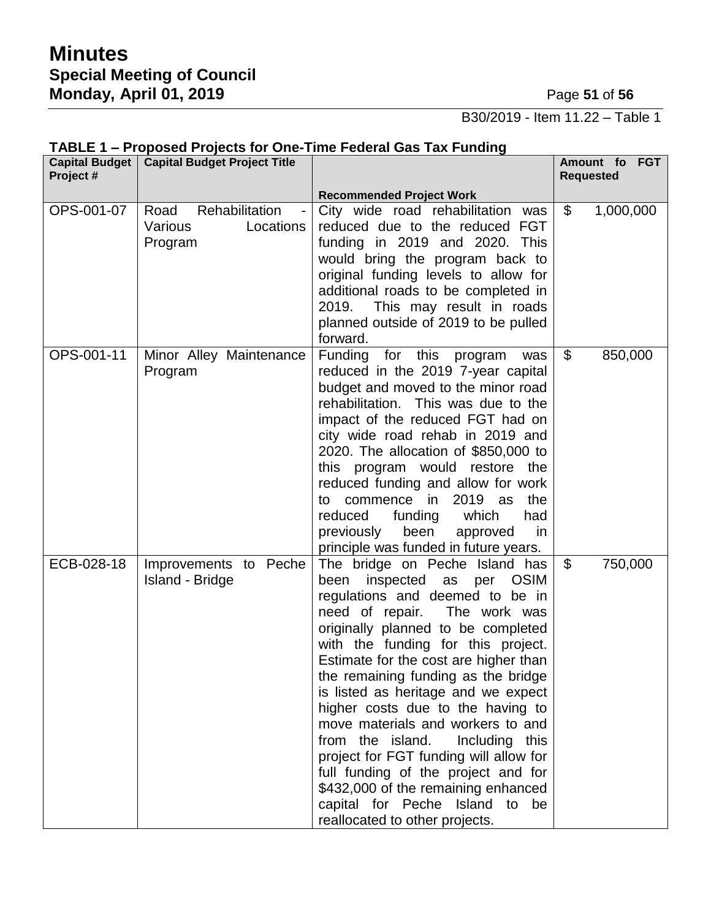B30/2019 - Item 11.22 – Table 1

**TABLE 1 – Proposed Projects for One-Time Federal Gas Tax Funding**

| Capital Budget Project # | Capital Budget Project Title | Recommended Project Work | Amount fo FGT Requested |
|---|---|---|---|
| OPS-001-07 | Road Rehabilitation - Various Locations Program | City wide road rehabilitation was reduced due to the reduced FGT funding in 2019 and 2020. This would bring the program back to original funding levels to allow for additional roads to be completed in 2019. This may result in roads planned outside of 2019 to be pulled forward. | $ 1,000,000 |
| OPS-001-11 | Minor Alley Maintenance Program | Funding for this program was reduced in the 2019 7-year capital budget and moved to the minor road rehabilitation. This was due to the impact of the reduced FGT had on city wide road rehab in 2019 and 2020. The allocation of $850,000 to this program would restore the reduced funding and allow for work to commence in 2019 as the reduced funding which had previously been approved in principle was funded in future years. | $ 850,000 |
| ECB-028-18 | Improvements to Peche Island - Bridge | The bridge on Peche Island has been inspected as per OSIM regulations and deemed to be in need of repair. The work was originally planned to be completed with the funding for this project. Estimate for the cost are higher than the remaining funding as the bridge is listed as heritage and we expect higher costs due to the having to move materials and workers to and from the island. Including this project for FGT funding will allow for full funding of the project and for $432,000 of the remaining enhanced capital for Peche Island to be reallocated to other projects. | $ 750,000 |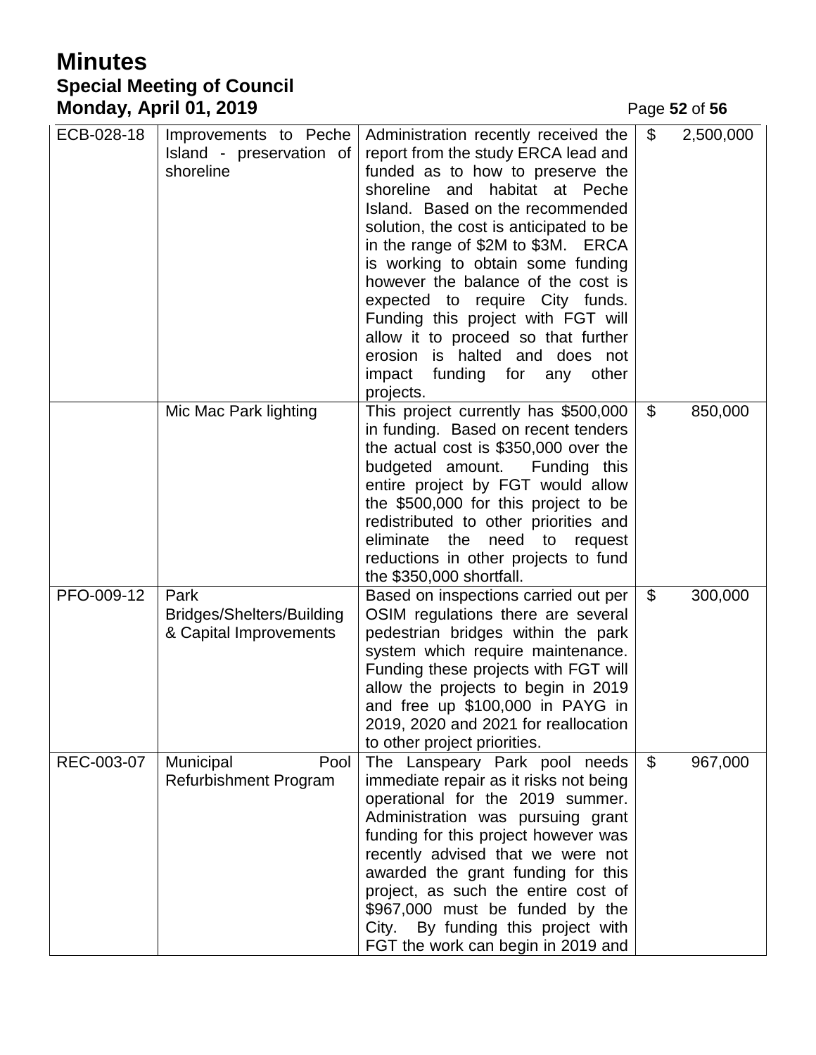| ECB-028-18 | Improvements to Peche Island - preservation of shoreline | Administration recently received the report from the study ERCA lead and funded as to how to preserve the shoreline and habitat at Peche Island. Based on the recommended solution, the cost is anticipated to be in the range of $2M to $3M. ERCA is working to obtain some funding however the balance of the cost is expected to require City funds. Funding this project with FGT will allow it to proceed so that further erosion is halted and does not impact funding for any other projects. | $ 2,500,000 |
|---|---|---|---|
| | Mic Mac Park lighting | This project currently has $500,000 in funding. Based on recent tenders the actual cost is $350,000 over the budgeted amount. Funding this entire project by FGT would allow the $500,000 for this project to be redistributed to other priorities and eliminate the need to request reductions in other projects to fund the $350,000 shortfall. | $ 850,000 |
| PFO-009-12 | Park Bridges/Shelters/Building & Capital Improvements | Based on inspections carried out per OSIM regulations there are several pedestrian bridges within the park system which require maintenance. Funding these projects with FGT will allow the projects to begin in 2019 and free up $100,000 in PAYG in 2019, 2020 and 2021 for reallocation to other project priorities. | $ 300,000 |
| REC-003-07 | Municipal Pool Refurbishment Program | The Lanspeary Park pool needs immediate repair as it risks not being operational for the 2019 summer. Administration was pursuing grant funding for this project however was recently advised that we were not awarded the grant funding for this project, as such the entire cost of $967,000 must be funded by the City. By funding this project with FGT the work can begin in 2019 and | $ 967,000 |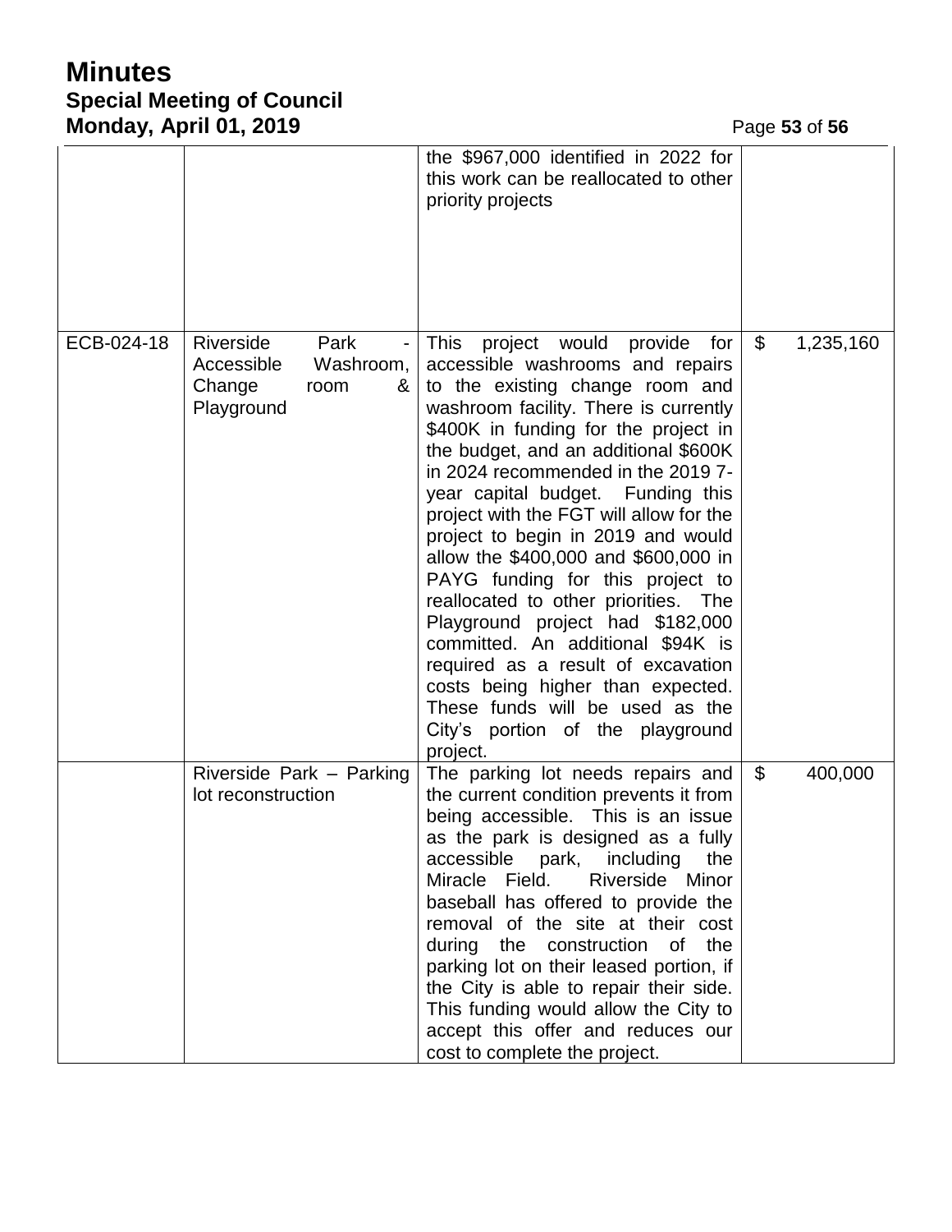| | | | |
|---|---|---|---|
| | | the $967,000 identified in 2022 for this work can be reallocated to other priority projects | |
| ECB-024-18 | Riverside Park - Accessible Washroom, Change room & Playground | This project would provide for accessible washrooms and repairs to the existing change room and washroom facility. There is currently $400K in funding for the project in the budget, and an additional $600K in 2024 recommended in the 2019 7-year capital budget. Funding this project with the FGT will allow for the project to begin in 2019 and would allow the $400,000 and $600,000 in PAYG funding for this project to reallocated to other priorities. The Playground project had $182,000 committed. An additional $94K is required as a result of excavation costs being higher than expected. These funds will be used as the City's portion of the playground project. | $ 1,235,160 |
| | Riverside Park – Parking lot reconstruction | The parking lot needs repairs and the current condition prevents it from being accessible. This is an issue as the park is designed as a fully accessible park, including the Miracle Field. Riverside Minor baseball has offered to provide the removal of the site at their cost during the construction of the parking lot on their leased portion, if the City is able to repair their side. This funding would allow the City to accept this offer and reduces our cost to complete the project. | $ 400,000 |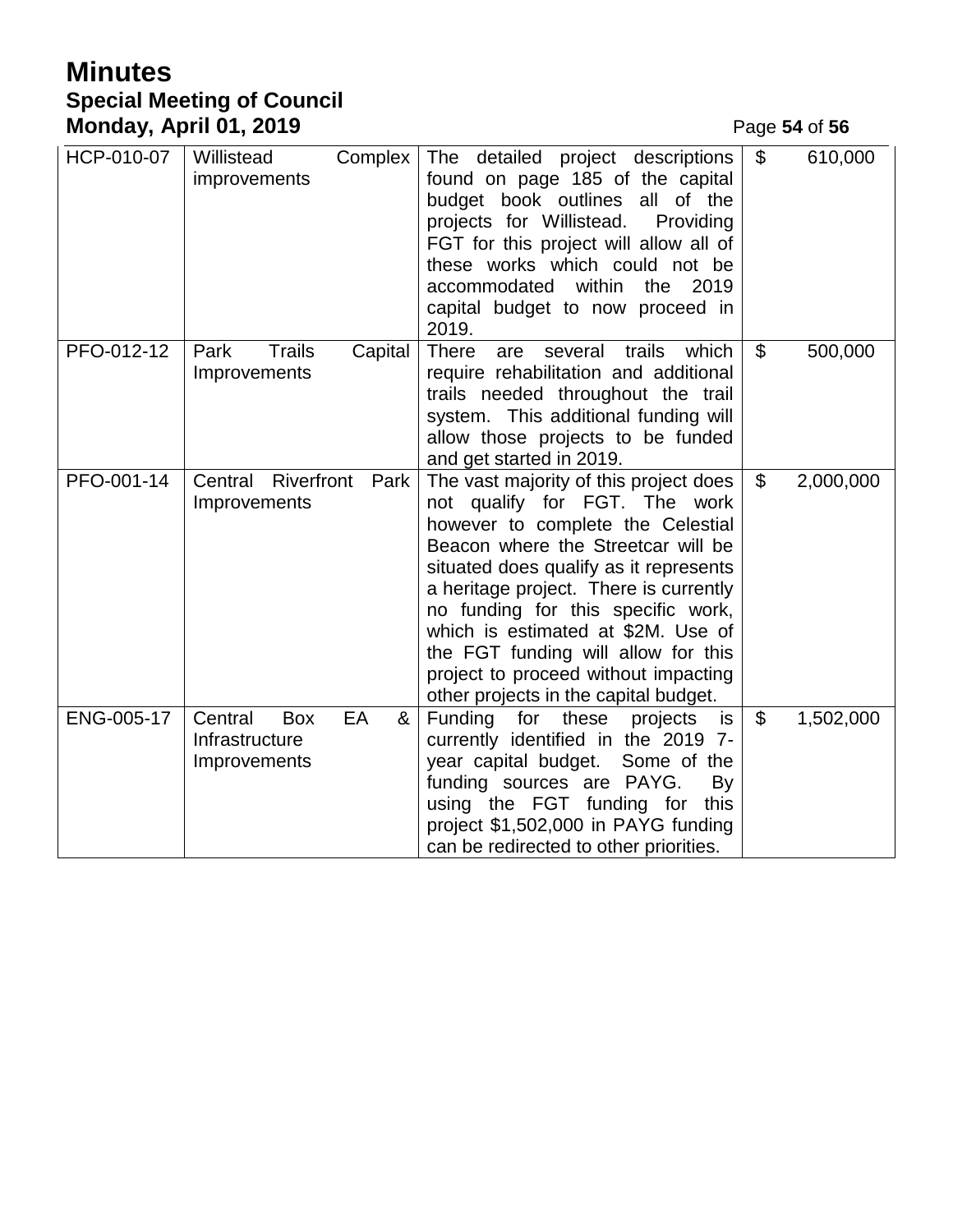| | | | |
|---|---|---|---|
| HCP-010-07 | Willistead Complex improvements | The detailed project descriptions found on page 185 of the capital budget book outlines all of the projects for Willistead. Providing FGT for this project will allow all of these works which could not be accommodated within the 2019 capital budget to now proceed in 2019. | $ 610,000 |
| PFO-012-12 | Park Trails Capital Improvements | There are several trails which require rehabilitation and additional trails needed throughout the trail system. This additional funding will allow those projects to be funded and get started in 2019. | $ 500,000 |
| PFO-001-14 | Central Riverfront Park Improvements | The vast majority of this project does not qualify for FGT. The work however to complete the Celestial Beacon where the Streetcar will be situated does qualify as it represents a heritage project. There is currently no funding for this specific work, which is estimated at $2M. Use of the FGT funding will allow for this project to proceed without impacting other projects in the capital budget. | $ 2,000,000 |
| ENG-005-17 | Central Box EA & Infrastructure Improvements | Funding for these projects is currently identified in the 2019 7-year capital budget. Some of the funding sources are PAYG. By using the FGT funding for this project $1,502,000 in PAYG funding can be redirected to other priorities. | $ 1,502,000 |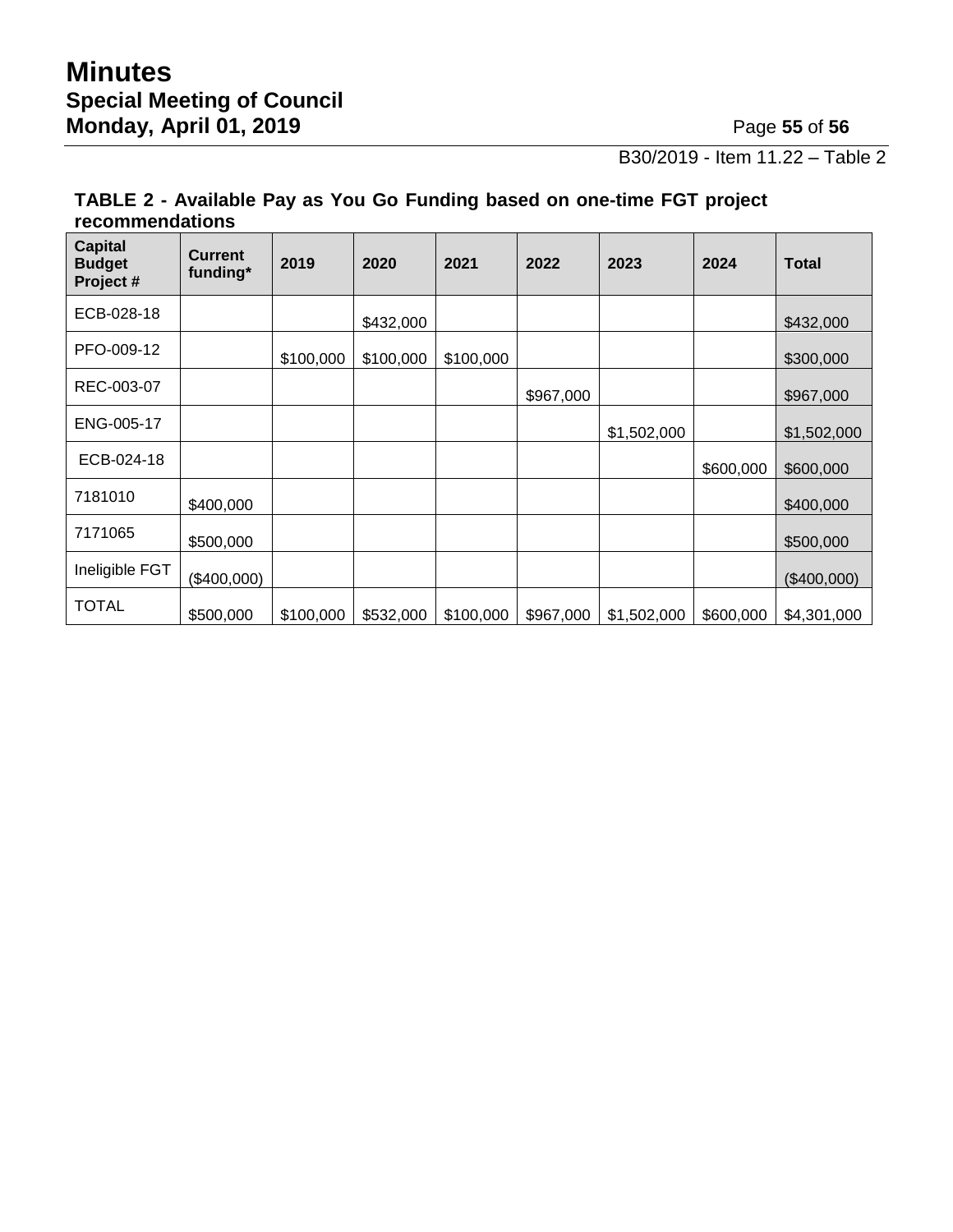B30/2019 - Item 11.22 – Table 2

**TABLE 2 - Available Pay as You Go Funding based on one-time FGT project recommendations**

| Capital Budget Project # | Current funding* | 2019 | 2020 | 2021 | 2022 | 2023 | 2024 | Total |
|---|---|---|---|---|---|---|---|---|
| ECB-028-18 | | | $432,000 | | | | | $432,000 |
| PFO-009-12 | | $100,000 | $100,000 | $100,000 | | | | $300,000 |
| REC-003-07 | | | | | $967,000 | | | $967,000 |
| ENG-005-17 | | | | | | $1,502,000 | | $1,502,000 |
| ECB-024-18 | | | | | | | $600,000 | $600,000 |
| 7181010 | $400,000 | | | | | | | $400,000 |
| 7171065 | $500,000 | | | | | | | $500,000 |
| Ineligible FGT | ($400,000) | | | | | | | ($400,000) |
| TOTAL | $500,000 | $100,000 | $532,000 | $100,000 | $967,000 | $1,502,000 | $600,000 | $4,301,000 |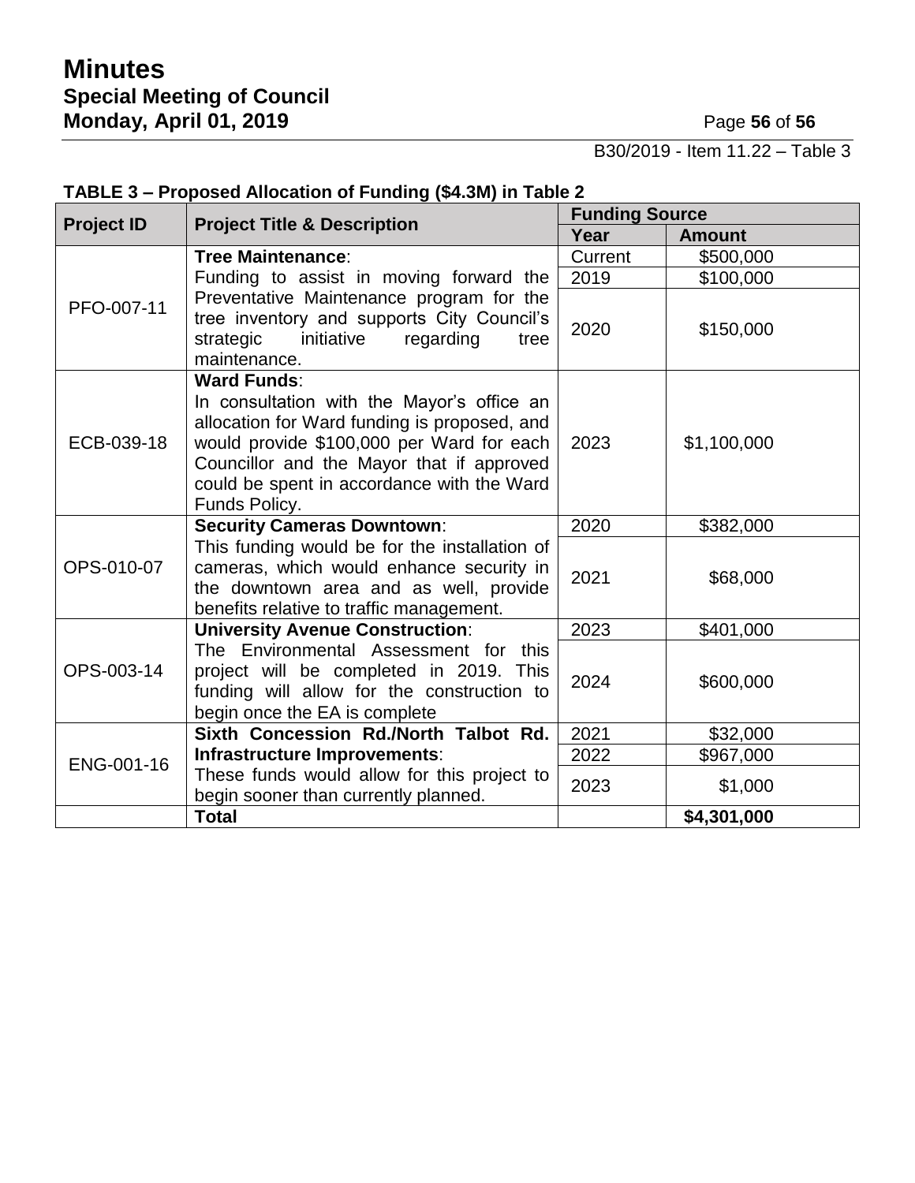B30/2019 - Item 11.22 – Table 3

**TABLE 3 – Proposed Allocation of Funding ($4.3M) in Table 2**

| Project ID | Project Title & Description | Funding Source | |
|---|---|---|---|
| | | Year | Amount |
| PFO-007-11 | **Tree Maintenance**: Funding to assist in moving forward the Preventative Maintenance program for the tree inventory and supports City Council's strategic initiative regarding tree maintenance. | Current | $500,000 |
| | | 2019 | $100,000 |
| | | 2020 | $150,000 |
| ECB-039-18 | **Ward Funds**: In consultation with the Mayor's office an allocation for Ward funding is proposed, and would provide $100,000 per Ward for each Councillor and the Mayor that if approved could be spent in accordance with the Ward Funds Policy. | 2023 | $1,100,000 |
| OPS-010-07 | **Security Cameras Downtown**: This funding would be for the installation of cameras, which would enhance security in the downtown area and as well, provide benefits relative to traffic management. | 2020 | $382,000 |
| | | 2021 | $68,000 |
| OPS-003-14 | **University Avenue Construction**: The Environmental Assessment for this project will be completed in 2019. This funding will allow for the construction to begin once the EA is complete | 2023 | $401,000 |
| | | 2024 | $600,000 |
| ENG-001-16 | **Sixth Concession Rd./North Talbot Rd. Infrastructure Improvements**: These funds would allow for this project to begin sooner than currently planned. | 2021 | $32,000 |
| | | 2022 | $967,000 |
| | | 2023 | $1,000 |
| | **Total** | | **$4,301,000** |